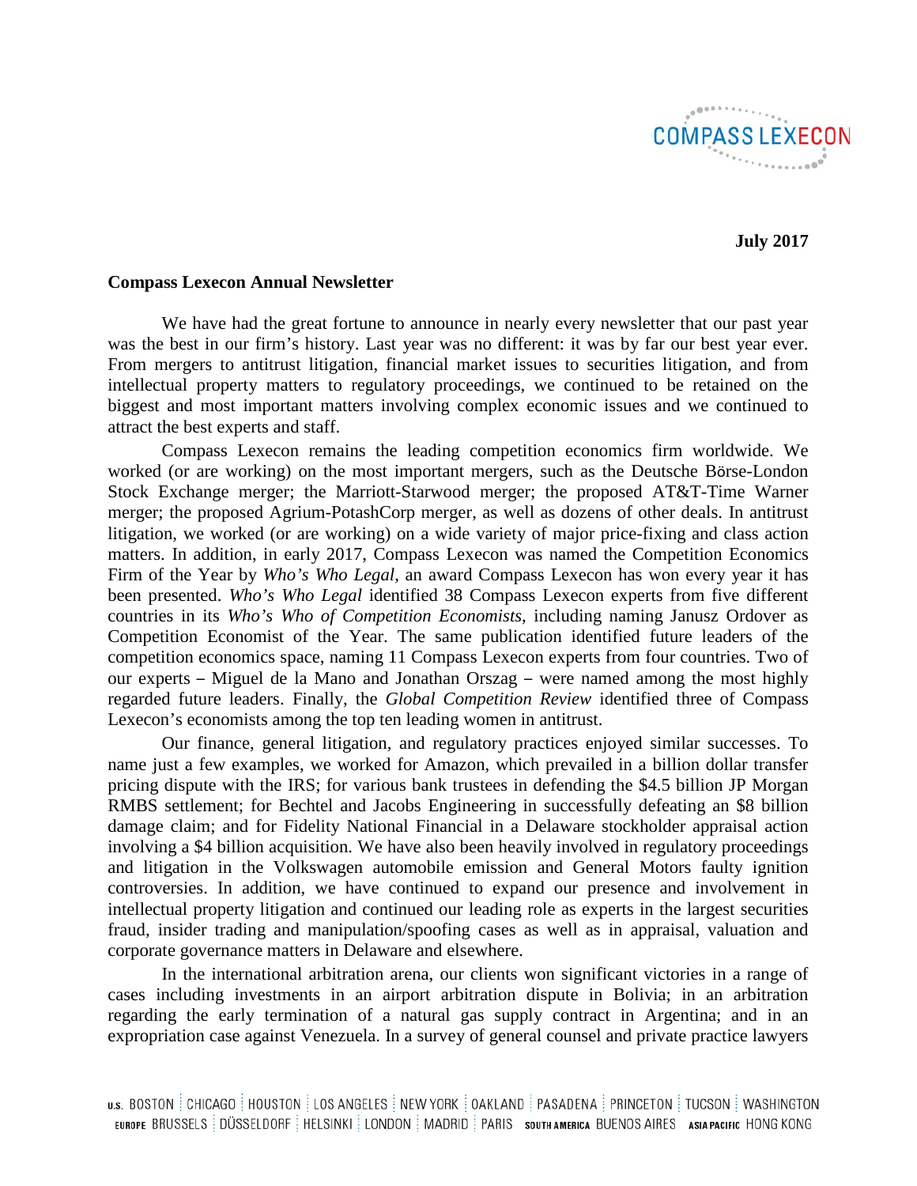**July 2017**

**Compass Lexecon Annual Newsletter**

We have had the great fortune to announce in nearly every newsletter that our past year was the best in our firm's history. Last year was no different: it was by far our best year ever. From mergers to antitrust litigation, financial market issues to securities litigation, and from intellectual property matters to regulatory proceedings, we continued to be retained on the biggest and most important matters involving complex economic issues and we continued to attract the best experts and staff.

Compass Lexecon remains the leading competition economics firm worldwide. We worked (or are working) on the most important mergers, such as the Deutsche Börse-London Stock Exchange merger; the Marriott-Starwood merger; the proposed AT&T-Time Warner merger; the proposed Agrium-PotashCorp merger, as well as dozens of other deals. In antitrust litigation, we worked (or are working) on a wide variety of major price-fixing and class action matters. In addition, in early 2017, Compass Lexecon was named the Competition Economics Firm of the Year by *Who's Who Legal*, an award Compass Lexecon has won every year it has been presented. *Who's Who Legal* identified 38 Compass Lexecon experts from five different countries in its *Who's Who of Competition Economists*, including naming Janusz Ordover as Competition Economist of the Year. The same publication identified future leaders of the competition economics space, naming 11 Compass Lexecon experts from four countries. Two of our experts – Miguel de la Mano and Jonathan Orszag – were named among the most highly regarded future leaders. Finally, the *Global Competition Review* identified three of Compass Lexecon's economists among the top ten leading women in antitrust.

Our finance, general litigation, and regulatory practices enjoyed similar successes. To name just a few examples, we worked for Amazon, which prevailed in a billion dollar transfer pricing dispute with the IRS; for various bank trustees in defending the $4.5 billion JP Morgan RMBS settlement; for Bechtel and Jacobs Engineering in successfully defeating an $8 billion damage claim; and for Fidelity National Financial in a Delaware stockholder appraisal action involving a $4 billion acquisition. We have also been heavily involved in regulatory proceedings and litigation in the Volkswagen automobile emission and General Motors faulty ignition controversies. In addition, we have continued to expand our presence and involvement in intellectual property litigation and continued our leading role as experts in the largest securities fraud, insider trading and manipulation/spoofing cases as well as in appraisal, valuation and corporate governance matters in Delaware and elsewhere.

In the international arbitration arena, our clients won significant victories in a range of cases including investments in an airport arbitration dispute in Bolivia; in an arbitration regarding the early termination of a natural gas supply contract in Argentina; and in an expropriation case against Venezuela. In a survey of general counsel and private practice lawyers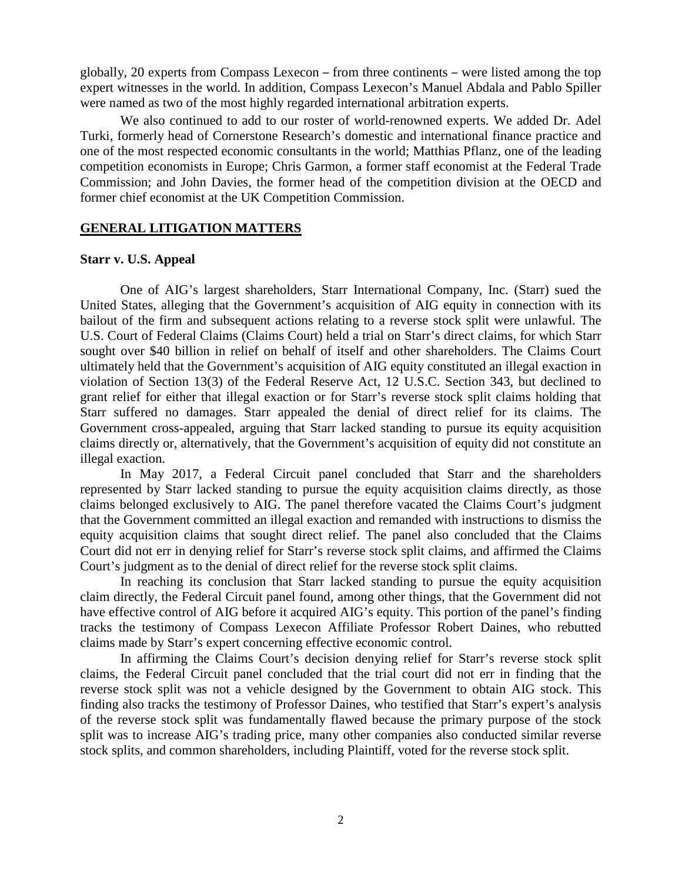globally, 20 experts from Compass Lexecon – from three continents – were listed among the top expert witnesses in the world. In addition, Compass Lexecon's Manuel Abdala and Pablo Spiller were named as two of the most highly regarded international arbitration experts.

We also continued to add to our roster of world-renowned experts. We added Dr. Adel Turki, formerly head of Cornerstone Research's domestic and international finance practice and one of the most respected economic consultants in the world; Matthias Pflanz, one of the leading competition economists in Europe; Chris Garmon, a former staff economist at the Federal Trade Commission; and John Davies, the former head of the competition division at the OECD and former chief economist at the UK Competition Commission.

## GENERAL LITIGATION MATTERS

### Starr v. U.S. Appeal

One of AIG's largest shareholders, Starr International Company, Inc. (Starr) sued the United States, alleging that the Government's acquisition of AIG equity in connection with its bailout of the firm and subsequent actions relating to a reverse stock split were unlawful. The U.S. Court of Federal Claims (Claims Court) held a trial on Starr's direct claims, for which Starr sought over $40 billion in relief on behalf of itself and other shareholders. The Claims Court ultimately held that the Government's acquisition of AIG equity constituted an illegal exaction in violation of Section 13(3) of the Federal Reserve Act, 12 U.S.C. Section 343, but declined to grant relief for either that illegal exaction or for Starr's reverse stock split claims holding that Starr suffered no damages. Starr appealed the denial of direct relief for its claims. The Government cross-appealed, arguing that Starr lacked standing to pursue its equity acquisition claims directly or, alternatively, that the Government's acquisition of equity did not constitute an illegal exaction.

In May 2017, a Federal Circuit panel concluded that Starr and the shareholders represented by Starr lacked standing to pursue the equity acquisition claims directly, as those claims belonged exclusively to AIG. The panel therefore vacated the Claims Court's judgment that the Government committed an illegal exaction and remanded with instructions to dismiss the equity acquisition claims that sought direct relief. The panel also concluded that the Claims Court did not err in denying relief for Starr's reverse stock split claims, and affirmed the Claims Court's judgment as to the denial of direct relief for the reverse stock split claims.

In reaching its conclusion that Starr lacked standing to pursue the equity acquisition claim directly, the Federal Circuit panel found, among other things, that the Government did not have effective control of AIG before it acquired AIG's equity. This portion of the panel's finding tracks the testimony of Compass Lexecon Affiliate Professor Robert Daines, who rebutted claims made by Starr's expert concerning effective economic control.

In affirming the Claims Court's decision denying relief for Starr's reverse stock split claims, the Federal Circuit panel concluded that the trial court did not err in finding that the reverse stock split was not a vehicle designed by the Government to obtain AIG stock. This finding also tracks the testimony of Professor Daines, who testified that Starr's expert's analysis of the reverse stock split was fundamentally flawed because the primary purpose of the stock split was to increase AIG's trading price, many other companies also conducted similar reverse stock splits, and common shareholders, including Plaintiff, voted for the reverse stock split.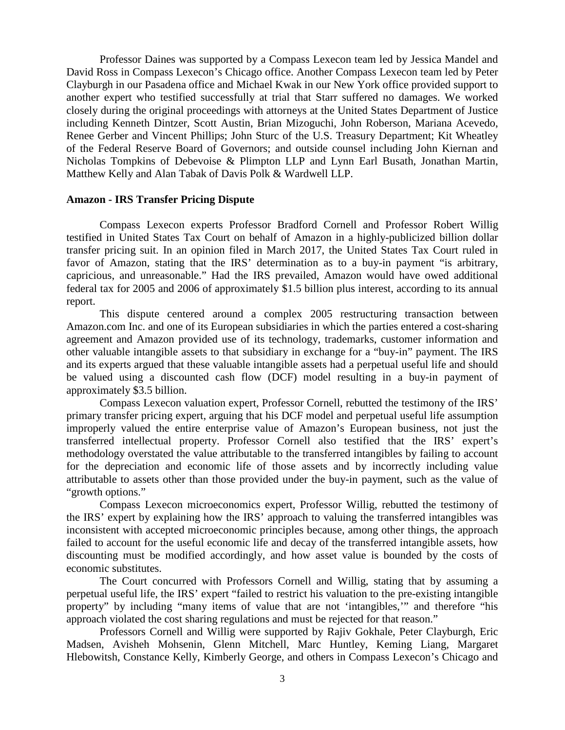Professor Daines was supported by a Compass Lexecon team led by Jessica Mandel and David Ross in Compass Lexecon's Chicago office. Another Compass Lexecon team led by Peter Clayburgh in our Pasadena office and Michael Kwak in our New York office provided support to another expert who testified successfully at trial that Starr suffered no damages. We worked closely during the original proceedings with attorneys at the United States Department of Justice including Kenneth Dintzer, Scott Austin, Brian Mizoguchi, John Roberson, Mariana Acevedo, Renee Gerber and Vincent Phillips; John Sturc of the U.S. Treasury Department; Kit Wheatley of the Federal Reserve Board of Governors; and outside counsel including John Kiernan and Nicholas Tompkins of Debevoise & Plimpton LLP and Lynn Earl Busath, Jonathan Martin, Matthew Kelly and Alan Tabak of Davis Polk & Wardwell LLP.

**Amazon - IRS Transfer Pricing Dispute**

Compass Lexecon experts Professor Bradford Cornell and Professor Robert Willig testified in United States Tax Court on behalf of Amazon in a highly-publicized billion dollar transfer pricing suit. In an opinion filed in March 2017, the United States Tax Court ruled in favor of Amazon, stating that the IRS' determination as to a buy-in payment "is arbitrary, capricious, and unreasonable." Had the IRS prevailed, Amazon would have owed additional federal tax for 2005 and 2006 of approximately $1.5 billion plus interest, according to its annual report.

This dispute centered around a complex 2005 restructuring transaction between Amazon.com Inc. and one of its European subsidiaries in which the parties entered a cost-sharing agreement and Amazon provided use of its technology, trademarks, customer information and other valuable intangible assets to that subsidiary in exchange for a "buy-in" payment. The IRS and its experts argued that these valuable intangible assets had a perpetual useful life and should be valued using a discounted cash flow (DCF) model resulting in a buy-in payment of approximately $3.5 billion.

Compass Lexecon valuation expert, Professor Cornell, rebutted the testimony of the IRS' primary transfer pricing expert, arguing that his DCF model and perpetual useful life assumption improperly valued the entire enterprise value of Amazon's European business, not just the transferred intellectual property. Professor Cornell also testified that the IRS' expert's methodology overstated the value attributable to the transferred intangibles by failing to account for the depreciation and economic life of those assets and by incorrectly including value attributable to assets other than those provided under the buy-in payment, such as the value of "growth options."

Compass Lexecon microeconomics expert, Professor Willig, rebutted the testimony of the IRS' expert by explaining how the IRS' approach to valuing the transferred intangibles was inconsistent with accepted microeconomic principles because, among other things, the approach failed to account for the useful economic life and decay of the transferred intangible assets, how discounting must be modified accordingly, and how asset value is bounded by the costs of economic substitutes.

The Court concurred with Professors Cornell and Willig, stating that by assuming a perpetual useful life, the IRS' expert "failed to restrict his valuation to the pre-existing intangible property" by including "many items of value that are not 'intangibles,'" and therefore "his approach violated the cost sharing regulations and must be rejected for that reason."

Professors Cornell and Willig were supported by Rajiv Gokhale, Peter Clayburgh, Eric Madsen, Avisheh Mohsenin, Glenn Mitchell, Marc Huntley, Keming Liang, Margaret Hlebowitsh, Constance Kelly, Kimberly George, and others in Compass Lexecon's Chicago and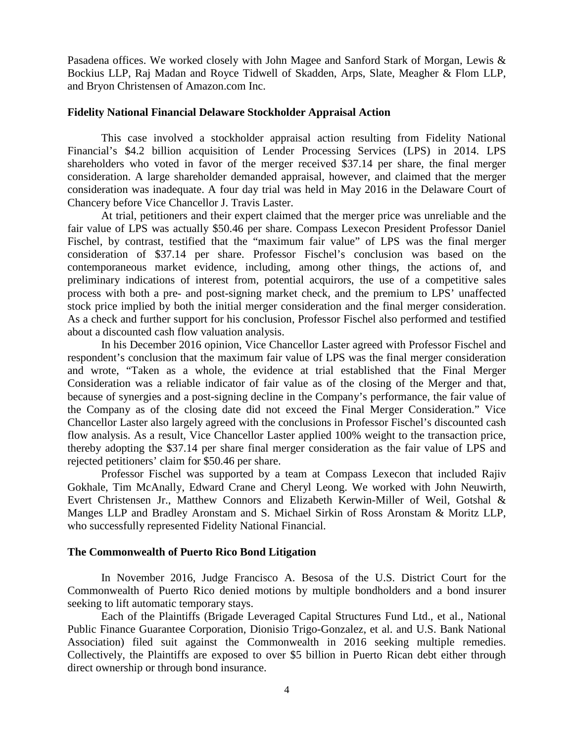Pasadena offices. We worked closely with John Magee and Sanford Stark of Morgan, Lewis & Bockius LLP, Raj Madan and Royce Tidwell of Skadden, Arps, Slate, Meagher & Flom LLP, and Bryon Christensen of Amazon.com Inc.

**Fidelity National Financial Delaware Stockholder Appraisal Action**

This case involved a stockholder appraisal action resulting from Fidelity National Financial's $4.2 billion acquisition of Lender Processing Services (LPS) in 2014. LPS shareholders who voted in favor of the merger received $37.14 per share, the final merger consideration. A large shareholder demanded appraisal, however, and claimed that the merger consideration was inadequate. A four day trial was held in May 2016 in the Delaware Court of Chancery before Vice Chancellor J. Travis Laster.

At trial, petitioners and their expert claimed that the merger price was unreliable and the fair value of LPS was actually $50.46 per share. Compass Lexecon President Professor Daniel Fischel, by contrast, testified that the "maximum fair value" of LPS was the final merger consideration of $37.14 per share. Professor Fischel's conclusion was based on the contemporaneous market evidence, including, among other things, the actions of, and preliminary indications of interest from, potential acquirors, the use of a competitive sales process with both a pre- and post-signing market check, and the premium to LPS' unaffected stock price implied by both the initial merger consideration and the final merger consideration. As a check and further support for his conclusion, Professor Fischel also performed and testified about a discounted cash flow valuation analysis.

In his December 2016 opinion, Vice Chancellor Laster agreed with Professor Fischel and respondent's conclusion that the maximum fair value of LPS was the final merger consideration and wrote, "Taken as a whole, the evidence at trial established that the Final Merger Consideration was a reliable indicator of fair value as of the closing of the Merger and that, because of synergies and a post-signing decline in the Company's performance, the fair value of the Company as of the closing date did not exceed the Final Merger Consideration." Vice Chancellor Laster also largely agreed with the conclusions in Professor Fischel's discounted cash flow analysis. As a result, Vice Chancellor Laster applied 100% weight to the transaction price, thereby adopting the $37.14 per share final merger consideration as the fair value of LPS and rejected petitioners' claim for $50.46 per share.

Professor Fischel was supported by a team at Compass Lexecon that included Rajiv Gokhale, Tim McAnally, Edward Crane and Cheryl Leong. We worked with John Neuwirth, Evert Christensen Jr., Matthew Connors and Elizabeth Kerwin-Miller of Weil, Gotshal & Manges LLP and Bradley Aronstam and S. Michael Sirkin of Ross Aronstam & Moritz LLP, who successfully represented Fidelity National Financial.

**The Commonwealth of Puerto Rico Bond Litigation**

In November 2016, Judge Francisco A. Besosa of the U.S. District Court for the Commonwealth of Puerto Rico denied motions by multiple bondholders and a bond insurer seeking to lift automatic temporary stays.

Each of the Plaintiffs (Brigade Leveraged Capital Structures Fund Ltd., et al., National Public Finance Guarantee Corporation, Dionisio Trigo-Gonzalez, et al. and U.S. Bank National Association) filed suit against the Commonwealth in 2016 seeking multiple remedies. Collectively, the Plaintiffs are exposed to over $5 billion in Puerto Rican debt either through direct ownership or through bond insurance.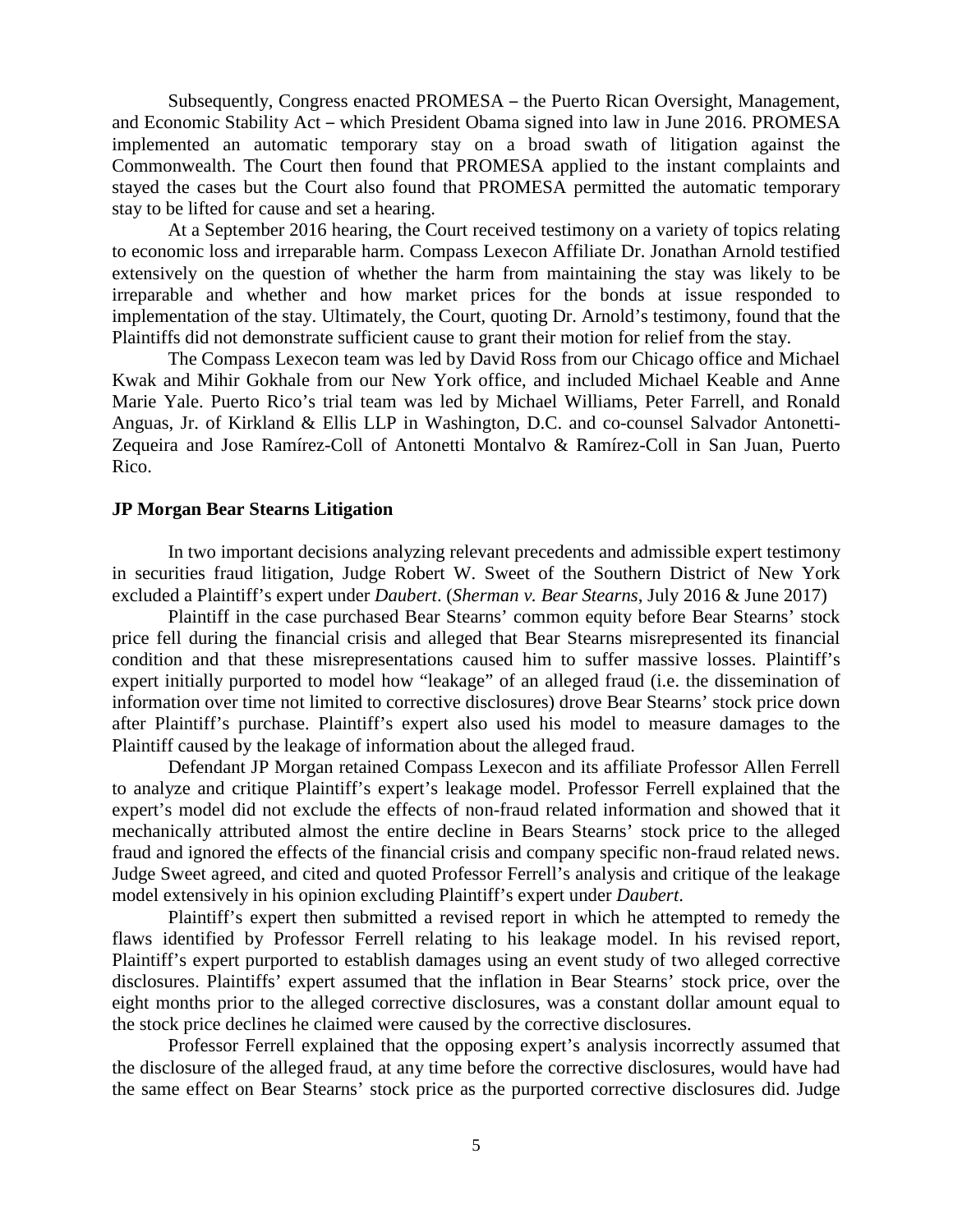Subsequently, Congress enacted PROMESA – the Puerto Rican Oversight, Management, and Economic Stability Act – which President Obama signed into law in June 2016. PROMESA implemented an automatic temporary stay on a broad swath of litigation against the Commonwealth. The Court then found that PROMESA applied to the instant complaints and stayed the cases but the Court also found that PROMESA permitted the automatic temporary stay to be lifted for cause and set a hearing.

At a September 2016 hearing, the Court received testimony on a variety of topics relating to economic loss and irreparable harm. Compass Lexecon Affiliate Dr. Jonathan Arnold testified extensively on the question of whether the harm from maintaining the stay was likely to be irreparable and whether and how market prices for the bonds at issue responded to implementation of the stay. Ultimately, the Court, quoting Dr. Arnold's testimony, found that the Plaintiffs did not demonstrate sufficient cause to grant their motion for relief from the stay.

The Compass Lexecon team was led by David Ross from our Chicago office and Michael Kwak and Mihir Gokhale from our New York office, and included Michael Keable and Anne Marie Yale. Puerto Rico's trial team was led by Michael Williams, Peter Farrell, and Ronald Anguas, Jr. of Kirkland & Ellis LLP in Washington, D.C. and co-counsel Salvador Antonetti-Zequeira and Jose Ramírez-Coll of Antonetti Montalvo & Ramírez-Coll in San Juan, Puerto Rico.

**JP Morgan Bear Stearns Litigation**

In two important decisions analyzing relevant precedents and admissible expert testimony in securities fraud litigation, Judge Robert W. Sweet of the Southern District of New York excluded a Plaintiff's expert under *Daubert*. (*Sherman v. Bear Stearns*, July 2016 & June 2017)

Plaintiff in the case purchased Bear Stearns' common equity before Bear Stearns' stock price fell during the financial crisis and alleged that Bear Stearns misrepresented its financial condition and that these misrepresentations caused him to suffer massive losses. Plaintiff's expert initially purported to model how "leakage" of an alleged fraud (i.e. the dissemination of information over time not limited to corrective disclosures) drove Bear Stearns' stock price down after Plaintiff's purchase. Plaintiff's expert also used his model to measure damages to the Plaintiff caused by the leakage of information about the alleged fraud.

Defendant JP Morgan retained Compass Lexecon and its affiliate Professor Allen Ferrell to analyze and critique Plaintiff's expert's leakage model. Professor Ferrell explained that the expert's model did not exclude the effects of non-fraud related information and showed that it mechanically attributed almost the entire decline in Bears Stearns' stock price to the alleged fraud and ignored the effects of the financial crisis and company specific non-fraud related news. Judge Sweet agreed, and cited and quoted Professor Ferrell's analysis and critique of the leakage model extensively in his opinion excluding Plaintiff's expert under *Daubert*.

Plaintiff's expert then submitted a revised report in which he attempted to remedy the flaws identified by Professor Ferrell relating to his leakage model. In his revised report, Plaintiff's expert purported to establish damages using an event study of two alleged corrective disclosures. Plaintiffs' expert assumed that the inflation in Bear Stearns' stock price, over the eight months prior to the alleged corrective disclosures, was a constant dollar amount equal to the stock price declines he claimed were caused by the corrective disclosures.

Professor Ferrell explained that the opposing expert's analysis incorrectly assumed that the disclosure of the alleged fraud, at any time before the corrective disclosures, would have had the same effect on Bear Stearns' stock price as the purported corrective disclosures did. Judge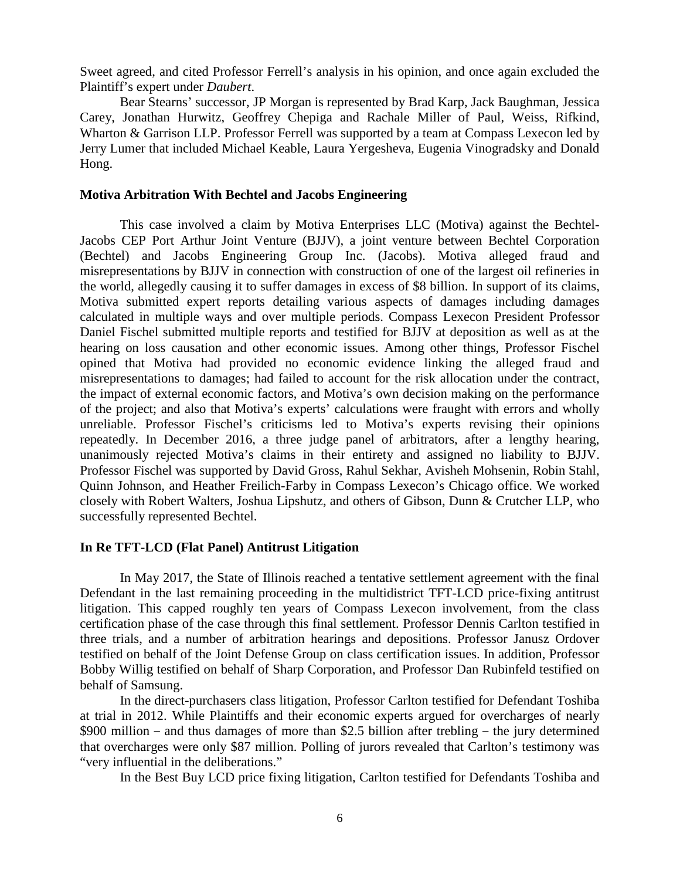Sweet agreed, and cited Professor Ferrell's analysis in his opinion, and once again excluded the Plaintiff's expert under *Daubert*.

Bear Stearns' successor, JP Morgan is represented by Brad Karp, Jack Baughman, Jessica Carey, Jonathan Hurwitz, Geoffrey Chepiga and Rachale Miller of Paul, Weiss, Rifkind, Wharton & Garrison LLP. Professor Ferrell was supported by a team at Compass Lexecon led by Jerry Lumer that included Michael Keable, Laura Yergesheva, Eugenia Vinogradsky and Donald Hong.

**Motiva Arbitration With Bechtel and Jacobs Engineering**

This case involved a claim by Motiva Enterprises LLC (Motiva) against the Bechtel-Jacobs CEP Port Arthur Joint Venture (BJJV), a joint venture between Bechtel Corporation (Bechtel) and Jacobs Engineering Group Inc. (Jacobs). Motiva alleged fraud and misrepresentations by BJJV in connection with construction of one of the largest oil refineries in the world, allegedly causing it to suffer damages in excess of $8 billion. In support of its claims, Motiva submitted expert reports detailing various aspects of damages including damages calculated in multiple ways and over multiple periods. Compass Lexecon President Professor Daniel Fischel submitted multiple reports and testified for BJJV at deposition as well as at the hearing on loss causation and other economic issues. Among other things, Professor Fischel opined that Motiva had provided no economic evidence linking the alleged fraud and misrepresentations to damages; had failed to account for the risk allocation under the contract, the impact of external economic factors, and Motiva's own decision making on the performance of the project; and also that Motiva's experts' calculations were fraught with errors and wholly unreliable. Professor Fischel's criticisms led to Motiva's experts revising their opinions repeatedly. In December 2016, a three judge panel of arbitrators, after a lengthy hearing, unanimously rejected Motiva's claims in their entirety and assigned no liability to BJJV. Professor Fischel was supported by David Gross, Rahul Sekhar, Avisheh Mohsenin, Robin Stahl, Quinn Johnson, and Heather Freilich-Farby in Compass Lexecon's Chicago office. We worked closely with Robert Walters, Joshua Lipshutz, and others of Gibson, Dunn & Crutcher LLP, who successfully represented Bechtel.

**In Re TFT-LCD (Flat Panel) Antitrust Litigation**

In May 2017, the State of Illinois reached a tentative settlement agreement with the final Defendant in the last remaining proceeding in the multidistrict TFT-LCD price-fixing antitrust litigation. This capped roughly ten years of Compass Lexecon involvement, from the class certification phase of the case through this final settlement. Professor Dennis Carlton testified in three trials, and a number of arbitration hearings and depositions. Professor Janusz Ordover testified on behalf of the Joint Defense Group on class certification issues. In addition, Professor Bobby Willig testified on behalf of Sharp Corporation, and Professor Dan Rubinfeld testified on behalf of Samsung.

In the direct-purchasers class litigation, Professor Carlton testified for Defendant Toshiba at trial in 2012. While Plaintiffs and their economic experts argued for overcharges of nearly $900 million – and thus damages of more than $2.5 billion after trebling – the jury determined that overcharges were only $87 million. Polling of jurors revealed that Carlton's testimony was "very influential in the deliberations."

In the Best Buy LCD price fixing litigation, Carlton testified for Defendants Toshiba and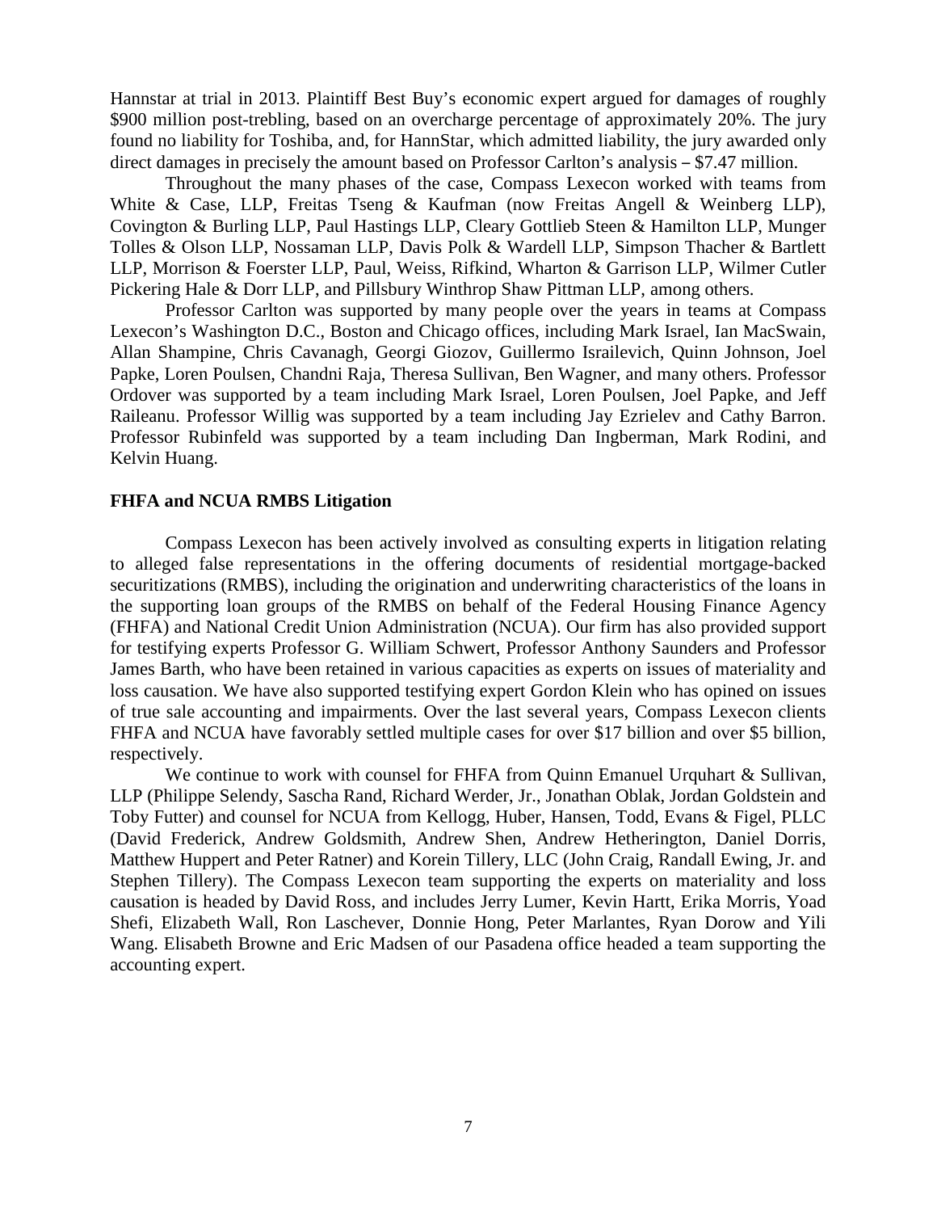Hannstar at trial in 2013. Plaintiff Best Buy's economic expert argued for damages of roughly $900 million post-trebling, based on an overcharge percentage of approximately 20%. The jury found no liability for Toshiba, and, for HannStar, which admitted liability, the jury awarded only direct damages in precisely the amount based on Professor Carlton's analysis – $7.47 million.

Throughout the many phases of the case, Compass Lexecon worked with teams from White & Case, LLP, Freitas Tseng & Kaufman (now Freitas Angell & Weinberg LLP), Covington & Burling LLP, Paul Hastings LLP, Cleary Gottlieb Steen & Hamilton LLP, Munger Tolles & Olson LLP, Nossaman LLP, Davis Polk & Wardell LLP, Simpson Thacher & Bartlett LLP, Morrison & Foerster LLP, Paul, Weiss, Rifkind, Wharton & Garrison LLP, Wilmer Cutler Pickering Hale & Dorr LLP, and Pillsbury Winthrop Shaw Pittman LLP, among others.

Professor Carlton was supported by many people over the years in teams at Compass Lexecon's Washington D.C., Boston and Chicago offices, including Mark Israel, Ian MacSwain, Allan Shampine, Chris Cavanagh, Georgi Giozov, Guillermo Israilevich, Quinn Johnson, Joel Papke, Loren Poulsen, Chandni Raja, Theresa Sullivan, Ben Wagner, and many others. Professor Ordover was supported by a team including Mark Israel, Loren Poulsen, Joel Papke, and Jeff Raileanu. Professor Willig was supported by a team including Jay Ezrielev and Cathy Barron. Professor Rubinfeld was supported by a team including Dan Ingberman, Mark Rodini, and Kelvin Huang.

**FHFA and NCUA RMBS Litigation**

Compass Lexecon has been actively involved as consulting experts in litigation relating to alleged false representations in the offering documents of residential mortgage-backed securitizations (RMBS), including the origination and underwriting characteristics of the loans in the supporting loan groups of the RMBS on behalf of the Federal Housing Finance Agency (FHFA) and National Credit Union Administration (NCUA). Our firm has also provided support for testifying experts Professor G. William Schwert, Professor Anthony Saunders and Professor James Barth, who have been retained in various capacities as experts on issues of materiality and loss causation. We have also supported testifying expert Gordon Klein who has opined on issues of true sale accounting and impairments. Over the last several years, Compass Lexecon clients FHFA and NCUA have favorably settled multiple cases for over $17 billion and over $5 billion, respectively.

We continue to work with counsel for FHFA from Quinn Emanuel Urquhart & Sullivan, LLP (Philippe Selendy, Sascha Rand, Richard Werder, Jr., Jonathan Oblak, Jordan Goldstein and Toby Futter) and counsel for NCUA from Kellogg, Huber, Hansen, Todd, Evans & Figel, PLLC (David Frederick, Andrew Goldsmith, Andrew Shen, Andrew Hetherington, Daniel Dorris, Matthew Huppert and Peter Ratner) and Korein Tillery, LLC (John Craig, Randall Ewing, Jr. and Stephen Tillery). The Compass Lexecon team supporting the experts on materiality and loss causation is headed by David Ross, and includes Jerry Lumer, Kevin Hartt, Erika Morris, Yoad Shefi, Elizabeth Wall, Ron Laschever, Donnie Hong, Peter Marlantes, Ryan Dorow and Yili Wang. Elisabeth Browne and Eric Madsen of our Pasadena office headed a team supporting the accounting expert.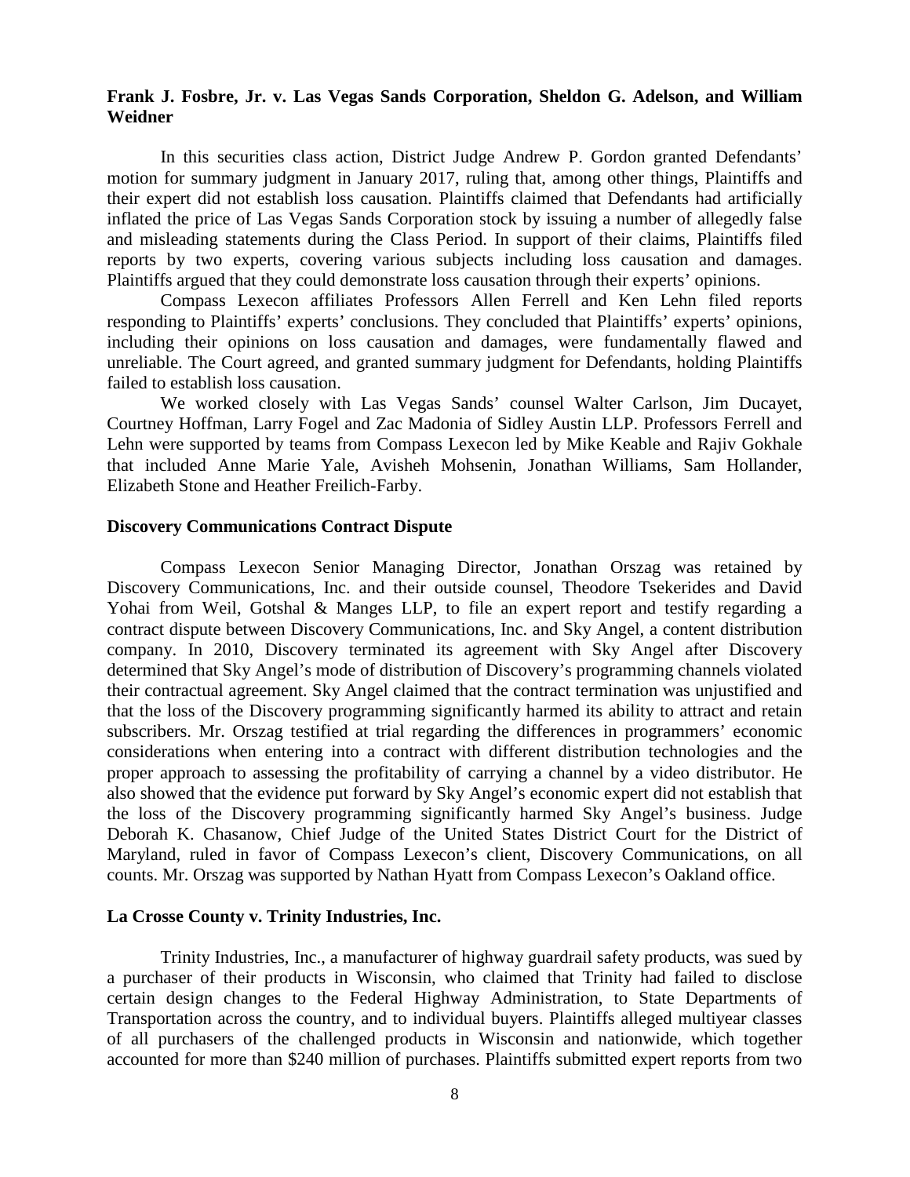**Frank J. Fosbre, Jr. v. Las Vegas Sands Corporation, Sheldon G. Adelson, and William Weidner**

In this securities class action, District Judge Andrew P. Gordon granted Defendants' motion for summary judgment in January 2017, ruling that, among other things, Plaintiffs and their expert did not establish loss causation. Plaintiffs claimed that Defendants had artificially inflated the price of Las Vegas Sands Corporation stock by issuing a number of allegedly false and misleading statements during the Class Period. In support of their claims, Plaintiffs filed reports by two experts, covering various subjects including loss causation and damages. Plaintiffs argued that they could demonstrate loss causation through their experts' opinions.

Compass Lexecon affiliates Professors Allen Ferrell and Ken Lehn filed reports responding to Plaintiffs' experts' conclusions. They concluded that Plaintiffs' experts' opinions, including their opinions on loss causation and damages, were fundamentally flawed and unreliable. The Court agreed, and granted summary judgment for Defendants, holding Plaintiffs failed to establish loss causation.

We worked closely with Las Vegas Sands' counsel Walter Carlson, Jim Ducayet, Courtney Hoffman, Larry Fogel and Zac Madonia of Sidley Austin LLP. Professors Ferrell and Lehn were supported by teams from Compass Lexecon led by Mike Keable and Rajiv Gokhale that included Anne Marie Yale, Avisheh Mohsenin, Jonathan Williams, Sam Hollander, Elizabeth Stone and Heather Freilich-Farby.

**Discovery Communications Contract Dispute**

Compass Lexecon Senior Managing Director, Jonathan Orszag was retained by Discovery Communications, Inc. and their outside counsel, Theodore Tsekerides and David Yohai from Weil, Gotshal & Manges LLP, to file an expert report and testify regarding a contract dispute between Discovery Communications, Inc. and Sky Angel, a content distribution company. In 2010, Discovery terminated its agreement with Sky Angel after Discovery determined that Sky Angel's mode of distribution of Discovery's programming channels violated their contractual agreement. Sky Angel claimed that the contract termination was unjustified and that the loss of the Discovery programming significantly harmed its ability to attract and retain subscribers. Mr. Orszag testified at trial regarding the differences in programmers' economic considerations when entering into a contract with different distribution technologies and the proper approach to assessing the profitability of carrying a channel by a video distributor. He also showed that the evidence put forward by Sky Angel's economic expert did not establish that the loss of the Discovery programming significantly harmed Sky Angel's business. Judge Deborah K. Chasanow, Chief Judge of the United States District Court for the District of Maryland, ruled in favor of Compass Lexecon's client, Discovery Communications, on all counts. Mr. Orszag was supported by Nathan Hyatt from Compass Lexecon's Oakland office.

**La Crosse County v. Trinity Industries, Inc.**

Trinity Industries, Inc., a manufacturer of highway guardrail safety products, was sued by a purchaser of their products in Wisconsin, who claimed that Trinity had failed to disclose certain design changes to the Federal Highway Administration, to State Departments of Transportation across the country, and to individual buyers. Plaintiffs alleged multiyear classes of all purchasers of the challenged products in Wisconsin and nationwide, which together accounted for more than $240 million of purchases. Plaintiffs submitted expert reports from two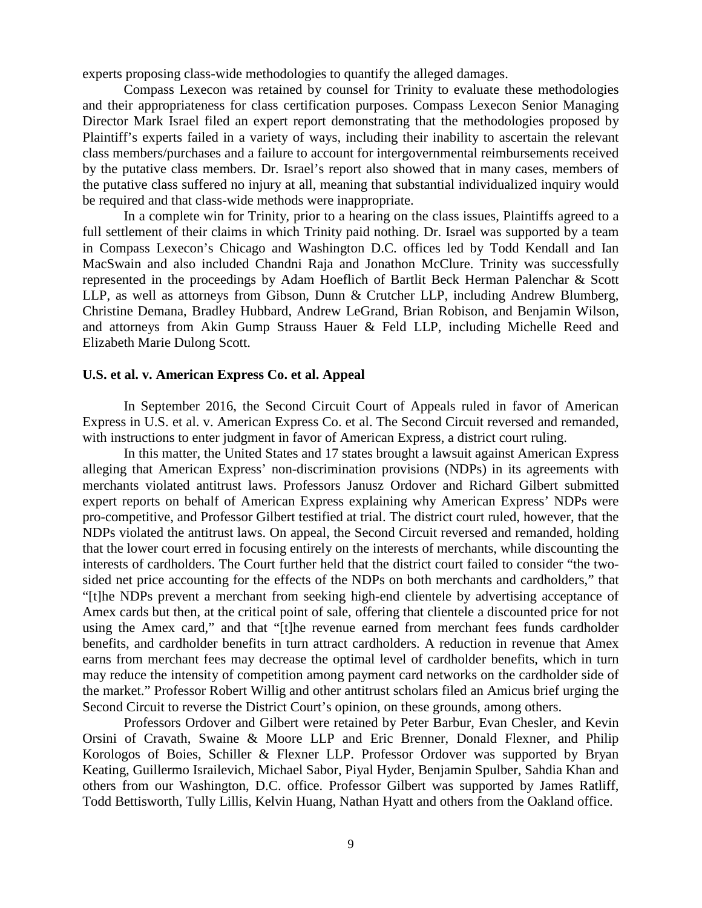experts proposing class-wide methodologies to quantify the alleged damages.

Compass Lexecon was retained by counsel for Trinity to evaluate these methodologies and their appropriateness for class certification purposes. Compass Lexecon Senior Managing Director Mark Israel filed an expert report demonstrating that the methodologies proposed by Plaintiff's experts failed in a variety of ways, including their inability to ascertain the relevant class members/purchases and a failure to account for intergovernmental reimbursements received by the putative class members. Dr. Israel's report also showed that in many cases, members of the putative class suffered no injury at all, meaning that substantial individualized inquiry would be required and that class-wide methods were inappropriate.

In a complete win for Trinity, prior to a hearing on the class issues, Plaintiffs agreed to a full settlement of their claims in which Trinity paid nothing. Dr. Israel was supported by a team in Compass Lexecon's Chicago and Washington D.C. offices led by Todd Kendall and Ian MacSwain and also included Chandni Raja and Jonathon McClure. Trinity was successfully represented in the proceedings by Adam Hoeflich of Bartlit Beck Herman Palenchar & Scott LLP, as well as attorneys from Gibson, Dunn & Crutcher LLP, including Andrew Blumberg, Christine Demana, Bradley Hubbard, Andrew LeGrand, Brian Robison, and Benjamin Wilson, and attorneys from Akin Gump Strauss Hauer & Feld LLP, including Michelle Reed and Elizabeth Marie Dulong Scott.

**U.S. et al. v. American Express Co. et al. Appeal**

In September 2016, the Second Circuit Court of Appeals ruled in favor of American Express in U.S. et al. v. American Express Co. et al. The Second Circuit reversed and remanded, with instructions to enter judgment in favor of American Express, a district court ruling.

In this matter, the United States and 17 states brought a lawsuit against American Express alleging that American Express' non-discrimination provisions (NDPs) in its agreements with merchants violated antitrust laws. Professors Janusz Ordover and Richard Gilbert submitted expert reports on behalf of American Express explaining why American Express' NDPs were pro-competitive, and Professor Gilbert testified at trial. The district court ruled, however, that the NDPs violated the antitrust laws. On appeal, the Second Circuit reversed and remanded, holding that the lower court erred in focusing entirely on the interests of merchants, while discounting the interests of cardholders. The Court further held that the district court failed to consider "the two-sided net price accounting for the effects of the NDPs on both merchants and cardholders," that "[t]he NDPs prevent a merchant from seeking high-end clientele by advertising acceptance of Amex cards but then, at the critical point of sale, offering that clientele a discounted price for not using the Amex card," and that "[t]he revenue earned from merchant fees funds cardholder benefits, and cardholder benefits in turn attract cardholders. A reduction in revenue that Amex earns from merchant fees may decrease the optimal level of cardholder benefits, which in turn may reduce the intensity of competition among payment card networks on the cardholder side of the market." Professor Robert Willig and other antitrust scholars filed an Amicus brief urging the Second Circuit to reverse the District Court's opinion, on these grounds, among others.

Professors Ordover and Gilbert were retained by Peter Barbur, Evan Chesler, and Kevin Orsini of Cravath, Swaine & Moore LLP and Eric Brenner, Donald Flexner, and Philip Korologos of Boies, Schiller & Flexner LLP. Professor Ordover was supported by Bryan Keating, Guillermo Israilevich, Michael Sabor, Piyal Hyder, Benjamin Spulber, Sahdia Khan and others from our Washington, D.C. office. Professor Gilbert was supported by James Ratliff, Todd Bettisworth, Tully Lillis, Kelvin Huang, Nathan Hyatt and others from the Oakland office.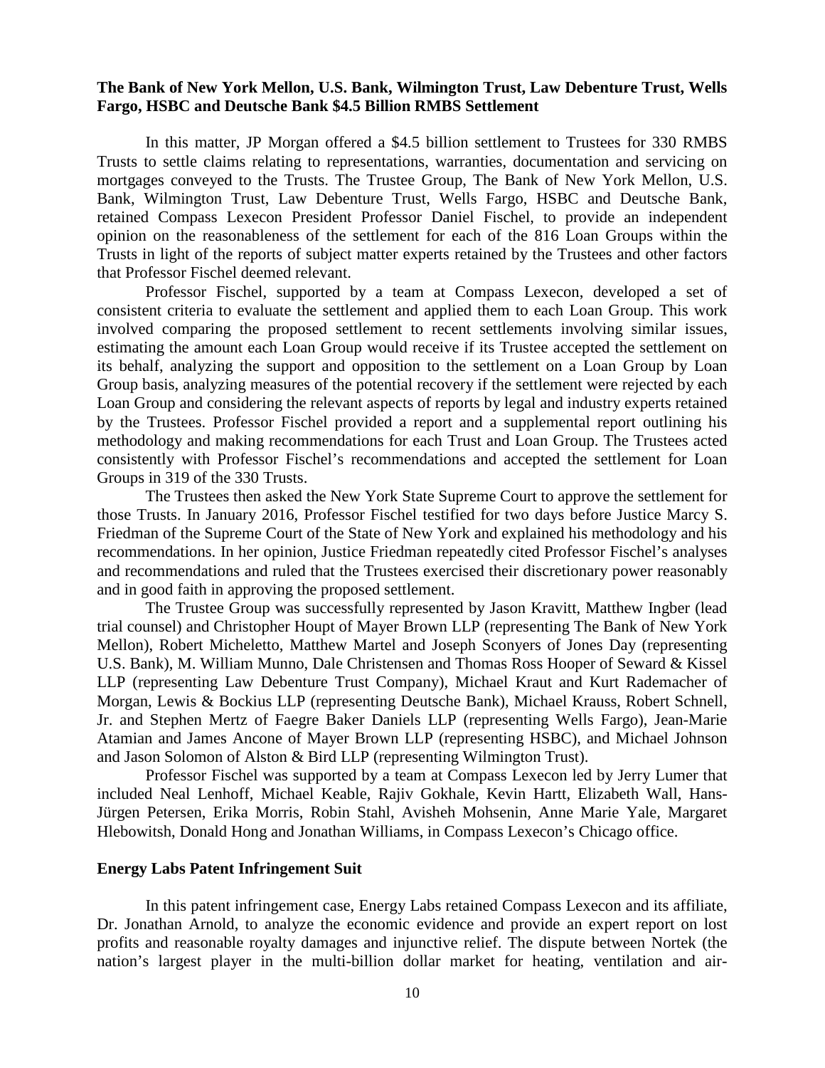**The Bank of New York Mellon, U.S. Bank, Wilmington Trust, Law Debenture Trust, Wells Fargo, HSBC and Deutsche Bank $4.5 Billion RMBS Settlement**

In this matter, JP Morgan offered a $4.5 billion settlement to Trustees for 330 RMBS Trusts to settle claims relating to representations, warranties, documentation and servicing on mortgages conveyed to the Trusts. The Trustee Group, The Bank of New York Mellon, U.S. Bank, Wilmington Trust, Law Debenture Trust, Wells Fargo, HSBC and Deutsche Bank, retained Compass Lexecon President Professor Daniel Fischel, to provide an independent opinion on the reasonableness of the settlement for each of the 816 Loan Groups within the Trusts in light of the reports of subject matter experts retained by the Trustees and other factors that Professor Fischel deemed relevant.

Professor Fischel, supported by a team at Compass Lexecon, developed a set of consistent criteria to evaluate the settlement and applied them to each Loan Group. This work involved comparing the proposed settlement to recent settlements involving similar issues, estimating the amount each Loan Group would receive if its Trustee accepted the settlement on its behalf, analyzing the support and opposition to the settlement on a Loan Group by Loan Group basis, analyzing measures of the potential recovery if the settlement were rejected by each Loan Group and considering the relevant aspects of reports by legal and industry experts retained by the Trustees. Professor Fischel provided a report and a supplemental report outlining his methodology and making recommendations for each Trust and Loan Group. The Trustees acted consistently with Professor Fischel's recommendations and accepted the settlement for Loan Groups in 319 of the 330 Trusts.

The Trustees then asked the New York State Supreme Court to approve the settlement for those Trusts. In January 2016, Professor Fischel testified for two days before Justice Marcy S. Friedman of the Supreme Court of the State of New York and explained his methodology and his recommendations. In her opinion, Justice Friedman repeatedly cited Professor Fischel's analyses and recommendations and ruled that the Trustees exercised their discretionary power reasonably and in good faith in approving the proposed settlement.

The Trustee Group was successfully represented by Jason Kravitt, Matthew Ingber (lead trial counsel) and Christopher Houpt of Mayer Brown LLP (representing The Bank of New York Mellon), Robert Micheletto, Matthew Martel and Joseph Sconyers of Jones Day (representing U.S. Bank), M. William Munno, Dale Christensen and Thomas Ross Hooper of Seward & Kissel LLP (representing Law Debenture Trust Company), Michael Kraut and Kurt Rademacher of Morgan, Lewis & Bockius LLP (representing Deutsche Bank), Michael Krauss, Robert Schnell, Jr. and Stephen Mertz of Faegre Baker Daniels LLP (representing Wells Fargo), Jean-Marie Atamian and James Ancone of Mayer Brown LLP (representing HSBC), and Michael Johnson and Jason Solomon of Alston & Bird LLP (representing Wilmington Trust).

Professor Fischel was supported by a team at Compass Lexecon led by Jerry Lumer that included Neal Lenhoff, Michael Keable, Rajiv Gokhale, Kevin Hartt, Elizabeth Wall, Hans-Jürgen Petersen, Erika Morris, Robin Stahl, Avisheh Mohsenin, Anne Marie Yale, Margaret Hlebowitsh, Donald Hong and Jonathan Williams, in Compass Lexecon's Chicago office.

**Energy Labs Patent Infringement Suit**

In this patent infringement case, Energy Labs retained Compass Lexecon and its affiliate, Dr. Jonathan Arnold, to analyze the economic evidence and provide an expert report on lost profits and reasonable royalty damages and injunctive relief. The dispute between Nortek (the nation's largest player in the multi-billion dollar market for heating, ventilation and air-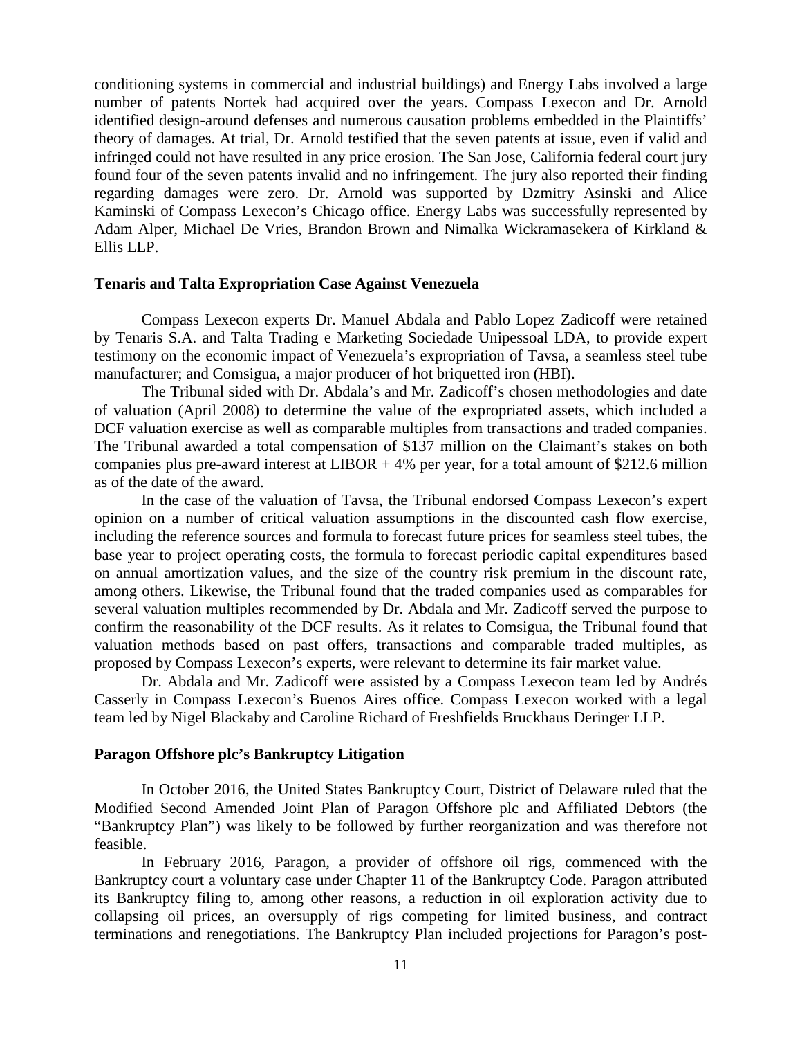conditioning systems in commercial and industrial buildings) and Energy Labs involved a large number of patents Nortek had acquired over the years. Compass Lexecon and Dr. Arnold identified design-around defenses and numerous causation problems embedded in the Plaintiffs' theory of damages. At trial, Dr. Arnold testified that the seven patents at issue, even if valid and infringed could not have resulted in any price erosion. The San Jose, California federal court jury found four of the seven patents invalid and no infringement. The jury also reported their finding regarding damages were zero. Dr. Arnold was supported by Dzmitry Asinski and Alice Kaminski of Compass Lexecon's Chicago office. Energy Labs was successfully represented by Adam Alper, Michael De Vries, Brandon Brown and Nimalka Wickramasekera of Kirkland & Ellis LLP.

**Tenaris and Talta Expropriation Case Against Venezuela**

Compass Lexecon experts Dr. Manuel Abdala and Pablo Lopez Zadicoff were retained by Tenaris S.A. and Talta Trading e Marketing Sociedade Unipessoal LDA, to provide expert testimony on the economic impact of Venezuela's expropriation of Tavsa, a seamless steel tube manufacturer; and Comsigua, a major producer of hot briquetted iron (HBI).

The Tribunal sided with Dr. Abdala's and Mr. Zadicoff's chosen methodologies and date of valuation (April 2008) to determine the value of the expropriated assets, which included a DCF valuation exercise as well as comparable multiples from transactions and traded companies. The Tribunal awarded a total compensation of $137 million on the Claimant's stakes on both companies plus pre-award interest at LIBOR + 4% per year, for a total amount of $212.6 million as of the date of the award.

In the case of the valuation of Tavsa, the Tribunal endorsed Compass Lexecon's expert opinion on a number of critical valuation assumptions in the discounted cash flow exercise, including the reference sources and formula to forecast future prices for seamless steel tubes, the base year to project operating costs, the formula to forecast periodic capital expenditures based on annual amortization values, and the size of the country risk premium in the discount rate, among others. Likewise, the Tribunal found that the traded companies used as comparables for several valuation multiples recommended by Dr. Abdala and Mr. Zadicoff served the purpose to confirm the reasonability of the DCF results. As it relates to Comsigua, the Tribunal found that valuation methods based on past offers, transactions and comparable traded multiples, as proposed by Compass Lexecon's experts, were relevant to determine its fair market value.

Dr. Abdala and Mr. Zadicoff were assisted by a Compass Lexecon team led by Andrés Casserly in Compass Lexecon's Buenos Aires office. Compass Lexecon worked with a legal team led by Nigel Blackaby and Caroline Richard of Freshfields Bruckhaus Deringer LLP.

**Paragon Offshore plc's Bankruptcy Litigation**

In October 2016, the United States Bankruptcy Court, District of Delaware ruled that the Modified Second Amended Joint Plan of Paragon Offshore plc and Affiliated Debtors (the "Bankruptcy Plan") was likely to be followed by further reorganization and was therefore not feasible.

In February 2016, Paragon, a provider of offshore oil rigs, commenced with the Bankruptcy court a voluntary case under Chapter 11 of the Bankruptcy Code. Paragon attributed its Bankruptcy filing to, among other reasons, a reduction in oil exploration activity due to collapsing oil prices, an oversupply of rigs competing for limited business, and contract terminations and renegotiations. The Bankruptcy Plan included projections for Paragon's post-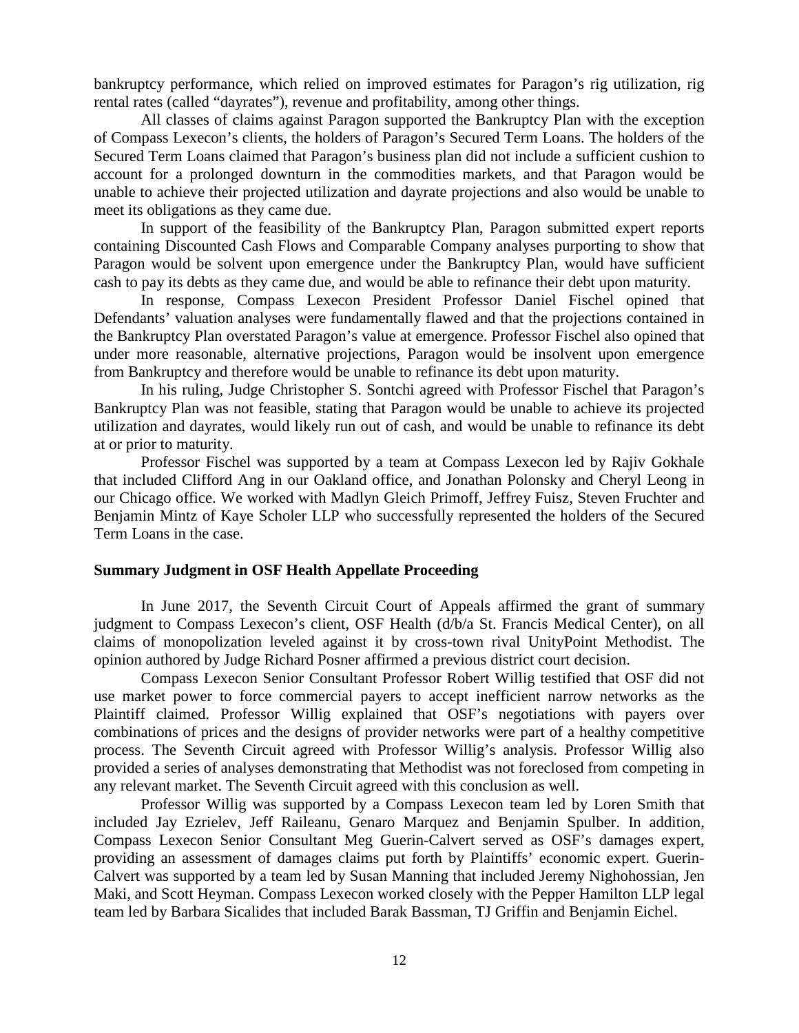bankruptcy performance, which relied on improved estimates for Paragon's rig utilization, rig rental rates (called "dayrates"), revenue and profitability, among other things.

All classes of claims against Paragon supported the Bankruptcy Plan with the exception of Compass Lexecon's clients, the holders of Paragon's Secured Term Loans. The holders of the Secured Term Loans claimed that Paragon's business plan did not include a sufficient cushion to account for a prolonged downturn in the commodities markets, and that Paragon would be unable to achieve their projected utilization and dayrate projections and also would be unable to meet its obligations as they came due.

In support of the feasibility of the Bankruptcy Plan, Paragon submitted expert reports containing Discounted Cash Flows and Comparable Company analyses purporting to show that Paragon would be solvent upon emergence under the Bankruptcy Plan, would have sufficient cash to pay its debts as they came due, and would be able to refinance their debt upon maturity.

In response, Compass Lexecon President Professor Daniel Fischel opined that Defendants' valuation analyses were fundamentally flawed and that the projections contained in the Bankruptcy Plan overstated Paragon's value at emergence. Professor Fischel also opined that under more reasonable, alternative projections, Paragon would be insolvent upon emergence from Bankruptcy and therefore would be unable to refinance its debt upon maturity.

In his ruling, Judge Christopher S. Sontchi agreed with Professor Fischel that Paragon's Bankruptcy Plan was not feasible, stating that Paragon would be unable to achieve its projected utilization and dayrates, would likely run out of cash, and would be unable to refinance its debt at or prior to maturity.

Professor Fischel was supported by a team at Compass Lexecon led by Rajiv Gokhale that included Clifford Ang in our Oakland office, and Jonathan Polonsky and Cheryl Leong in our Chicago office. We worked with Madlyn Gleich Primoff, Jeffrey Fuisz, Steven Fruchter and Benjamin Mintz of Kaye Scholer LLP who successfully represented the holders of the Secured Term Loans in the case.

## Summary Judgment in OSF Health Appellate Proceeding

In June 2017, the Seventh Circuit Court of Appeals affirmed the grant of summary judgment to Compass Lexecon's client, OSF Health (d/b/a St. Francis Medical Center), on all claims of monopolization leveled against it by cross-town rival UnityPoint Methodist. The opinion authored by Judge Richard Posner affirmed a previous district court decision.

Compass Lexecon Senior Consultant Professor Robert Willig testified that OSF did not use market power to force commercial payers to accept inefficient narrow networks as the Plaintiff claimed. Professor Willig explained that OSF's negotiations with payers over combinations of prices and the designs of provider networks were part of a healthy competitive process. The Seventh Circuit agreed with Professor Willig's analysis. Professor Willig also provided a series of analyses demonstrating that Methodist was not foreclosed from competing in any relevant market. The Seventh Circuit agreed with this conclusion as well.

Professor Willig was supported by a Compass Lexecon team led by Loren Smith that included Jay Ezrielev, Jeff Raileanu, Genaro Marquez and Benjamin Spulber. In addition, Compass Lexecon Senior Consultant Meg Guerin-Calvert served as OSF's damages expert, providing an assessment of damages claims put forth by Plaintiffs' economic expert. Guerin-Calvert was supported by a team led by Susan Manning that included Jeremy Nighohossian, Jen Maki, and Scott Heyman. Compass Lexecon worked closely with the Pepper Hamilton LLP legal team led by Barbara Sicalides that included Barak Bassman, TJ Griffin and Benjamin Eichel.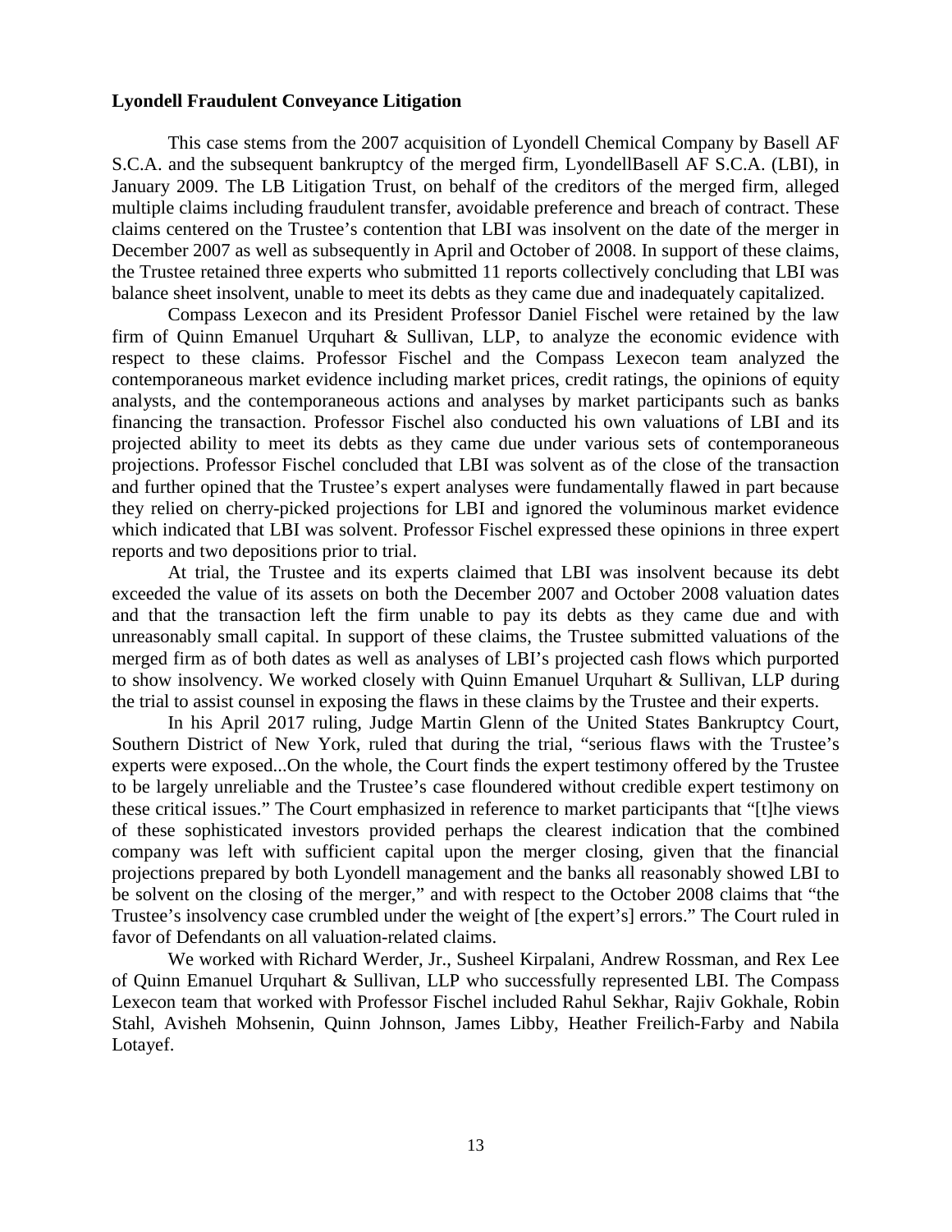**Lyondell Fraudulent Conveyance Litigation**

This case stems from the 2007 acquisition of Lyondell Chemical Company by Basell AF S.C.A. and the subsequent bankruptcy of the merged firm, LyondellBasell AF S.C.A. (LBI), in January 2009. The LB Litigation Trust, on behalf of the creditors of the merged firm, alleged multiple claims including fraudulent transfer, avoidable preference and breach of contract. These claims centered on the Trustee's contention that LBI was insolvent on the date of the merger in December 2007 as well as subsequently in April and October of 2008. In support of these claims, the Trustee retained three experts who submitted 11 reports collectively concluding that LBI was balance sheet insolvent, unable to meet its debts as they came due and inadequately capitalized.

Compass Lexecon and its President Professor Daniel Fischel were retained by the law firm of Quinn Emanuel Urquhart & Sullivan, LLP, to analyze the economic evidence with respect to these claims. Professor Fischel and the Compass Lexecon team analyzed the contemporaneous market evidence including market prices, credit ratings, the opinions of equity analysts, and the contemporaneous actions and analyses by market participants such as banks financing the transaction. Professor Fischel also conducted his own valuations of LBI and its projected ability to meet its debts as they came due under various sets of contemporaneous projections. Professor Fischel concluded that LBI was solvent as of the close of the transaction and further opined that the Trustee's expert analyses were fundamentally flawed in part because they relied on cherry-picked projections for LBI and ignored the voluminous market evidence which indicated that LBI was solvent. Professor Fischel expressed these opinions in three expert reports and two depositions prior to trial.

At trial, the Trustee and its experts claimed that LBI was insolvent because its debt exceeded the value of its assets on both the December 2007 and October 2008 valuation dates and that the transaction left the firm unable to pay its debts as they came due and with unreasonably small capital. In support of these claims, the Trustee submitted valuations of the merged firm as of both dates as well as analyses of LBI's projected cash flows which purported to show insolvency. We worked closely with Quinn Emanuel Urquhart & Sullivan, LLP during the trial to assist counsel in exposing the flaws in these claims by the Trustee and their experts.

In his April 2017 ruling, Judge Martin Glenn of the United States Bankruptcy Court, Southern District of New York, ruled that during the trial, "serious flaws with the Trustee's experts were exposed...On the whole, the Court finds the expert testimony offered by the Trustee to be largely unreliable and the Trustee's case floundered without credible expert testimony on these critical issues." The Court emphasized in reference to market participants that "[t]he views of these sophisticated investors provided perhaps the clearest indication that the combined company was left with sufficient capital upon the merger closing, given that the financial projections prepared by both Lyondell management and the banks all reasonably showed LBI to be solvent on the closing of the merger," and with respect to the October 2008 claims that "the Trustee's insolvency case crumbled under the weight of [the expert's] errors." The Court ruled in favor of Defendants on all valuation-related claims.

We worked with Richard Werder, Jr., Susheel Kirpalani, Andrew Rossman, and Rex Lee of Quinn Emanuel Urquhart & Sullivan, LLP who successfully represented LBI. The Compass Lexecon team that worked with Professor Fischel included Rahul Sekhar, Rajiv Gokhale, Robin Stahl, Avisheh Mohsenin, Quinn Johnson, James Libby, Heather Freilich-Farby and Nabila Lotayef.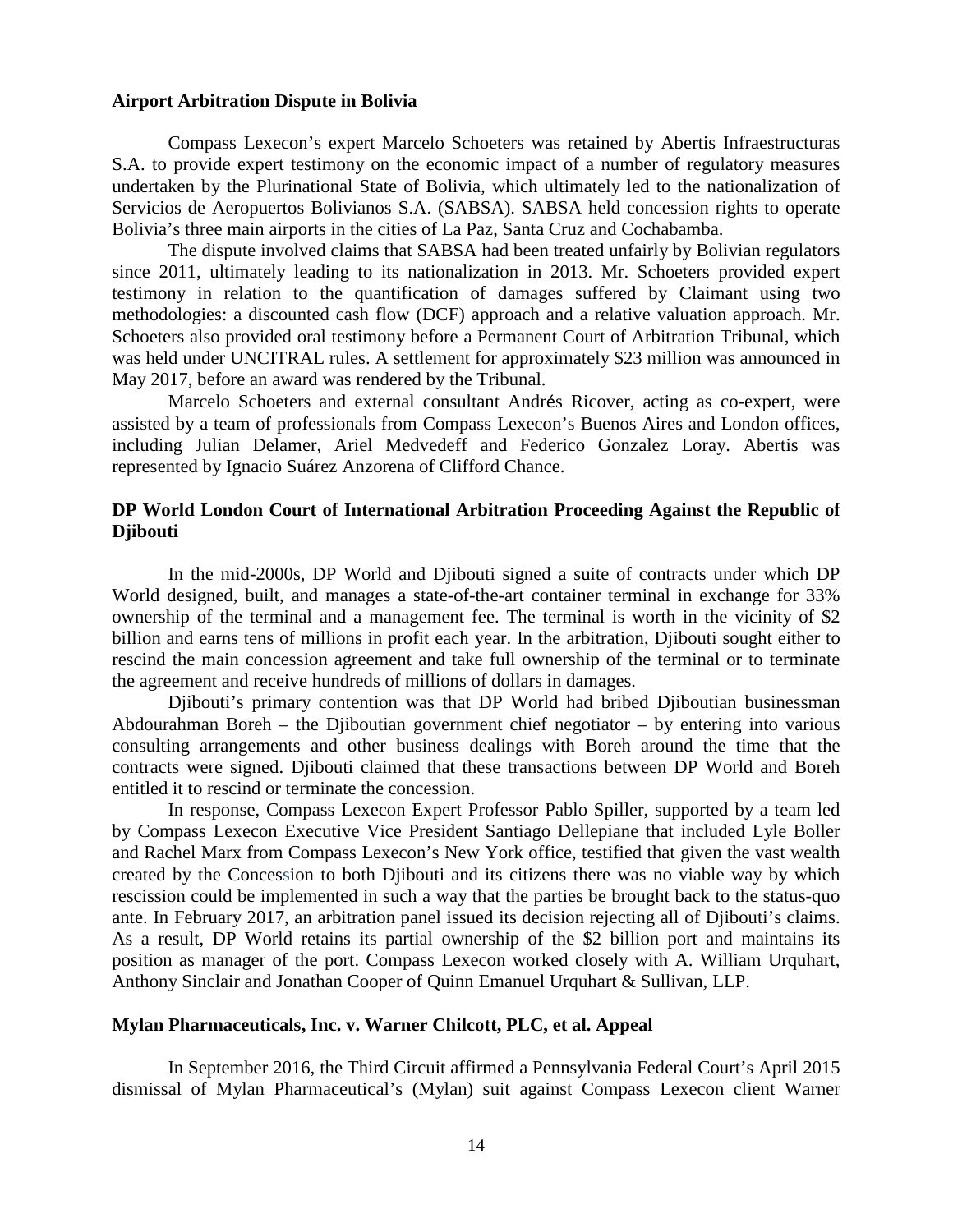**Airport Arbitration Dispute in Bolivia**

Compass Lexecon's expert Marcelo Schoeters was retained by Abertis Infraestructuras S.A. to provide expert testimony on the economic impact of a number of regulatory measures undertaken by the Plurinational State of Bolivia, which ultimately led to the nationalization of Servicios de Aeropuertos Bolivianos S.A. (SABSA). SABSA held concession rights to operate Bolivia's three main airports in the cities of La Paz, Santa Cruz and Cochabamba.

The dispute involved claims that SABSA had been treated unfairly by Bolivian regulators since 2011, ultimately leading to its nationalization in 2013. Mr. Schoeters provided expert testimony in relation to the quantification of damages suffered by Claimant using two methodologies: a discounted cash flow (DCF) approach and a relative valuation approach. Mr. Schoeters also provided oral testimony before a Permanent Court of Arbitration Tribunal, which was held under UNCITRAL rules. A settlement for approximately $23 million was announced in May 2017, before an award was rendered by the Tribunal.

Marcelo Schoeters and external consultant Andrés Ricover, acting as co-expert, were assisted by a team of professionals from Compass Lexecon's Buenos Aires and London offices, including Julian Delamer, Ariel Medvedeff and Federico Gonzalez Loray. Abertis was represented by Ignacio Suárez Anzorena of Clifford Chance.

**DP World London Court of International Arbitration Proceeding Against the Republic of Djibouti**

In the mid-2000s, DP World and Djibouti signed a suite of contracts under which DP World designed, built, and manages a state-of-the-art container terminal in exchange for 33% ownership of the terminal and a management fee. The terminal is worth in the vicinity of $2 billion and earns tens of millions in profit each year. In the arbitration, Djibouti sought either to rescind the main concession agreement and take full ownership of the terminal or to terminate the agreement and receive hundreds of millions of dollars in damages.

Djibouti's primary contention was that DP World had bribed Djiboutian businessman Abdourahman Boreh – the Djiboutian government chief negotiator – by entering into various consulting arrangements and other business dealings with Boreh around the time that the contracts were signed. Djibouti claimed that these transactions between DP World and Boreh entitled it to rescind or terminate the concession.

In response, Compass Lexecon Expert Professor Pablo Spiller, supported by a team led by Compass Lexecon Executive Vice President Santiago Dellepiane that included Lyle Boller and Rachel Marx from Compass Lexecon's New York office, testified that given the vast wealth created by the Concession to both Djibouti and its citizens there was no viable way by which rescission could be implemented in such a way that the parties be brought back to the status-quo ante. In February 2017, an arbitration panel issued its decision rejecting all of Djibouti's claims. As a result, DP World retains its partial ownership of the $2 billion port and maintains its position as manager of the port. Compass Lexecon worked closely with A. William Urquhart, Anthony Sinclair and Jonathan Cooper of Quinn Emanuel Urquhart & Sullivan, LLP.

**Mylan Pharmaceuticals, Inc. v. Warner Chilcott, PLC, et al. Appeal**

In September 2016, the Third Circuit affirmed a Pennsylvania Federal Court's April 2015 dismissal of Mylan Pharmaceutical's (Mylan) suit against Compass Lexecon client Warner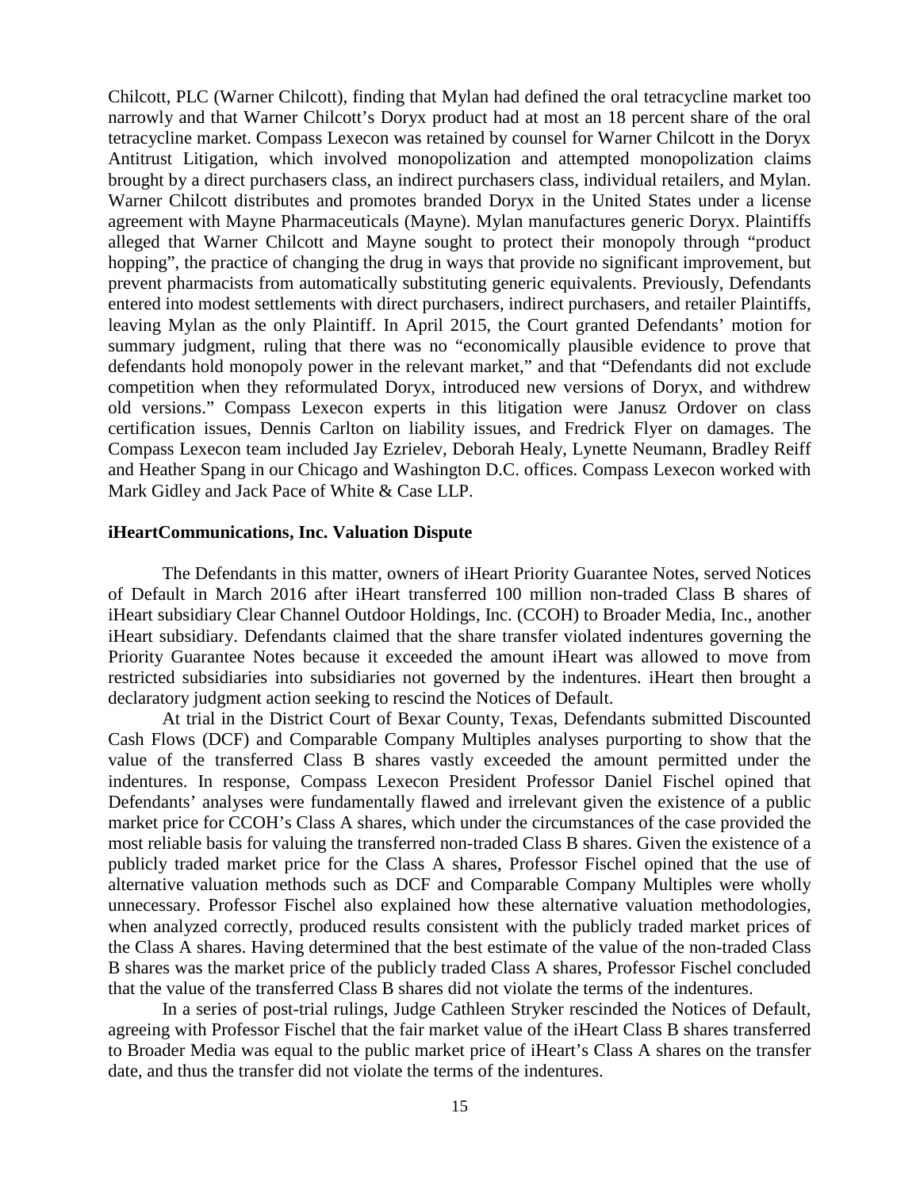Chilcott, PLC (Warner Chilcott), finding that Mylan had defined the oral tetracycline market too narrowly and that Warner Chilcott's Doryx product had at most an 18 percent share of the oral tetracycline market. Compass Lexecon was retained by counsel for Warner Chilcott in the Doryx Antitrust Litigation, which involved monopolization and attempted monopolization claims brought by a direct purchasers class, an indirect purchasers class, individual retailers, and Mylan. Warner Chilcott distributes and promotes branded Doryx in the United States under a license agreement with Mayne Pharmaceuticals (Mayne). Mylan manufactures generic Doryx. Plaintiffs alleged that Warner Chilcott and Mayne sought to protect their monopoly through "product hopping", the practice of changing the drug in ways that provide no significant improvement, but prevent pharmacists from automatically substituting generic equivalents. Previously, Defendants entered into modest settlements with direct purchasers, indirect purchasers, and retailer Plaintiffs, leaving Mylan as the only Plaintiff. In April 2015, the Court granted Defendants' motion for summary judgment, ruling that there was no "economically plausible evidence to prove that defendants hold monopoly power in the relevant market," and that "Defendants did not exclude competition when they reformulated Doryx, introduced new versions of Doryx, and withdrew old versions." Compass Lexecon experts in this litigation were Janusz Ordover on class certification issues, Dennis Carlton on liability issues, and Fredrick Flyer on damages. The Compass Lexecon team included Jay Ezrielev, Deborah Healy, Lynette Neumann, Bradley Reiff and Heather Spang in our Chicago and Washington D.C. offices. Compass Lexecon worked with Mark Gidley and Jack Pace of White & Case LLP.

**iHeartCommunications, Inc. Valuation Dispute**

The Defendants in this matter, owners of iHeart Priority Guarantee Notes, served Notices of Default in March 2016 after iHeart transferred 100 million non-traded Class B shares of iHeart subsidiary Clear Channel Outdoor Holdings, Inc. (CCOH) to Broader Media, Inc., another iHeart subsidiary. Defendants claimed that the share transfer violated indentures governing the Priority Guarantee Notes because it exceeded the amount iHeart was allowed to move from restricted subsidiaries into subsidiaries not governed by the indentures. iHeart then brought a declaratory judgment action seeking to rescind the Notices of Default.

At trial in the District Court of Bexar County, Texas, Defendants submitted Discounted Cash Flows (DCF) and Comparable Company Multiples analyses purporting to show that the value of the transferred Class B shares vastly exceeded the amount permitted under the indentures. In response, Compass Lexecon President Professor Daniel Fischel opined that Defendants' analyses were fundamentally flawed and irrelevant given the existence of a public market price for CCOH's Class A shares, which under the circumstances of the case provided the most reliable basis for valuing the transferred non-traded Class B shares. Given the existence of a publicly traded market price for the Class A shares, Professor Fischel opined that the use of alternative valuation methods such as DCF and Comparable Company Multiples were wholly unnecessary. Professor Fischel also explained how these alternative valuation methodologies, when analyzed correctly, produced results consistent with the publicly traded market prices of the Class A shares. Having determined that the best estimate of the value of the non-traded Class B shares was the market price of the publicly traded Class A shares, Professor Fischel concluded that the value of the transferred Class B shares did not violate the terms of the indentures.

In a series of post-trial rulings, Judge Cathleen Stryker rescinded the Notices of Default, agreeing with Professor Fischel that the fair market value of the iHeart Class B shares transferred to Broader Media was equal to the public market price of iHeart's Class A shares on the transfer date, and thus the transfer did not violate the terms of the indentures.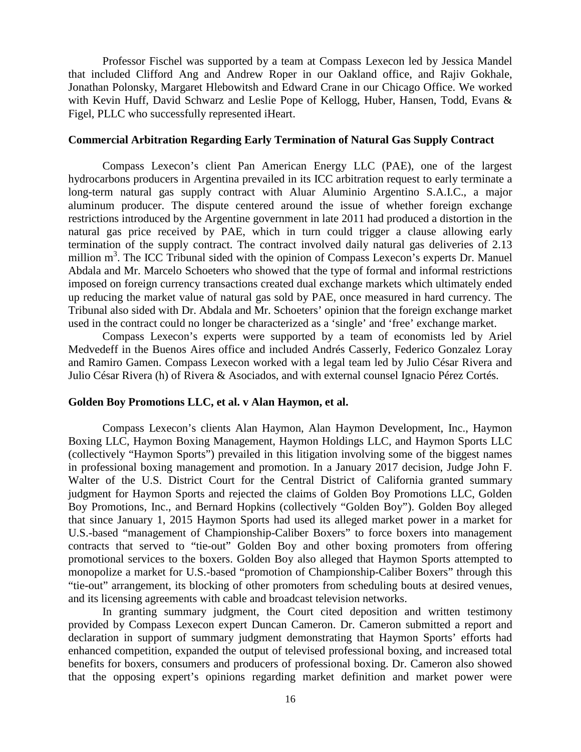Professor Fischel was supported by a team at Compass Lexecon led by Jessica Mandel that included Clifford Ang and Andrew Roper in our Oakland office, and Rajiv Gokhale, Jonathan Polonsky, Margaret Hlebowitsh and Edward Crane in our Chicago Office. We worked with Kevin Huff, David Schwarz and Leslie Pope of Kellogg, Huber, Hansen, Todd, Evans & Figel, PLLC who successfully represented iHeart.

### Commercial Arbitration Regarding Early Termination of Natural Gas Supply Contract

Compass Lexecon's client Pan American Energy LLC (PAE), one of the largest hydrocarbons producers in Argentina prevailed in its ICC arbitration request to early terminate a long-term natural gas supply contract with Aluar Aluminio Argentino S.A.I.C., a major aluminum producer. The dispute centered around the issue of whether foreign exchange restrictions introduced by the Argentine government in late 2011 had produced a distortion in the natural gas price received by PAE, which in turn could trigger a clause allowing early termination of the supply contract. The contract involved daily natural gas deliveries of 2.13 million $m^3$. The ICC Tribunal sided with the opinion of Compass Lexecon's experts Dr. Manuel Abdala and Mr. Marcelo Schoeters who showed that the type of formal and informal restrictions imposed on foreign currency transactions created dual exchange markets which ultimately ended up reducing the market value of natural gas sold by PAE, once measured in hard currency. The Tribunal also sided with Dr. Abdala and Mr. Schoeters' opinion that the foreign exchange market used in the contract could no longer be characterized as a 'single' and 'free' exchange market.

Compass Lexecon's experts were supported by a team of economists led by Ariel Medvedeff in the Buenos Aires office and included Andrés Casserly, Federico Gonzalez Loray and Ramiro Gamen. Compass Lexecon worked with a legal team led by Julio César Rivera and Julio César Rivera (h) of Rivera & Asociados, and with external counsel Ignacio Pérez Cortés.

### Golden Boy Promotions LLC, et al. v Alan Haymon, et al.

Compass Lexecon's clients Alan Haymon, Alan Haymon Development, Inc., Haymon Boxing LLC, Haymon Boxing Management, Haymon Holdings LLC, and Haymon Sports LLC (collectively "Haymon Sports") prevailed in this litigation involving some of the biggest names in professional boxing management and promotion. In a January 2017 decision, Judge John F. Walter of the U.S. District Court for the Central District of California granted summary judgment for Haymon Sports and rejected the claims of Golden Boy Promotions LLC, Golden Boy Promotions, Inc., and Bernard Hopkins (collectively "Golden Boy"). Golden Boy alleged that since January 1, 2015 Haymon Sports had used its alleged market power in a market for U.S.-based "management of Championship-Caliber Boxers" to force boxers into management contracts that served to "tie-out" Golden Boy and other boxing promoters from offering promotional services to the boxers. Golden Boy also alleged that Haymon Sports attempted to monopolize a market for U.S.-based "promotion of Championship-Caliber Boxers" through this "tie-out" arrangement, its blocking of other promoters from scheduling bouts at desired venues, and its licensing agreements with cable and broadcast television networks.

In granting summary judgment, the Court cited deposition and written testimony provided by Compass Lexecon expert Duncan Cameron. Dr. Cameron submitted a report and declaration in support of summary judgment demonstrating that Haymon Sports' efforts had enhanced competition, expanded the output of televised professional boxing, and increased total benefits for boxers, consumers and producers of professional boxing. Dr. Cameron also showed that the opposing expert's opinions regarding market definition and market power were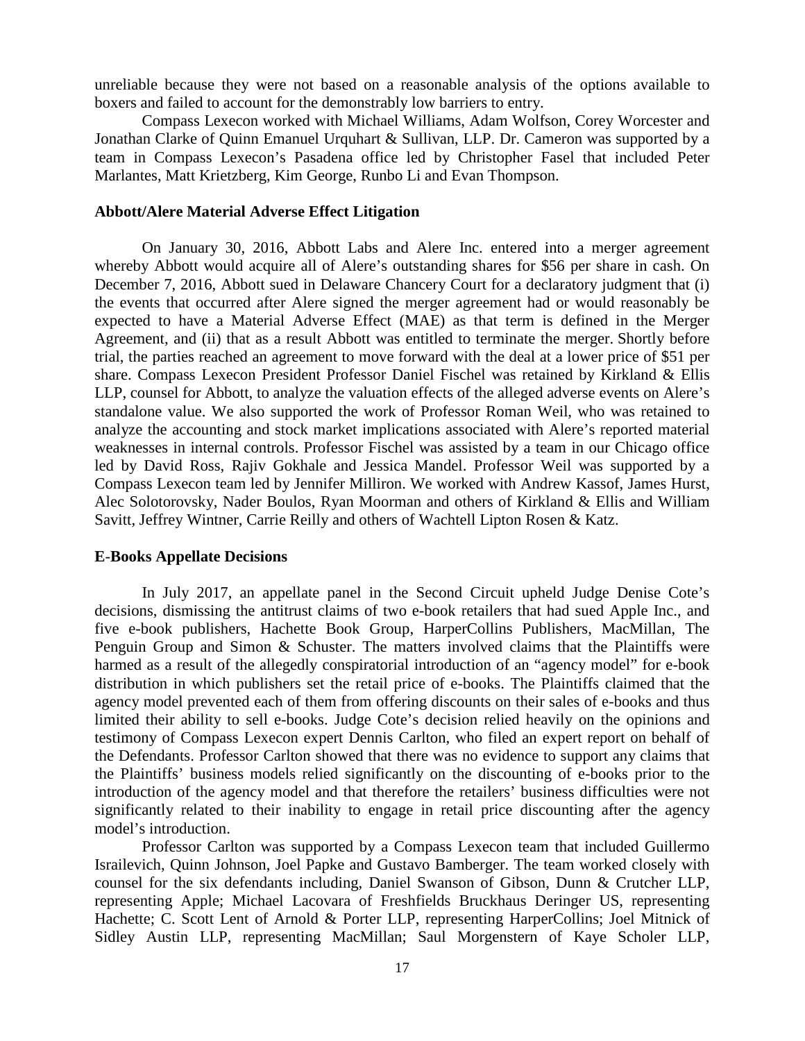unreliable because they were not based on a reasonable analysis of the options available to boxers and failed to account for the demonstrably low barriers to entry.

Compass Lexecon worked with Michael Williams, Adam Wolfson, Corey Worcester and Jonathan Clarke of Quinn Emanuel Urquhart & Sullivan, LLP. Dr. Cameron was supported by a team in Compass Lexecon's Pasadena office led by Christopher Fasel that included Peter Marlantes, Matt Krietzberg, Kim George, Runbo Li and Evan Thompson.

**Abbott/Alere Material Adverse Effect Litigation**

On January 30, 2016, Abbott Labs and Alere Inc. entered into a merger agreement whereby Abbott would acquire all of Alere's outstanding shares for $56 per share in cash. On December 7, 2016, Abbott sued in Delaware Chancery Court for a declaratory judgment that (i) the events that occurred after Alere signed the merger agreement had or would reasonably be expected to have a Material Adverse Effect (MAE) as that term is defined in the Merger Agreement, and (ii) that as a result Abbott was entitled to terminate the merger. Shortly before trial, the parties reached an agreement to move forward with the deal at a lower price of $51 per share. Compass Lexecon President Professor Daniel Fischel was retained by Kirkland & Ellis LLP, counsel for Abbott, to analyze the valuation effects of the alleged adverse events on Alere's standalone value. We also supported the work of Professor Roman Weil, who was retained to analyze the accounting and stock market implications associated with Alere's reported material weaknesses in internal controls. Professor Fischel was assisted by a team in our Chicago office led by David Ross, Rajiv Gokhale and Jessica Mandel. Professor Weil was supported by a Compass Lexecon team led by Jennifer Milliron. We worked with Andrew Kassof, James Hurst, Alec Solotorovsky, Nader Boulos, Ryan Moorman and others of Kirkland & Ellis and William Savitt, Jeffrey Wintner, Carrie Reilly and others of Wachtell Lipton Rosen & Katz.

**E-Books Appellate Decisions**

In July 2017, an appellate panel in the Second Circuit upheld Judge Denise Cote's decisions, dismissing the antitrust claims of two e-book retailers that had sued Apple Inc., and five e-book publishers, Hachette Book Group, HarperCollins Publishers, MacMillan, The Penguin Group and Simon & Schuster. The matters involved claims that the Plaintiffs were harmed as a result of the allegedly conspiratorial introduction of an "agency model" for e-book distribution in which publishers set the retail price of e-books. The Plaintiffs claimed that the agency model prevented each of them from offering discounts on their sales of e-books and thus limited their ability to sell e-books. Judge Cote's decision relied heavily on the opinions and testimony of Compass Lexecon expert Dennis Carlton, who filed an expert report on behalf of the Defendants. Professor Carlton showed that there was no evidence to support any claims that the Plaintiffs' business models relied significantly on the discounting of e-books prior to the introduction of the agency model and that therefore the retailers' business difficulties were not significantly related to their inability to engage in retail price discounting after the agency model's introduction.

Professor Carlton was supported by a Compass Lexecon team that included Guillermo Israilevich, Quinn Johnson, Joel Papke and Gustavo Bamberger. The team worked closely with counsel for the six defendants including, Daniel Swanson of Gibson, Dunn & Crutcher LLP, representing Apple; Michael Lacovara of Freshfields Bruckhaus Deringer US, representing Hachette; C. Scott Lent of Arnold & Porter LLP, representing HarperCollins; Joel Mitnick of Sidley Austin LLP, representing MacMillan; Saul Morgenstern of Kaye Scholer LLP,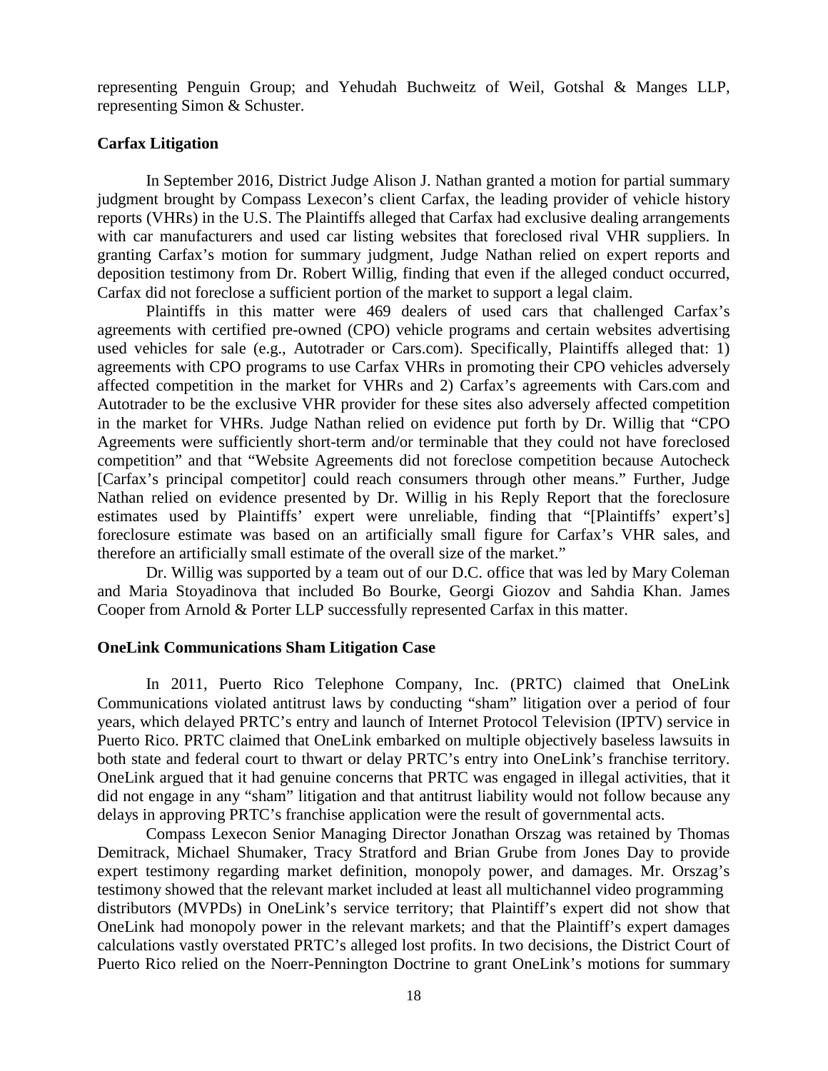representing Penguin Group; and Yehudah Buchweitz of Weil, Gotshal & Manges LLP, representing Simon & Schuster.

**Carfax Litigation**

In September 2016, District Judge Alison J. Nathan granted a motion for partial summary judgment brought by Compass Lexecon's client Carfax, the leading provider of vehicle history reports (VHRs) in the U.S. The Plaintiffs alleged that Carfax had exclusive dealing arrangements with car manufacturers and used car listing websites that foreclosed rival VHR suppliers. In granting Carfax's motion for summary judgment, Judge Nathan relied on expert reports and deposition testimony from Dr. Robert Willig, finding that even if the alleged conduct occurred, Carfax did not foreclose a sufficient portion of the market to support a legal claim.

Plaintiffs in this matter were 469 dealers of used cars that challenged Carfax's agreements with certified pre-owned (CPO) vehicle programs and certain websites advertising used vehicles for sale (e.g., Autotrader or Cars.com). Specifically, Plaintiffs alleged that: 1) agreements with CPO programs to use Carfax VHRs in promoting their CPO vehicles adversely affected competition in the market for VHRs and 2) Carfax's agreements with Cars.com and Autotrader to be the exclusive VHR provider for these sites also adversely affected competition in the market for VHRs. Judge Nathan relied on evidence put forth by Dr. Willig that "CPO Agreements were sufficiently short-term and/or terminable that they could not have foreclosed competition" and that "Website Agreements did not foreclose competition because Autocheck [Carfax's principal competitor] could reach consumers through other means." Further, Judge Nathan relied on evidence presented by Dr. Willig in his Reply Report that the foreclosure estimates used by Plaintiffs' expert were unreliable, finding that "[Plaintiffs' expert's] foreclosure estimate was based on an artificially small figure for Carfax's VHR sales, and therefore an artificially small estimate of the overall size of the market."

Dr. Willig was supported by a team out of our D.C. office that was led by Mary Coleman and Maria Stoyadinova that included Bo Bourke, Georgi Giozov and Sahdia Khan. James Cooper from Arnold & Porter LLP successfully represented Carfax in this matter.

**OneLink Communications Sham Litigation Case**

In 2011, Puerto Rico Telephone Company, Inc. (PRTC) claimed that OneLink Communications violated antitrust laws by conducting "sham" litigation over a period of four years, which delayed PRTC's entry and launch of Internet Protocol Television (IPTV) service in Puerto Rico. PRTC claimed that OneLink embarked on multiple objectively baseless lawsuits in both state and federal court to thwart or delay PRTC's entry into OneLink's franchise territory. OneLink argued that it had genuine concerns that PRTC was engaged in illegal activities, that it did not engage in any "sham" litigation and that antitrust liability would not follow because any delays in approving PRTC's franchise application were the result of governmental acts.

Compass Lexecon Senior Managing Director Jonathan Orszag was retained by Thomas Demitrack, Michael Shumaker, Tracy Stratford and Brian Grube from Jones Day to provide expert testimony regarding market definition, monopoly power, and damages. Mr. Orszag's testimony showed that the relevant market included at least all multichannel video programming distributors (MVPDs) in OneLink's service territory; that Plaintiff's expert did not show that OneLink had monopoly power in the relevant markets; and that the Plaintiff's expert damages calculations vastly overstated PRTC's alleged lost profits. In two decisions, the District Court of Puerto Rico relied on the Noerr-Pennington Doctrine to grant OneLink's motions for summary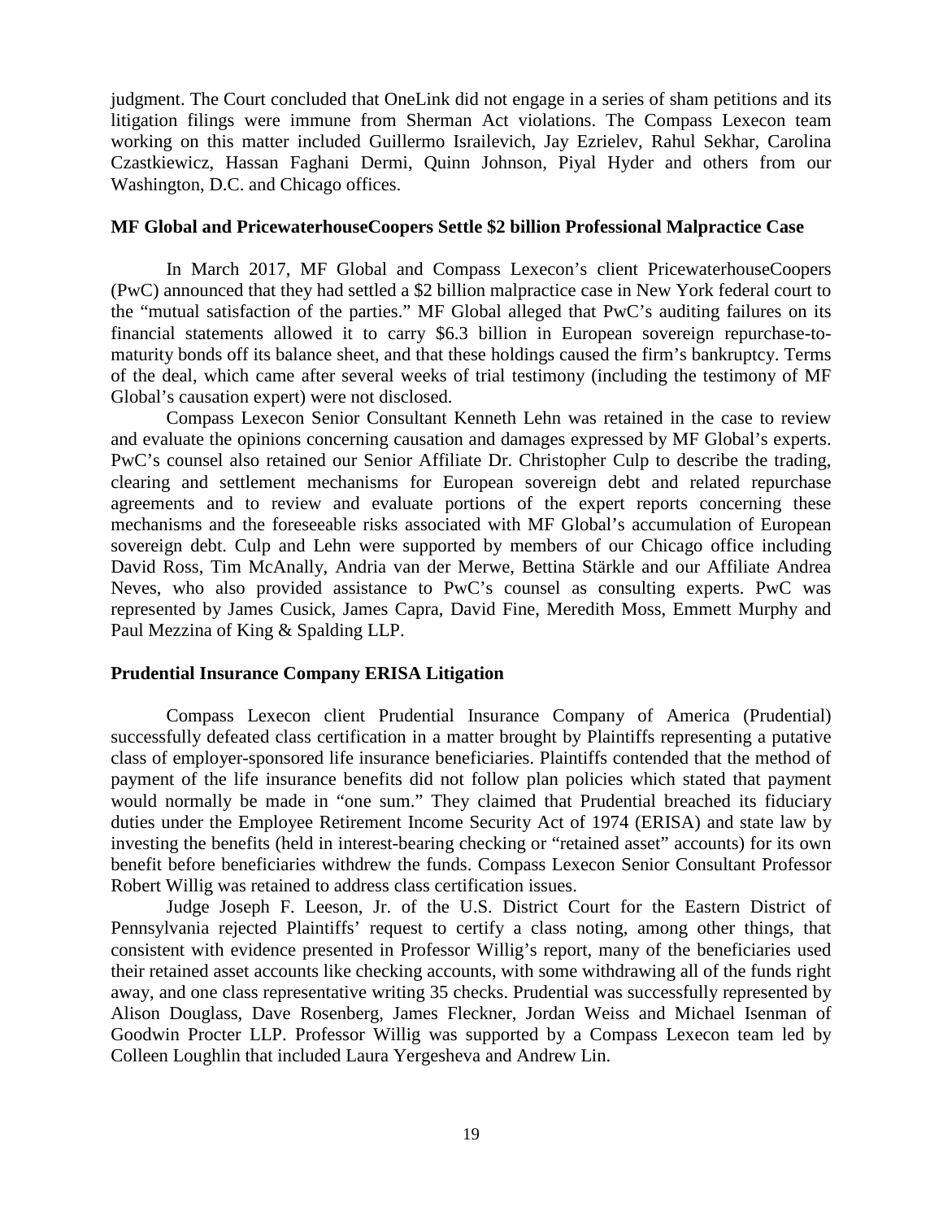judgment. The Court concluded that OneLink did not engage in a series of sham petitions and its litigation filings were immune from Sherman Act violations. The Compass Lexecon team working on this matter included Guillermo Israilevich, Jay Ezrielev, Rahul Sekhar, Carolina Czastkiewicz, Hassan Faghani Dermi, Quinn Johnson, Piyal Hyder and others from our Washington, D.C. and Chicago offices.

**MF Global and PricewaterhouseCoopers Settle $2 billion Professional Malpractice Case**

In March 2017, MF Global and Compass Lexecon's client PricewaterhouseCoopers (PwC) announced that they had settled a $2 billion malpractice case in New York federal court to the "mutual satisfaction of the parties." MF Global alleged that PwC's auditing failures on its financial statements allowed it to carry $6.3 billion in European sovereign repurchase-to-maturity bonds off its balance sheet, and that these holdings caused the firm's bankruptcy. Terms of the deal, which came after several weeks of trial testimony (including the testimony of MF Global's causation expert) were not disclosed.

Compass Lexecon Senior Consultant Kenneth Lehn was retained in the case to review and evaluate the opinions concerning causation and damages expressed by MF Global's experts. PwC's counsel also retained our Senior Affiliate Dr. Christopher Culp to describe the trading, clearing and settlement mechanisms for European sovereign debt and related repurchase agreements and to review and evaluate portions of the expert reports concerning these mechanisms and the foreseeable risks associated with MF Global's accumulation of European sovereign debt. Culp and Lehn were supported by members of our Chicago office including David Ross, Tim McAnally, Andria van der Merwe, Bettina Stärkle and our Affiliate Andrea Neves, who also provided assistance to PwC's counsel as consulting experts. PwC was represented by James Cusick, James Capra, David Fine, Meredith Moss, Emmett Murphy and Paul Mezzina of King & Spalding LLP.

**Prudential Insurance Company ERISA Litigation**

Compass Lexecon client Prudential Insurance Company of America (Prudential) successfully defeated class certification in a matter brought by Plaintiffs representing a putative class of employer-sponsored life insurance beneficiaries. Plaintiffs contended that the method of payment of the life insurance benefits did not follow plan policies which stated that payment would normally be made in "one sum." They claimed that Prudential breached its fiduciary duties under the Employee Retirement Income Security Act of 1974 (ERISA) and state law by investing the benefits (held in interest-bearing checking or "retained asset" accounts) for its own benefit before beneficiaries withdrew the funds. Compass Lexecon Senior Consultant Professor Robert Willig was retained to address class certification issues.

Judge Joseph F. Leeson, Jr. of the U.S. District Court for the Eastern District of Pennsylvania rejected Plaintiffs' request to certify a class noting, among other things, that consistent with evidence presented in Professor Willig's report, many of the beneficiaries used their retained asset accounts like checking accounts, with some withdrawing all of the funds right away, and one class representative writing 35 checks. Prudential was successfully represented by Alison Douglass, Dave Rosenberg, James Fleckner, Jordan Weiss and Michael Isenman of Goodwin Procter LLP. Professor Willig was supported by a Compass Lexecon team led by Colleen Loughlin that included Laura Yergesheva and Andrew Lin.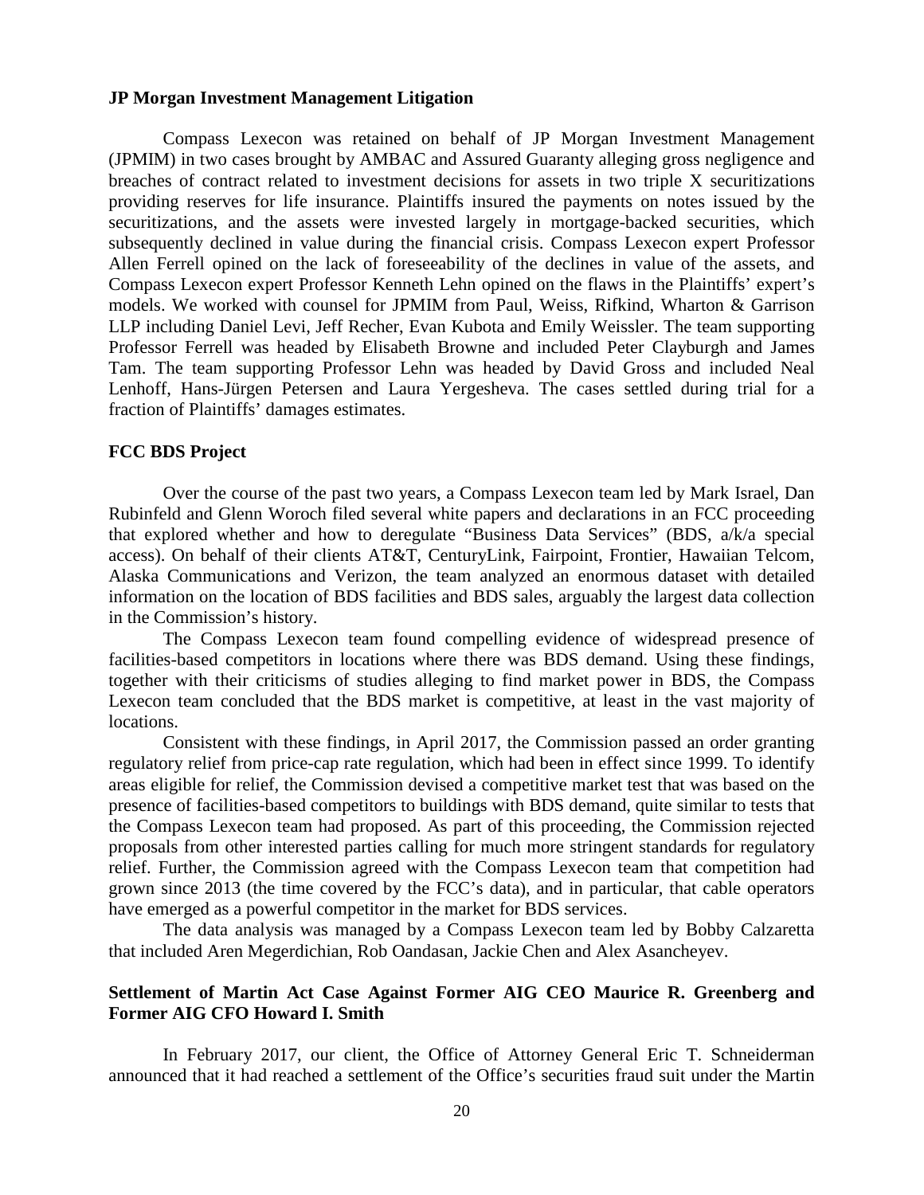**JP Morgan Investment Management Litigation**

Compass Lexecon was retained on behalf of JP Morgan Investment Management (JPMIM) in two cases brought by AMBAC and Assured Guaranty alleging gross negligence and breaches of contract related to investment decisions for assets in two triple X securitizations providing reserves for life insurance. Plaintiffs insured the payments on notes issued by the securitizations, and the assets were invested largely in mortgage-backed securities, which subsequently declined in value during the financial crisis. Compass Lexecon expert Professor Allen Ferrell opined on the lack of foreseeability of the declines in value of the assets, and Compass Lexecon expert Professor Kenneth Lehn opined on the flaws in the Plaintiffs' expert's models. We worked with counsel for JPMIM from Paul, Weiss, Rifkind, Wharton & Garrison LLP including Daniel Levi, Jeff Recher, Evan Kubota and Emily Weissler. The team supporting Professor Ferrell was headed by Elisabeth Browne and included Peter Clayburgh and James Tam. The team supporting Professor Lehn was headed by David Gross and included Neal Lenhoff, Hans-Jürgen Petersen and Laura Yergesheva. The cases settled during trial for a fraction of Plaintiffs' damages estimates.

**FCC BDS Project**

Over the course of the past two years, a Compass Lexecon team led by Mark Israel, Dan Rubinfeld and Glenn Woroch filed several white papers and declarations in an FCC proceeding that explored whether and how to deregulate "Business Data Services" (BDS, a/k/a special access). On behalf of their clients AT&T, CenturyLink, Fairpoint, Frontier, Hawaiian Telcom, Alaska Communications and Verizon, the team analyzed an enormous dataset with detailed information on the location of BDS facilities and BDS sales, arguably the largest data collection in the Commission's history.

The Compass Lexecon team found compelling evidence of widespread presence of facilities-based competitors in locations where there was BDS demand. Using these findings, together with their criticisms of studies alleging to find market power in BDS, the Compass Lexecon team concluded that the BDS market is competitive, at least in the vast majority of locations.

Consistent with these findings, in April 2017, the Commission passed an order granting regulatory relief from price-cap rate regulation, which had been in effect since 1999. To identify areas eligible for relief, the Commission devised a competitive market test that was based on the presence of facilities-based competitors to buildings with BDS demand, quite similar to tests that the Compass Lexecon team had proposed. As part of this proceeding, the Commission rejected proposals from other interested parties calling for much more stringent standards for regulatory relief. Further, the Commission agreed with the Compass Lexecon team that competition had grown since 2013 (the time covered by the FCC's data), and in particular, that cable operators have emerged as a powerful competitor in the market for BDS services.

The data analysis was managed by a Compass Lexecon team led by Bobby Calzaretta that included Aren Megerdichian, Rob Oandasan, Jackie Chen and Alex Asancheyev.

**Settlement of Martin Act Case Against Former AIG CEO Maurice R. Greenberg and Former AIG CFO Howard I. Smith**

In February 2017, our client, the Office of Attorney General Eric T. Schneiderman announced that it had reached a settlement of the Office's securities fraud suit under the Martin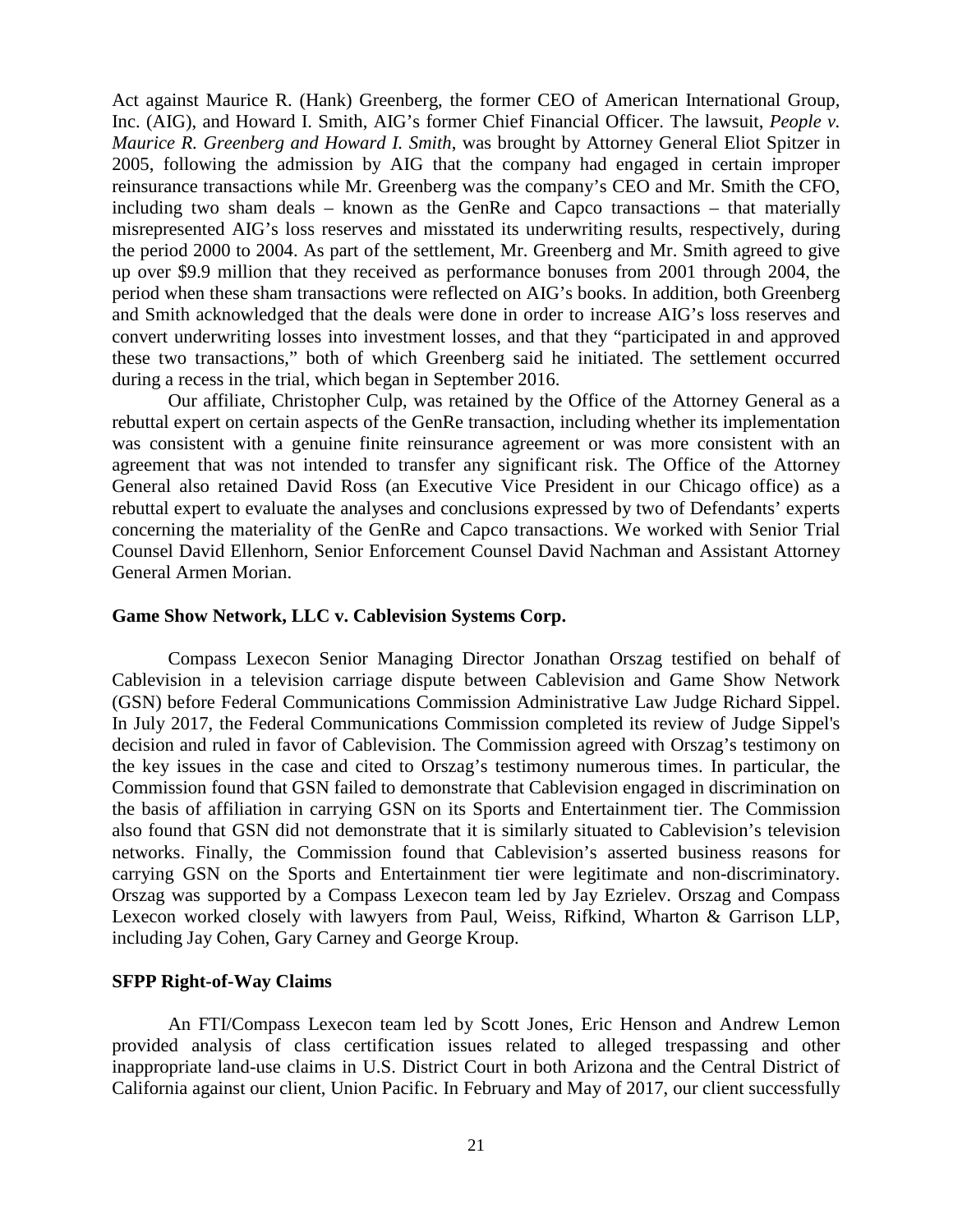Act against Maurice R. (Hank) Greenberg, the former CEO of American International Group, Inc. (AIG), and Howard I. Smith, AIG's former Chief Financial Officer. The lawsuit, *People v. Maurice R. Greenberg and Howard I. Smith*, was brought by Attorney General Eliot Spitzer in 2005, following the admission by AIG that the company had engaged in certain improper reinsurance transactions while Mr. Greenberg was the company's CEO and Mr. Smith the CFO, including two sham deals – known as the GenRe and Capco transactions – that materially misrepresented AIG's loss reserves and misstated its underwriting results, respectively, during the period 2000 to 2004. As part of the settlement, Mr. Greenberg and Mr. Smith agreed to give up over $9.9 million that they received as performance bonuses from 2001 through 2004, the period when these sham transactions were reflected on AIG's books. In addition, both Greenberg and Smith acknowledged that the deals were done in order to increase AIG's loss reserves and convert underwriting losses into investment losses, and that they "participated in and approved these two transactions," both of which Greenberg said he initiated. The settlement occurred during a recess in the trial, which began in September 2016.

Our affiliate, Christopher Culp, was retained by the Office of the Attorney General as a rebuttal expert on certain aspects of the GenRe transaction, including whether its implementation was consistent with a genuine finite reinsurance agreement or was more consistent with an agreement that was not intended to transfer any significant risk. The Office of the Attorney General also retained David Ross (an Executive Vice President in our Chicago office) as a rebuttal expert to evaluate the analyses and conclusions expressed by two of Defendants' experts concerning the materiality of the GenRe and Capco transactions. We worked with Senior Trial Counsel David Ellenhorn, Senior Enforcement Counsel David Nachman and Assistant Attorney General Armen Morian.

**Game Show Network, LLC v. Cablevision Systems Corp.**

Compass Lexecon Senior Managing Director Jonathan Orszag testified on behalf of Cablevision in a television carriage dispute between Cablevision and Game Show Network (GSN) before Federal Communications Commission Administrative Law Judge Richard Sippel. In July 2017, the Federal Communications Commission completed its review of Judge Sippel's decision and ruled in favor of Cablevision. The Commission agreed with Orszag's testimony on the key issues in the case and cited to Orszag's testimony numerous times. In particular, the Commission found that GSN failed to demonstrate that Cablevision engaged in discrimination on the basis of affiliation in carrying GSN on its Sports and Entertainment tier. The Commission also found that GSN did not demonstrate that it is similarly situated to Cablevision's television networks. Finally, the Commission found that Cablevision's asserted business reasons for carrying GSN on the Sports and Entertainment tier were legitimate and non-discriminatory. Orszag was supported by a Compass Lexecon team led by Jay Ezrielev. Orszag and Compass Lexecon worked closely with lawyers from Paul, Weiss, Rifkind, Wharton & Garrison LLP, including Jay Cohen, Gary Carney and George Kroup.

**SFPP Right-of-Way Claims**

An FTI/Compass Lexecon team led by Scott Jones, Eric Henson and Andrew Lemon provided analysis of class certification issues related to alleged trespassing and other inappropriate land-use claims in U.S. District Court in both Arizona and the Central District of California against our client, Union Pacific. In February and May of 2017, our client successfully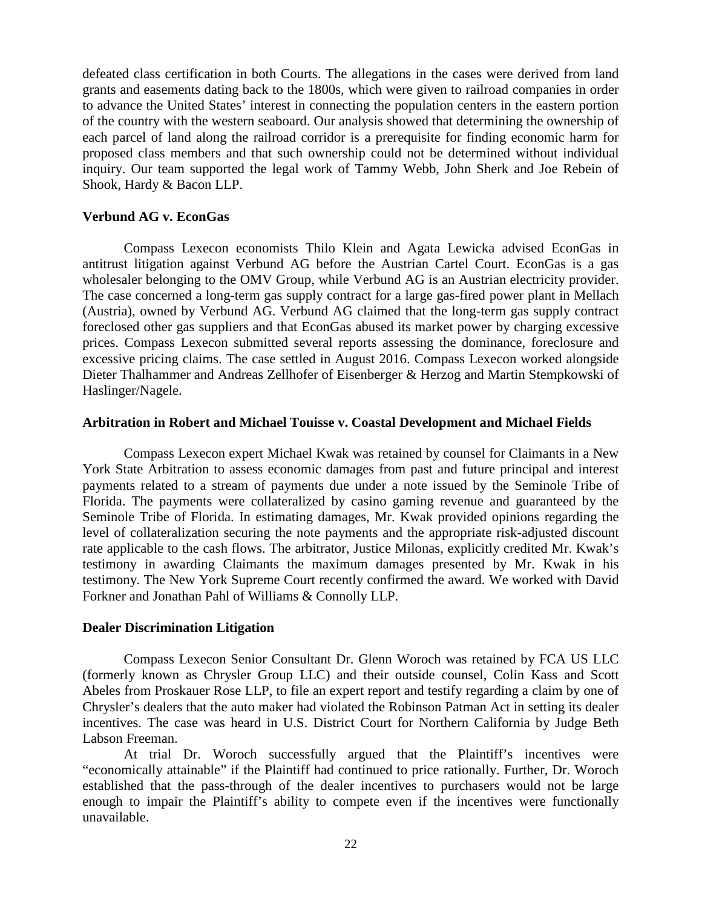defeated class certification in both Courts. The allegations in the cases were derived from land grants and easements dating back to the 1800s, which were given to railroad companies in order to advance the United States' interest in connecting the population centers in the eastern portion of the country with the western seaboard. Our analysis showed that determining the ownership of each parcel of land along the railroad corridor is a prerequisite for finding economic harm for proposed class members and that such ownership could not be determined without individual inquiry. Our team supported the legal work of Tammy Webb, John Sherk and Joe Rebein of Shook, Hardy & Bacon LLP.

**Verbund AG v. EconGas**

Compass Lexecon economists Thilo Klein and Agata Lewicka advised EconGas in antitrust litigation against Verbund AG before the Austrian Cartel Court. EconGas is a gas wholesaler belonging to the OMV Group, while Verbund AG is an Austrian electricity provider. The case concerned a long-term gas supply contract for a large gas-fired power plant in Mellach (Austria), owned by Verbund AG. Verbund AG claimed that the long-term gas supply contract foreclosed other gas suppliers and that EconGas abused its market power by charging excessive prices. Compass Lexecon submitted several reports assessing the dominance, foreclosure and excessive pricing claims. The case settled in August 2016. Compass Lexecon worked alongside Dieter Thalhammer and Andreas Zellhofer of Eisenberger & Herzog and Martin Stempkowski of Haslinger/Nagele.

**Arbitration in Robert and Michael Touisse v. Coastal Development and Michael Fields**

Compass Lexecon expert Michael Kwak was retained by counsel for Claimants in a New York State Arbitration to assess economic damages from past and future principal and interest payments related to a stream of payments due under a note issued by the Seminole Tribe of Florida. The payments were collateralized by casino gaming revenue and guaranteed by the Seminole Tribe of Florida. In estimating damages, Mr. Kwak provided opinions regarding the level of collateralization securing the note payments and the appropriate risk-adjusted discount rate applicable to the cash flows. The arbitrator, Justice Milonas, explicitly credited Mr. Kwak's testimony in awarding Claimants the maximum damages presented by Mr. Kwak in his testimony. The New York Supreme Court recently confirmed the award. We worked with David Forkner and Jonathan Pahl of Williams & Connolly LLP.

**Dealer Discrimination Litigation**

Compass Lexecon Senior Consultant Dr. Glenn Woroch was retained by FCA US LLC (formerly known as Chrysler Group LLC) and their outside counsel, Colin Kass and Scott Abeles from Proskauer Rose LLP, to file an expert report and testify regarding a claim by one of Chrysler's dealers that the auto maker had violated the Robinson Patman Act in setting its dealer incentives. The case was heard in U.S. District Court for Northern California by Judge Beth Labson Freeman.

At trial Dr. Woroch successfully argued that the Plaintiff's incentives were "economically attainable" if the Plaintiff had continued to price rationally. Further, Dr. Woroch established that the pass-through of the dealer incentives to purchasers would not be large enough to impair the Plaintiff's ability to compete even if the incentives were functionally unavailable.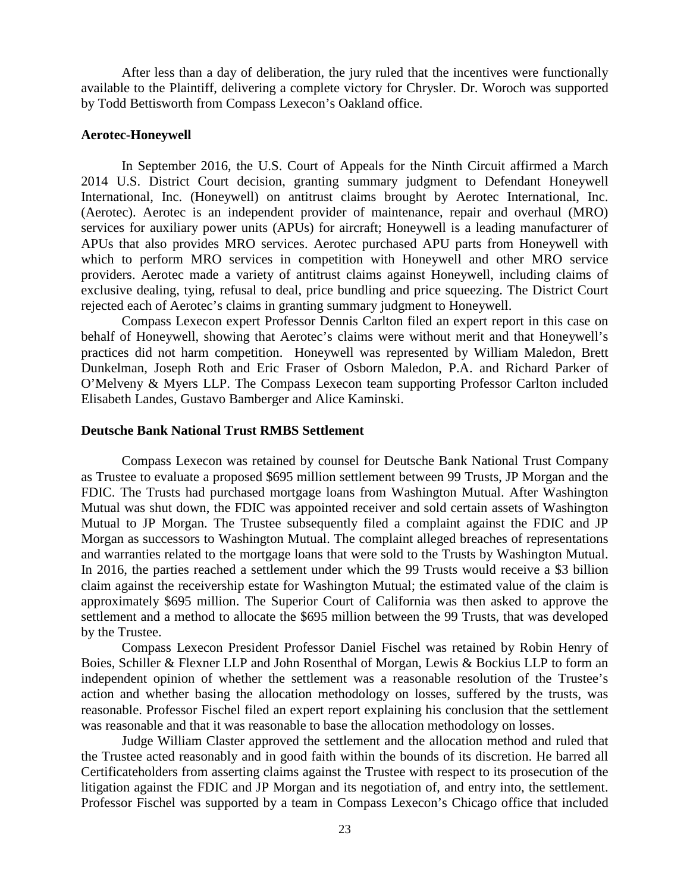After less than a day of deliberation, the jury ruled that the incentives were functionally available to the Plaintiff, delivering a complete victory for Chrysler. Dr. Woroch was supported by Todd Bettisworth from Compass Lexecon's Oakland office.

**Aerotec-Honeywell**

In September 2016, the U.S. Court of Appeals for the Ninth Circuit affirmed a March 2014 U.S. District Court decision, granting summary judgment to Defendant Honeywell International, Inc. (Honeywell) on antitrust claims brought by Aerotec International, Inc. (Aerotec). Aerotec is an independent provider of maintenance, repair and overhaul (MRO) services for auxiliary power units (APUs) for aircraft; Honeywell is a leading manufacturer of APUs that also provides MRO services. Aerotec purchased APU parts from Honeywell with which to perform MRO services in competition with Honeywell and other MRO service providers. Aerotec made a variety of antitrust claims against Honeywell, including claims of exclusive dealing, tying, refusal to deal, price bundling and price squeezing. The District Court rejected each of Aerotec's claims in granting summary judgment to Honeywell.

Compass Lexecon expert Professor Dennis Carlton filed an expert report in this case on behalf of Honeywell, showing that Aerotec's claims were without merit and that Honeywell's practices did not harm competition. Honeywell was represented by William Maledon, Brett Dunkelman, Joseph Roth and Eric Fraser of Osborn Maledon, P.A. and Richard Parker of O'Melveny & Myers LLP. The Compass Lexecon team supporting Professor Carlton included Elisabeth Landes, Gustavo Bamberger and Alice Kaminski.

**Deutsche Bank National Trust RMBS Settlement**

Compass Lexecon was retained by counsel for Deutsche Bank National Trust Company as Trustee to evaluate a proposed $695 million settlement between 99 Trusts, JP Morgan and the FDIC. The Trusts had purchased mortgage loans from Washington Mutual. After Washington Mutual was shut down, the FDIC was appointed receiver and sold certain assets of Washington Mutual to JP Morgan. The Trustee subsequently filed a complaint against the FDIC and JP Morgan as successors to Washington Mutual. The complaint alleged breaches of representations and warranties related to the mortgage loans that were sold to the Trusts by Washington Mutual. In 2016, the parties reached a settlement under which the 99 Trusts would receive a $3 billion claim against the receivership estate for Washington Mutual; the estimated value of the claim is approximately $695 million. The Superior Court of California was then asked to approve the settlement and a method to allocate the $695 million between the 99 Trusts, that was developed by the Trustee.

Compass Lexecon President Professor Daniel Fischel was retained by Robin Henry of Boies, Schiller & Flexner LLP and John Rosenthal of Morgan, Lewis & Bockius LLP to form an independent opinion of whether the settlement was a reasonable resolution of the Trustee's action and whether basing the allocation methodology on losses, suffered by the trusts, was reasonable. Professor Fischel filed an expert report explaining his conclusion that the settlement was reasonable and that it was reasonable to base the allocation methodology on losses.

Judge William Claster approved the settlement and the allocation method and ruled that the Trustee acted reasonably and in good faith within the bounds of its discretion. He barred all Certificateholders from asserting claims against the Trustee with respect to its prosecution of the litigation against the FDIC and JP Morgan and its negotiation of, and entry into, the settlement. Professor Fischel was supported by a team in Compass Lexecon's Chicago office that included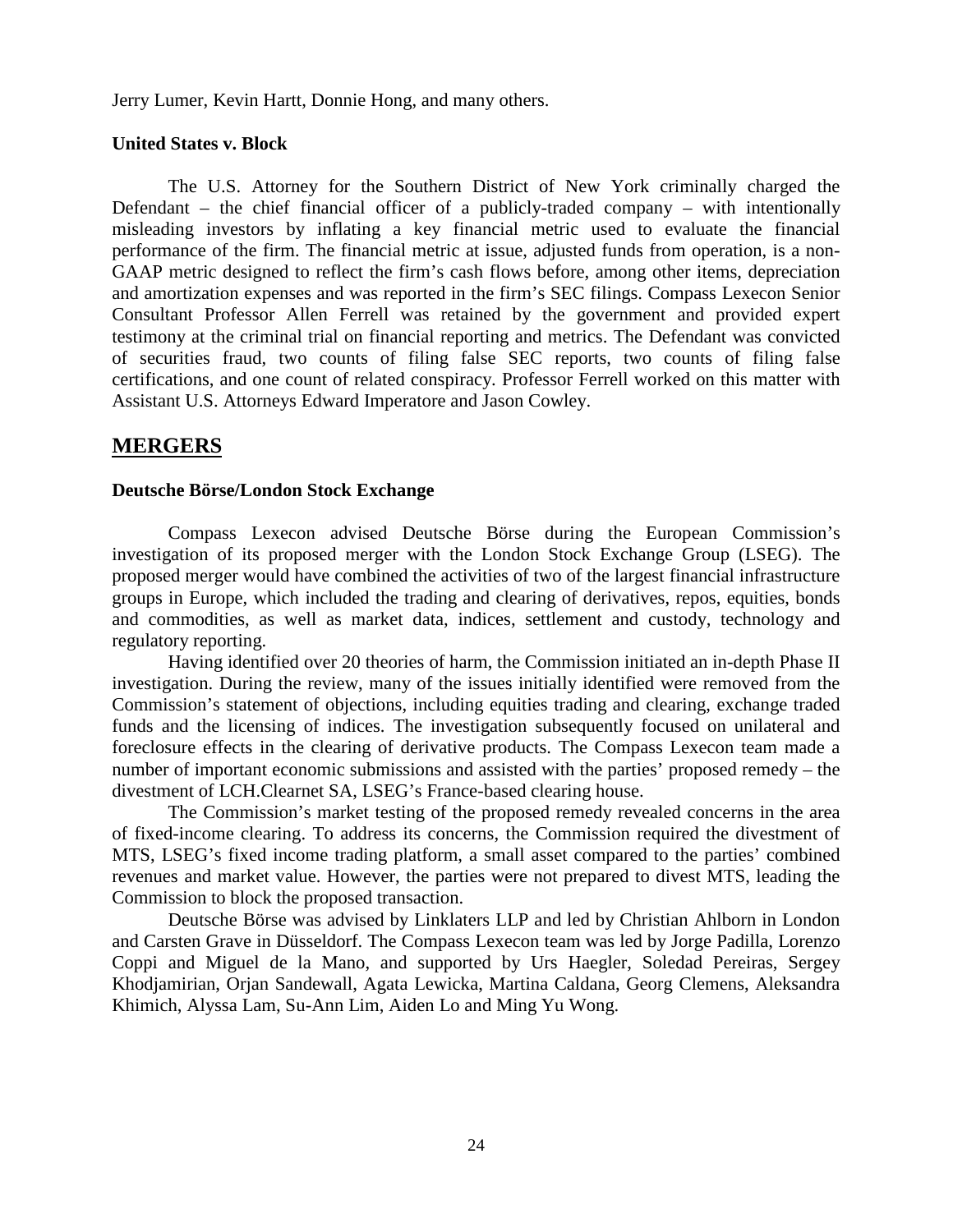Jerry Lumer, Kevin Hartt, Donnie Hong, and many others.

**United States v. Block**

The U.S. Attorney for the Southern District of New York criminally charged the Defendant – the chief financial officer of a publicly-traded company – with intentionally misleading investors by inflating a key financial metric used to evaluate the financial performance of the firm. The financial metric at issue, adjusted funds from operation, is a non-GAAP metric designed to reflect the firm's cash flows before, among other items, depreciation and amortization expenses and was reported in the firm's SEC filings. Compass Lexecon Senior Consultant Professor Allen Ferrell was retained by the government and provided expert testimony at the criminal trial on financial reporting and metrics. The Defendant was convicted of securities fraud, two counts of filing false SEC reports, two counts of filing false certifications, and one count of related conspiracy. Professor Ferrell worked on this matter with Assistant U.S. Attorneys Edward Imperatore and Jason Cowley.

## MERGERS

**Deutsche Börse/London Stock Exchange**

Compass Lexecon advised Deutsche Börse during the European Commission's investigation of its proposed merger with the London Stock Exchange Group (LSEG). The proposed merger would have combined the activities of two of the largest financial infrastructure groups in Europe, which included the trading and clearing of derivatives, repos, equities, bonds and commodities, as well as market data, indices, settlement and custody, technology and regulatory reporting.

Having identified over 20 theories of harm, the Commission initiated an in-depth Phase II investigation. During the review, many of the issues initially identified were removed from the Commission's statement of objections, including equities trading and clearing, exchange traded funds and the licensing of indices. The investigation subsequently focused on unilateral and foreclosure effects in the clearing of derivative products. The Compass Lexecon team made a number of important economic submissions and assisted with the parties' proposed remedy – the divestment of LCH.Clearnet SA, LSEG's France-based clearing house.

The Commission's market testing of the proposed remedy revealed concerns in the area of fixed-income clearing. To address its concerns, the Commission required the divestment of MTS, LSEG's fixed income trading platform, a small asset compared to the parties' combined revenues and market value. However, the parties were not prepared to divest MTS, leading the Commission to block the proposed transaction.

Deutsche Börse was advised by Linklaters LLP and led by Christian Ahlborn in London and Carsten Grave in Düsseldorf. The Compass Lexecon team was led by Jorge Padilla, Lorenzo Coppi and Miguel de la Mano, and supported by Urs Haegler, Soledad Pereiras, Sergey Khodjamirian, Orjan Sandewall, Agata Lewicka, Martina Caldana, Georg Clemens, Aleksandra Khimich, Alyssa Lam, Su-Ann Lim, Aiden Lo and Ming Yu Wong.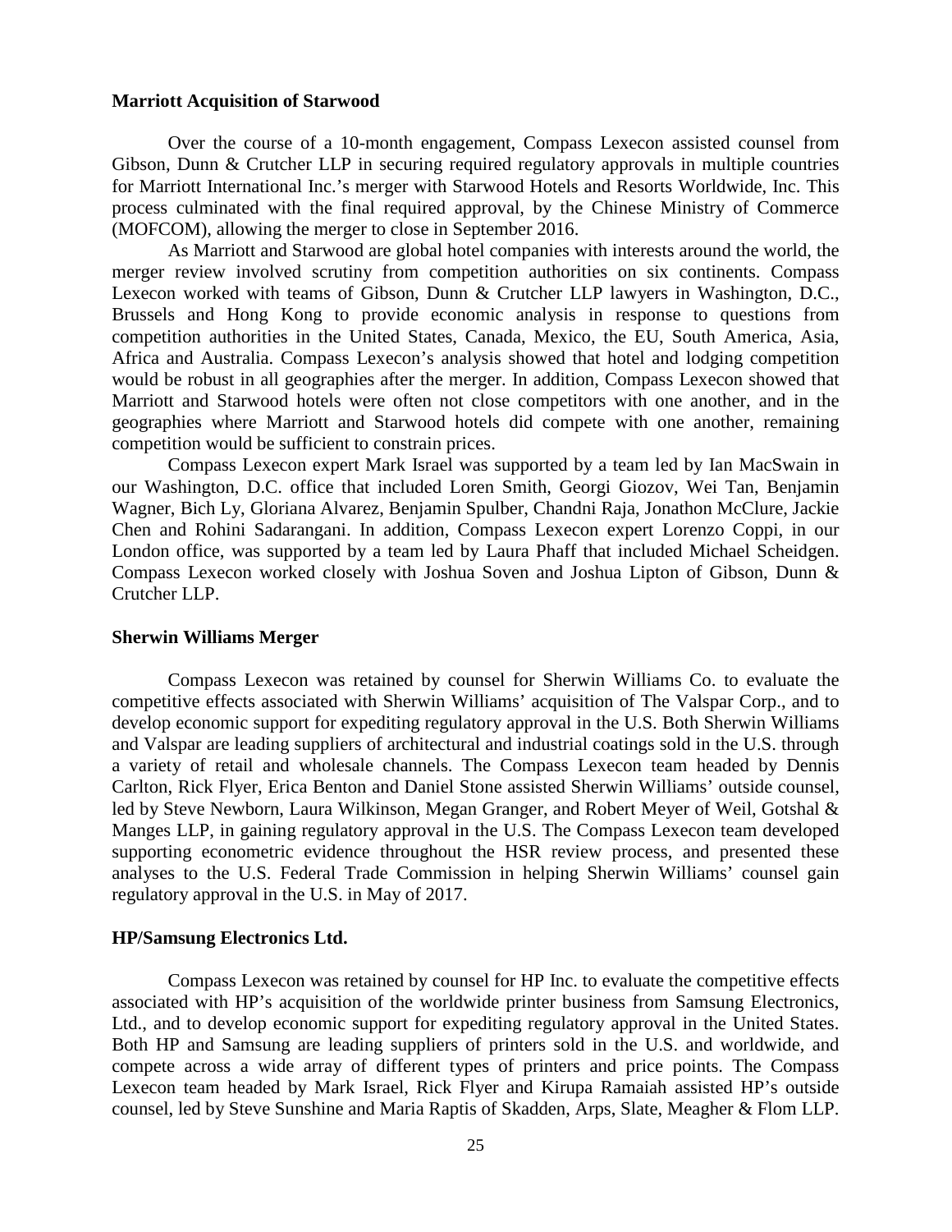**Marriott Acquisition of Starwood**

Over the course of a 10-month engagement, Compass Lexecon assisted counsel from Gibson, Dunn & Crutcher LLP in securing required regulatory approvals in multiple countries for Marriott International Inc.'s merger with Starwood Hotels and Resorts Worldwide, Inc. This process culminated with the final required approval, by the Chinese Ministry of Commerce (MOFCOM), allowing the merger to close in September 2016.

As Marriott and Starwood are global hotel companies with interests around the world, the merger review involved scrutiny from competition authorities on six continents. Compass Lexecon worked with teams of Gibson, Dunn & Crutcher LLP lawyers in Washington, D.C., Brussels and Hong Kong to provide economic analysis in response to questions from competition authorities in the United States, Canada, Mexico, the EU, South America, Asia, Africa and Australia. Compass Lexecon's analysis showed that hotel and lodging competition would be robust in all geographies after the merger. In addition, Compass Lexecon showed that Marriott and Starwood hotels were often not close competitors with one another, and in the geographies where Marriott and Starwood hotels did compete with one another, remaining competition would be sufficient to constrain prices.

Compass Lexecon expert Mark Israel was supported by a team led by Ian MacSwain in our Washington, D.C. office that included Loren Smith, Georgi Giozov, Wei Tan, Benjamin Wagner, Bich Ly, Gloriana Alvarez, Benjamin Spulber, Chandni Raja, Jonathon McClure, Jackie Chen and Rohini Sadarangani. In addition, Compass Lexecon expert Lorenzo Coppi, in our London office, was supported by a team led by Laura Phaff that included Michael Scheidgen. Compass Lexecon worked closely with Joshua Soven and Joshua Lipton of Gibson, Dunn & Crutcher LLP.

**Sherwin Williams Merger**

Compass Lexecon was retained by counsel for Sherwin Williams Co. to evaluate the competitive effects associated with Sherwin Williams' acquisition of The Valspar Corp., and to develop economic support for expediting regulatory approval in the U.S. Both Sherwin Williams and Valspar are leading suppliers of architectural and industrial coatings sold in the U.S. through a variety of retail and wholesale channels. The Compass Lexecon team headed by Dennis Carlton, Rick Flyer, Erica Benton and Daniel Stone assisted Sherwin Williams' outside counsel, led by Steve Newborn, Laura Wilkinson, Megan Granger, and Robert Meyer of Weil, Gotshal & Manges LLP, in gaining regulatory approval in the U.S. The Compass Lexecon team developed supporting econometric evidence throughout the HSR review process, and presented these analyses to the U.S. Federal Trade Commission in helping Sherwin Williams' counsel gain regulatory approval in the U.S. in May of 2017.

**HP/Samsung Electronics Ltd.**

Compass Lexecon was retained by counsel for HP Inc. to evaluate the competitive effects associated with HP's acquisition of the worldwide printer business from Samsung Electronics, Ltd., and to develop economic support for expediting regulatory approval in the United States. Both HP and Samsung are leading suppliers of printers sold in the U.S. and worldwide, and compete across a wide array of different types of printers and price points. The Compass Lexecon team headed by Mark Israel, Rick Flyer and Kirupa Ramaiah assisted HP's outside counsel, led by Steve Sunshine and Maria Raptis of Skadden, Arps, Slate, Meagher & Flom LLP.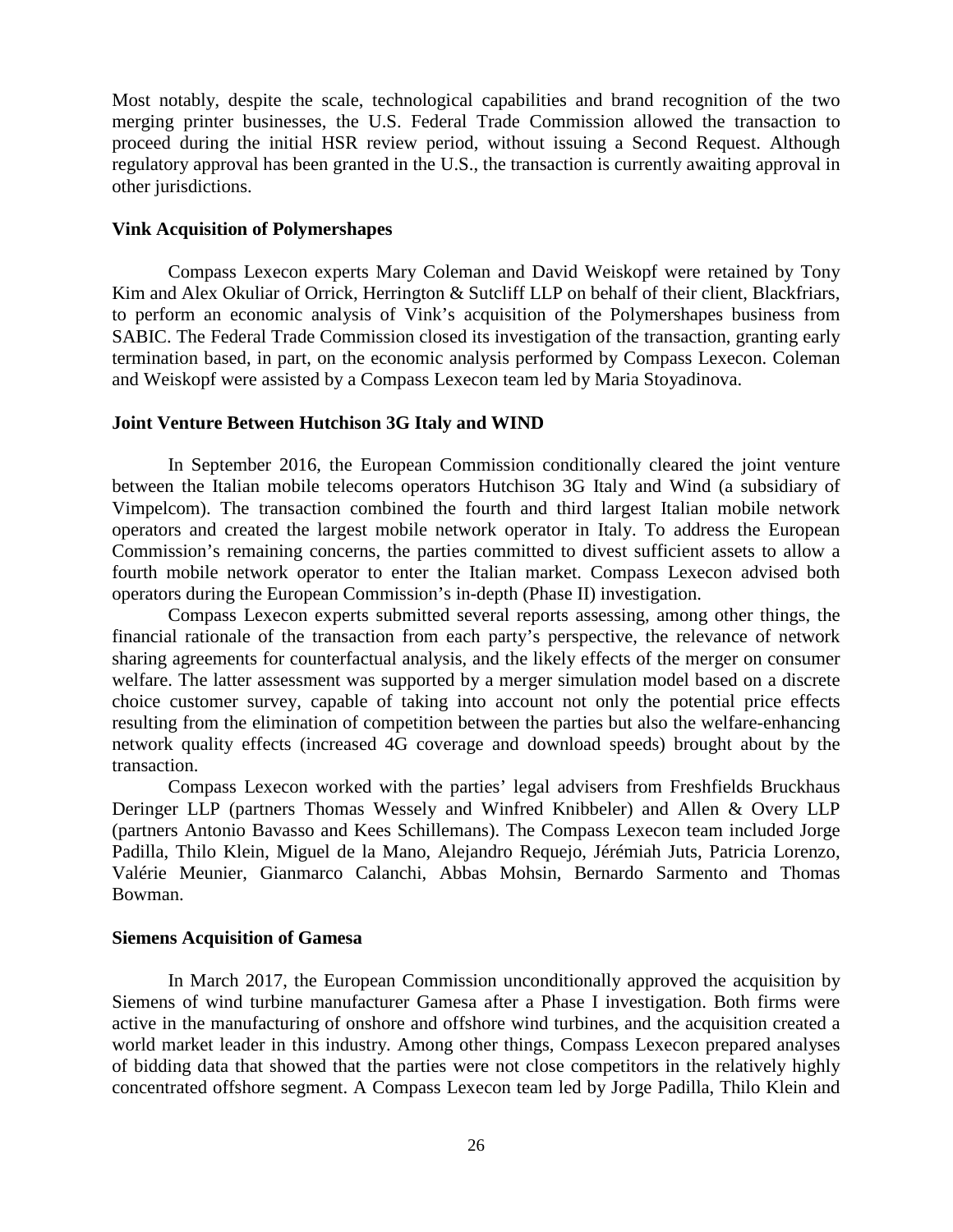Most notably, despite the scale, technological capabilities and brand recognition of the two merging printer businesses, the U.S. Federal Trade Commission allowed the transaction to proceed during the initial HSR review period, without issuing a Second Request. Although regulatory approval has been granted in the U.S., the transaction is currently awaiting approval in other jurisdictions.

**Vink Acquisition of Polymershapes**

Compass Lexecon experts Mary Coleman and David Weiskopf were retained by Tony Kim and Alex Okuliar of Orrick, Herrington & Sutcliff LLP on behalf of their client, Blackfriars, to perform an economic analysis of Vink's acquisition of the Polymershapes business from SABIC. The Federal Trade Commission closed its investigation of the transaction, granting early termination based, in part, on the economic analysis performed by Compass Lexecon. Coleman and Weiskopf were assisted by a Compass Lexecon team led by Maria Stoyadinova.

**Joint Venture Between Hutchison 3G Italy and WIND**

In September 2016, the European Commission conditionally cleared the joint venture between the Italian mobile telecoms operators Hutchison 3G Italy and Wind (a subsidiary of Vimpelcom). The transaction combined the fourth and third largest Italian mobile network operators and created the largest mobile network operator in Italy. To address the European Commission's remaining concerns, the parties committed to divest sufficient assets to allow a fourth mobile network operator to enter the Italian market. Compass Lexecon advised both operators during the European Commission's in-depth (Phase II) investigation.

Compass Lexecon experts submitted several reports assessing, among other things, the financial rationale of the transaction from each party's perspective, the relevance of network sharing agreements for counterfactual analysis, and the likely effects of the merger on consumer welfare. The latter assessment was supported by a merger simulation model based on a discrete choice customer survey, capable of taking into account not only the potential price effects resulting from the elimination of competition between the parties but also the welfare-enhancing network quality effects (increased 4G coverage and download speeds) brought about by the transaction.

Compass Lexecon worked with the parties' legal advisers from Freshfields Bruckhaus Deringer LLP (partners Thomas Wessely and Winfred Knibbeler) and Allen & Overy LLP (partners Antonio Bavasso and Kees Schillemans). The Compass Lexecon team included Jorge Padilla, Thilo Klein, Miguel de la Mano, Alejandro Requejo, Jérémiah Juts, Patricia Lorenzo, Valérie Meunier, Gianmarco Calanchi, Abbas Mohsin, Bernardo Sarmento and Thomas Bowman.

**Siemens Acquisition of Gamesa**

In March 2017, the European Commission unconditionally approved the acquisition by Siemens of wind turbine manufacturer Gamesa after a Phase I investigation. Both firms were active in the manufacturing of onshore and offshore wind turbines, and the acquisition created a world market leader in this industry. Among other things, Compass Lexecon prepared analyses of bidding data that showed that the parties were not close competitors in the relatively highly concentrated offshore segment. A Compass Lexecon team led by Jorge Padilla, Thilo Klein and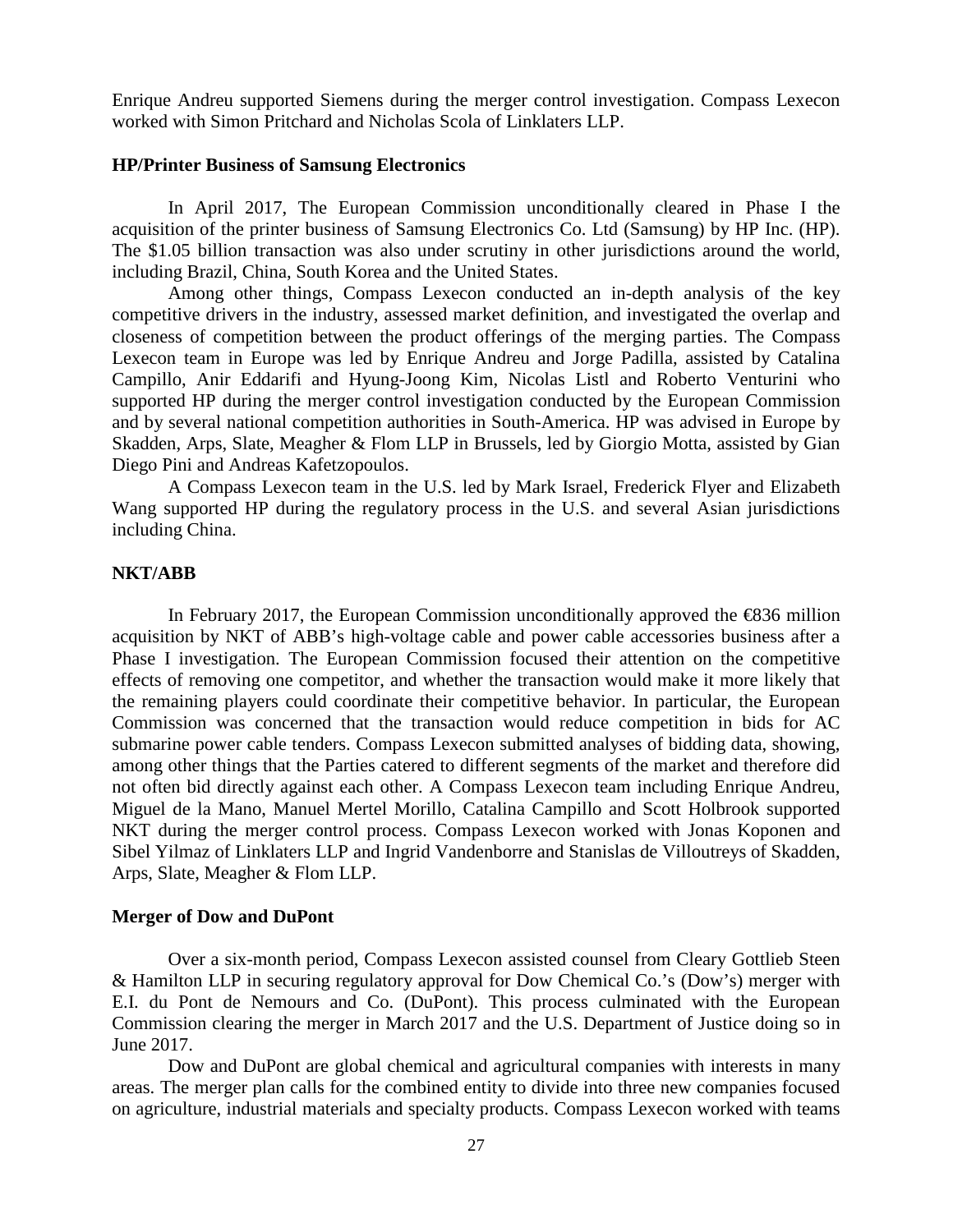Enrique Andreu supported Siemens during the merger control investigation. Compass Lexecon worked with Simon Pritchard and Nicholas Scola of Linklaters LLP.

**HP/Printer Business of Samsung Electronics**

In April 2017, The European Commission unconditionally cleared in Phase I the acquisition of the printer business of Samsung Electronics Co. Ltd (Samsung) by HP Inc. (HP). The $1.05 billion transaction was also under scrutiny in other jurisdictions around the world, including Brazil, China, South Korea and the United States.

Among other things, Compass Lexecon conducted an in-depth analysis of the key competitive drivers in the industry, assessed market definition, and investigated the overlap and closeness of competition between the product offerings of the merging parties. The Compass Lexecon team in Europe was led by Enrique Andreu and Jorge Padilla, assisted by Catalina Campillo, Anir Eddarifi and Hyung-Joong Kim, Nicolas Listl and Roberto Venturini who supported HP during the merger control investigation conducted by the European Commission and by several national competition authorities in South-America. HP was advised in Europe by Skadden, Arps, Slate, Meagher & Flom LLP in Brussels, led by Giorgio Motta, assisted by Gian Diego Pini and Andreas Kafetzopoulos.

A Compass Lexecon team in the U.S. led by Mark Israel, Frederick Flyer and Elizabeth Wang supported HP during the regulatory process in the U.S. and several Asian jurisdictions including China.

**NKT/ABB**

In February 2017, the European Commission unconditionally approved the €836 million acquisition by NKT of ABB's high-voltage cable and power cable accessories business after a Phase I investigation. The European Commission focused their attention on the competitive effects of removing one competitor, and whether the transaction would make it more likely that the remaining players could coordinate their competitive behavior. In particular, the European Commission was concerned that the transaction would reduce competition in bids for AC submarine power cable tenders. Compass Lexecon submitted analyses of bidding data, showing, among other things that the Parties catered to different segments of the market and therefore did not often bid directly against each other. A Compass Lexecon team including Enrique Andreu, Miguel de la Mano, Manuel Mertel Morillo, Catalina Campillo and Scott Holbrook supported NKT during the merger control process. Compass Lexecon worked with Jonas Koponen and Sibel Yilmaz of Linklaters LLP and Ingrid Vandenborre and Stanislas de Villoutreys of Skadden, Arps, Slate, Meagher & Flom LLP.

**Merger of Dow and DuPont**

Over a six-month period, Compass Lexecon assisted counsel from Cleary Gottlieb Steen & Hamilton LLP in securing regulatory approval for Dow Chemical Co.'s (Dow's) merger with E.I. du Pont de Nemours and Co. (DuPont). This process culminated with the European Commission clearing the merger in March 2017 and the U.S. Department of Justice doing so in June 2017.

Dow and DuPont are global chemical and agricultural companies with interests in many areas. The merger plan calls for the combined entity to divide into three new companies focused on agriculture, industrial materials and specialty products. Compass Lexecon worked with teams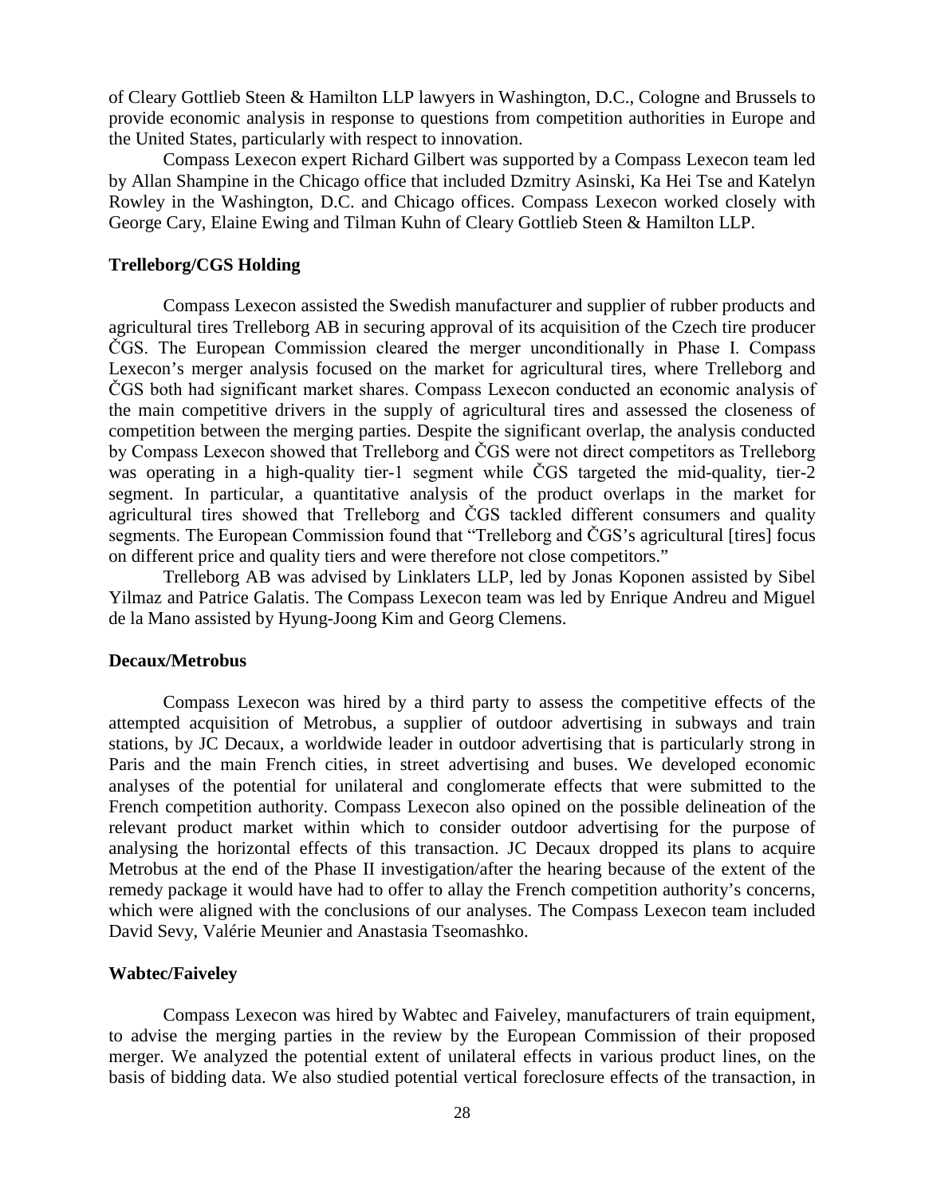of Cleary Gottlieb Steen & Hamilton LLP lawyers in Washington, D.C., Cologne and Brussels to provide economic analysis in response to questions from competition authorities in Europe and the United States, particularly with respect to innovation.

Compass Lexecon expert Richard Gilbert was supported by a Compass Lexecon team led by Allan Shampine in the Chicago office that included Dzmitry Asinski, Ka Hei Tse and Katelyn Rowley in the Washington, D.C. and Chicago offices. Compass Lexecon worked closely with George Cary, Elaine Ewing and Tilman Kuhn of Cleary Gottlieb Steen & Hamilton LLP.

**Trelleborg/CGS Holding**

Compass Lexecon assisted the Swedish manufacturer and supplier of rubber products and agricultural tires Trelleborg AB in securing approval of its acquisition of the Czech tire producer ČGS. The European Commission cleared the merger unconditionally in Phase I. Compass Lexecon's merger analysis focused on the market for agricultural tires, where Trelleborg and ČGS both had significant market shares. Compass Lexecon conducted an economic analysis of the main competitive drivers in the supply of agricultural tires and assessed the closeness of competition between the merging parties. Despite the significant overlap, the analysis conducted by Compass Lexecon showed that Trelleborg and ČGS were not direct competitors as Trelleborg was operating in a high-quality tier-1 segment while ČGS targeted the mid-quality, tier-2 segment. In particular, a quantitative analysis of the product overlaps in the market for agricultural tires showed that Trelleborg and ČGS tackled different consumers and quality segments. The European Commission found that "Trelleborg and ČGS's agricultural [tires] focus on different price and quality tiers and were therefore not close competitors."

Trelleborg AB was advised by Linklaters LLP, led by Jonas Koponen assisted by Sibel Yilmaz and Patrice Galatis. The Compass Lexecon team was led by Enrique Andreu and Miguel de la Mano assisted by Hyung-Joong Kim and Georg Clemens.

**Decaux/Metrobus**

Compass Lexecon was hired by a third party to assess the competitive effects of the attempted acquisition of Metrobus, a supplier of outdoor advertising in subways and train stations, by JC Decaux, a worldwide leader in outdoor advertising that is particularly strong in Paris and the main French cities, in street advertising and buses. We developed economic analyses of the potential for unilateral and conglomerate effects that were submitted to the French competition authority. Compass Lexecon also opined on the possible delineation of the relevant product market within which to consider outdoor advertising for the purpose of analysing the horizontal effects of this transaction. JC Decaux dropped its plans to acquire Metrobus at the end of the Phase II investigation/after the hearing because of the extent of the remedy package it would have had to offer to allay the French competition authority's concerns, which were aligned with the conclusions of our analyses. The Compass Lexecon team included David Sevy, Valérie Meunier and Anastasia Tseomashko.

**Wabtec/Faiveley**

Compass Lexecon was hired by Wabtec and Faiveley, manufacturers of train equipment, to advise the merging parties in the review by the European Commission of their proposed merger. We analyzed the potential extent of unilateral effects in various product lines, on the basis of bidding data. We also studied potential vertical foreclosure effects of the transaction, in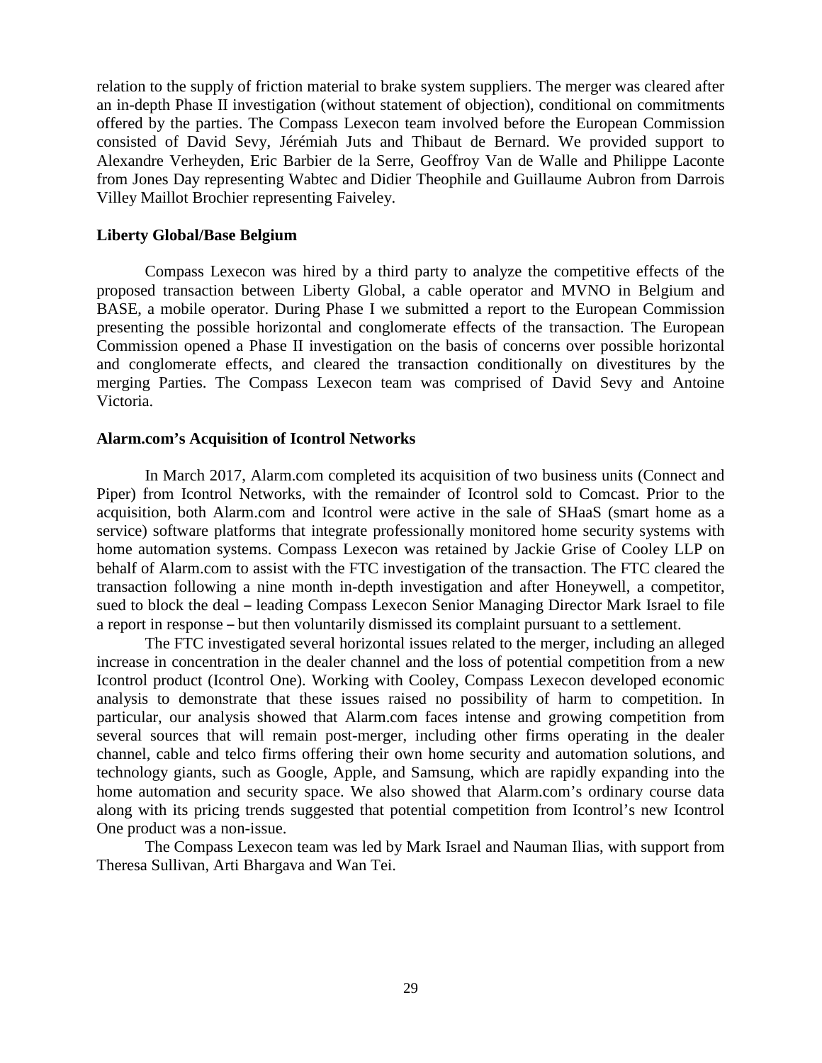relation to the supply of friction material to brake system suppliers. The merger was cleared after an in-depth Phase II investigation (without statement of objection), conditional on commitments offered by the parties. The Compass Lexecon team involved before the European Commission consisted of David Sevy, Jérémiah Juts and Thibaut de Bernard. We provided support to Alexandre Verheyden, Eric Barbier de la Serre, Geoffroy Van de Walle and Philippe Laconte from Jones Day representing Wabtec and Didier Theophile and Guillaume Aubron from Darrois Villey Maillot Brochier representing Faiveley.

**Liberty Global/Base Belgium**

Compass Lexecon was hired by a third party to analyze the competitive effects of the proposed transaction between Liberty Global, a cable operator and MVNO in Belgium and BASE, a mobile operator. During Phase I we submitted a report to the European Commission presenting the possible horizontal and conglomerate effects of the transaction. The European Commission opened a Phase II investigation on the basis of concerns over possible horizontal and conglomerate effects, and cleared the transaction conditionally on divestitures by the merging Parties. The Compass Lexecon team was comprised of David Sevy and Antoine Victoria.

**Alarm.com's Acquisition of Icontrol Networks**

In March 2017, Alarm.com completed its acquisition of two business units (Connect and Piper) from Icontrol Networks, with the remainder of Icontrol sold to Comcast. Prior to the acquisition, both Alarm.com and Icontrol were active in the sale of SHaaS (smart home as a service) software platforms that integrate professionally monitored home security systems with home automation systems. Compass Lexecon was retained by Jackie Grise of Cooley LLP on behalf of Alarm.com to assist with the FTC investigation of the transaction. The FTC cleared the transaction following a nine month in-depth investigation and after Honeywell, a competitor, sued to block the deal – leading Compass Lexecon Senior Managing Director Mark Israel to file a report in response – but then voluntarily dismissed its complaint pursuant to a settlement.

The FTC investigated several horizontal issues related to the merger, including an alleged increase in concentration in the dealer channel and the loss of potential competition from a new Icontrol product (Icontrol One). Working with Cooley, Compass Lexecon developed economic analysis to demonstrate that these issues raised no possibility of harm to competition. In particular, our analysis showed that Alarm.com faces intense and growing competition from several sources that will remain post-merger, including other firms operating in the dealer channel, cable and telco firms offering their own home security and automation solutions, and technology giants, such as Google, Apple, and Samsung, which are rapidly expanding into the home automation and security space. We also showed that Alarm.com's ordinary course data along with its pricing trends suggested that potential competition from Icontrol's new Icontrol One product was a non-issue.

The Compass Lexecon team was led by Mark Israel and Nauman Ilias, with support from Theresa Sullivan, Arti Bhargava and Wan Tei.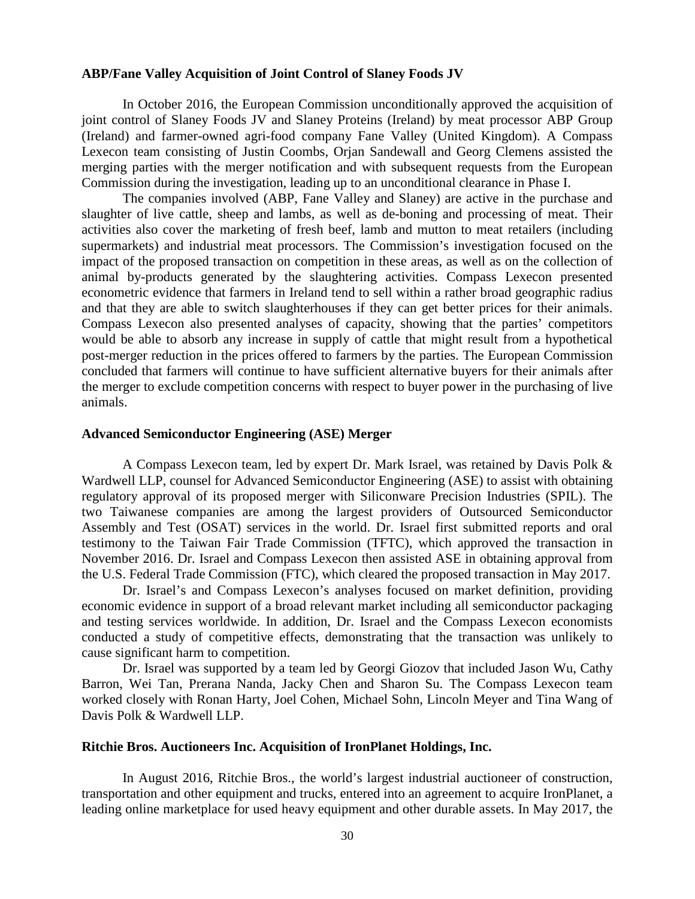**ABP/Fane Valley Acquisition of Joint Control of Slaney Foods JV**

In October 2016, the European Commission unconditionally approved the acquisition of joint control of Slaney Foods JV and Slaney Proteins (Ireland) by meat processor ABP Group (Ireland) and farmer-owned agri-food company Fane Valley (United Kingdom). A Compass Lexecon team consisting of Justin Coombs, Orjan Sandewall and Georg Clemens assisted the merging parties with the merger notification and with subsequent requests from the European Commission during the investigation, leading up to an unconditional clearance in Phase I.

The companies involved (ABP, Fane Valley and Slaney) are active in the purchase and slaughter of live cattle, sheep and lambs, as well as de-boning and processing of meat. Their activities also cover the marketing of fresh beef, lamb and mutton to meat retailers (including supermarkets) and industrial meat processors. The Commission's investigation focused on the impact of the proposed transaction on competition in these areas, as well as on the collection of animal by-products generated by the slaughtering activities. Compass Lexecon presented econometric evidence that farmers in Ireland tend to sell within a rather broad geographic radius and that they are able to switch slaughterhouses if they can get better prices for their animals. Compass Lexecon also presented analyses of capacity, showing that the parties' competitors would be able to absorb any increase in supply of cattle that might result from a hypothetical post-merger reduction in the prices offered to farmers by the parties. The European Commission concluded that farmers will continue to have sufficient alternative buyers for their animals after the merger to exclude competition concerns with respect to buyer power in the purchasing of live animals.

**Advanced Semiconductor Engineering (ASE) Merger**

A Compass Lexecon team, led by expert Dr. Mark Israel, was retained by Davis Polk & Wardwell LLP, counsel for Advanced Semiconductor Engineering (ASE) to assist with obtaining regulatory approval of its proposed merger with Siliconware Precision Industries (SPIL). The two Taiwanese companies are among the largest providers of Outsourced Semiconductor Assembly and Test (OSAT) services in the world. Dr. Israel first submitted reports and oral testimony to the Taiwan Fair Trade Commission (TFTC), which approved the transaction in November 2016. Dr. Israel and Compass Lexecon then assisted ASE in obtaining approval from the U.S. Federal Trade Commission (FTC), which cleared the proposed transaction in May 2017.

Dr. Israel's and Compass Lexecon's analyses focused on market definition, providing economic evidence in support of a broad relevant market including all semiconductor packaging and testing services worldwide. In addition, Dr. Israel and the Compass Lexecon economists conducted a study of competitive effects, demonstrating that the transaction was unlikely to cause significant harm to competition.

Dr. Israel was supported by a team led by Georgi Giozov that included Jason Wu, Cathy Barron, Wei Tan, Prerana Nanda, Jacky Chen and Sharon Su. The Compass Lexecon team worked closely with Ronan Harty, Joel Cohen, Michael Sohn, Lincoln Meyer and Tina Wang of Davis Polk & Wardwell LLP.

**Ritchie Bros. Auctioneers Inc. Acquisition of IronPlanet Holdings, Inc.**

In August 2016, Ritchie Bros., the world's largest industrial auctioneer of construction, transportation and other equipment and trucks, entered into an agreement to acquire IronPlanet, a leading online marketplace for used heavy equipment and other durable assets. In May 2017, the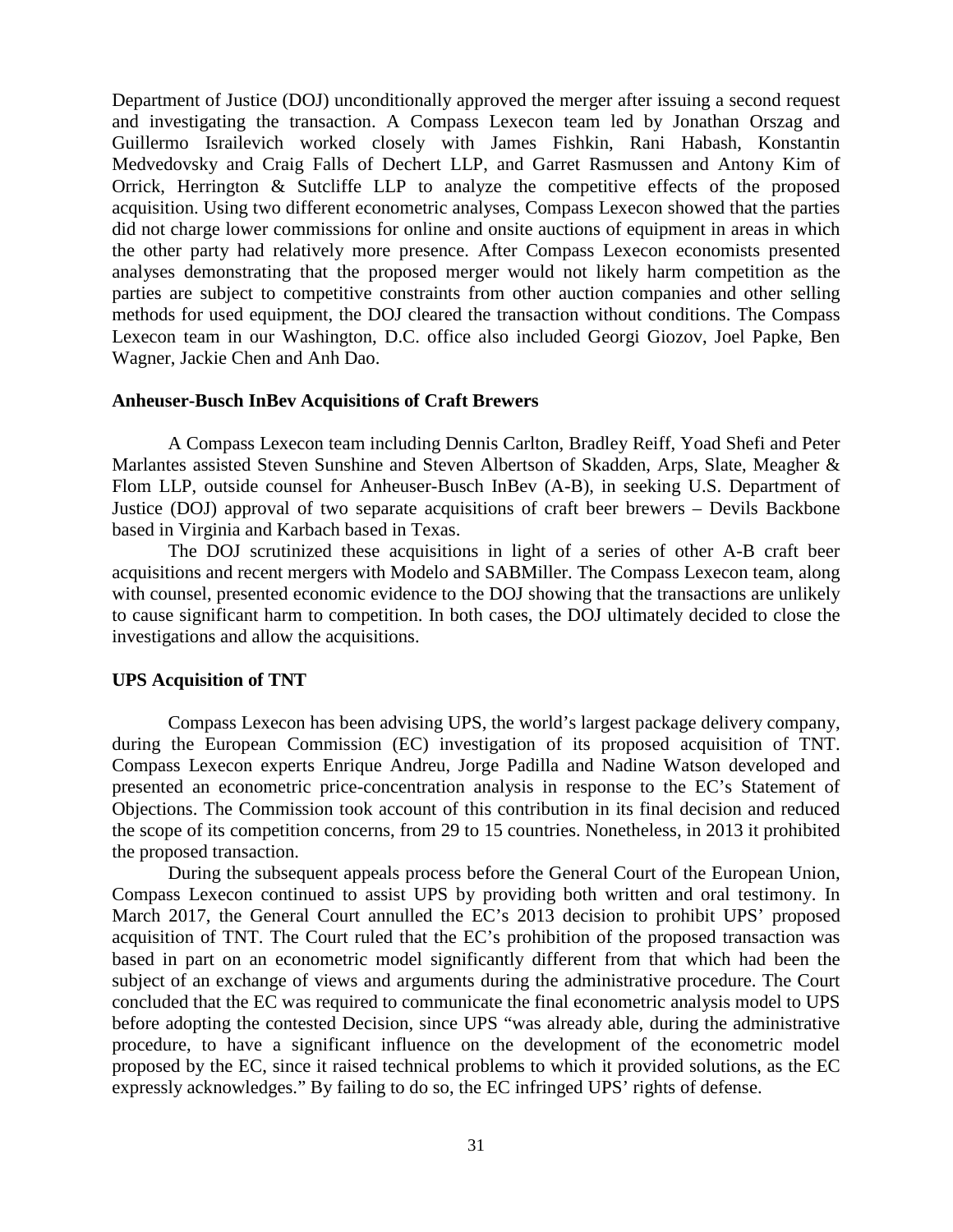Department of Justice (DOJ) unconditionally approved the merger after issuing a second request and investigating the transaction. A Compass Lexecon team led by Jonathan Orszag and Guillermo Israilevich worked closely with James Fishkin, Rani Habash, Konstantin Medvedovsky and Craig Falls of Dechert LLP, and Garret Rasmussen and Antony Kim of Orrick, Herrington & Sutcliffe LLP to analyze the competitive effects of the proposed acquisition. Using two different econometric analyses, Compass Lexecon showed that the parties did not charge lower commissions for online and onsite auctions of equipment in areas in which the other party had relatively more presence. After Compass Lexecon economists presented analyses demonstrating that the proposed merger would not likely harm competition as the parties are subject to competitive constraints from other auction companies and other selling methods for used equipment, the DOJ cleared the transaction without conditions. The Compass Lexecon team in our Washington, D.C. office also included Georgi Giozov, Joel Papke, Ben Wagner, Jackie Chen and Anh Dao.

**Anheuser-Busch InBev Acquisitions of Craft Brewers**

A Compass Lexecon team including Dennis Carlton, Bradley Reiff, Yoad Shefi and Peter Marlantes assisted Steven Sunshine and Steven Albertson of Skadden, Arps, Slate, Meagher & Flom LLP, outside counsel for Anheuser-Busch InBev (A-B), in seeking U.S. Department of Justice (DOJ) approval of two separate acquisitions of craft beer brewers – Devils Backbone based in Virginia and Karbach based in Texas.

The DOJ scrutinized these acquisitions in light of a series of other A-B craft beer acquisitions and recent mergers with Modelo and SABMiller. The Compass Lexecon team, along with counsel, presented economic evidence to the DOJ showing that the transactions are unlikely to cause significant harm to competition. In both cases, the DOJ ultimately decided to close the investigations and allow the acquisitions.

**UPS Acquisition of TNT**

Compass Lexecon has been advising UPS, the world's largest package delivery company, during the European Commission (EC) investigation of its proposed acquisition of TNT. Compass Lexecon experts Enrique Andreu, Jorge Padilla and Nadine Watson developed and presented an econometric price-concentration analysis in response to the EC's Statement of Objections. The Commission took account of this contribution in its final decision and reduced the scope of its competition concerns, from 29 to 15 countries. Nonetheless, in 2013 it prohibited the proposed transaction.

During the subsequent appeals process before the General Court of the European Union, Compass Lexecon continued to assist UPS by providing both written and oral testimony. In March 2017, the General Court annulled the EC's 2013 decision to prohibit UPS' proposed acquisition of TNT. The Court ruled that the EC's prohibition of the proposed transaction was based in part on an econometric model significantly different from that which had been the subject of an exchange of views and arguments during the administrative procedure. The Court concluded that the EC was required to communicate the final econometric analysis model to UPS before adopting the contested Decision, since UPS "was already able, during the administrative procedure, to have a significant influence on the development of the econometric model proposed by the EC, since it raised technical problems to which it provided solutions, as the EC expressly acknowledges." By failing to do so, the EC infringed UPS' rights of defense.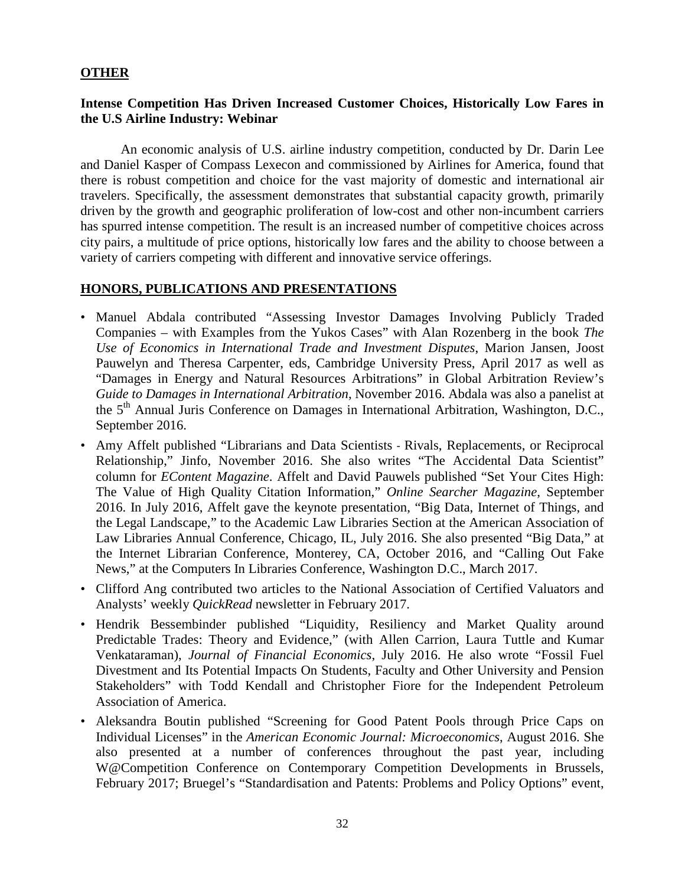## OTHER

### Intense Competition Has Driven Increased Customer Choices, Historically Low Fares in the U.S Airline Industry: Webinar

An economic analysis of U.S. airline industry competition, conducted by Dr. Darin Lee and Daniel Kasper of Compass Lexecon and commissioned by Airlines for America, found that there is robust competition and choice for the vast majority of domestic and international air travelers. Specifically, the assessment demonstrates that substantial capacity growth, primarily driven by the growth and geographic proliferation of low-cost and other non-incumbent carriers has spurred intense competition. The result is an increased number of competitive choices across city pairs, a multitude of price options, historically low fares and the ability to choose between a variety of carriers competing with different and innovative service offerings.

## HONORS, PUBLICATIONS AND PRESENTATIONS

- Manuel Abdala contributed "Assessing Investor Damages Involving Publicly Traded Companies – with Examples from the Yukos Cases" with Alan Rozenberg in the book *The Use of Economics in International Trade and Investment Disputes*, Marion Jansen, Joost Pauwelyn and Theresa Carpenter, eds, Cambridge University Press, April 2017 as well as "Damages in Energy and Natural Resources Arbitrations" in Global Arbitration Review's *Guide to Damages in International Arbitration*, November 2016. Abdala was also a panelist at the 5th Annual Juris Conference on Damages in International Arbitration, Washington, D.C., September 2016.
- Amy Affelt published "Librarians and Data Scientists - Rivals, Replacements, or Reciprocal Relationship," Jinfo, November 2016. She also writes "The Accidental Data Scientist" column for *EContent Magazine*. Affelt and David Pauwels published "Set Your Cites High: The Value of High Quality Citation Information," *Online Searcher Magazine*, September 2016. In July 2016, Affelt gave the keynote presentation, "Big Data, Internet of Things, and the Legal Landscape," to the Academic Law Libraries Section at the American Association of Law Libraries Annual Conference, Chicago, IL, July 2016. She also presented "Big Data," at the Internet Librarian Conference, Monterey, CA, October 2016, and "Calling Out Fake News," at the Computers In Libraries Conference, Washington D.C., March 2017.
- Clifford Ang contributed two articles to the National Association of Certified Valuators and Analysts' weekly *QuickRead* newsletter in February 2017.
- Hendrik Bessembinder published "Liquidity, Resiliency and Market Quality around Predictable Trades: Theory and Evidence," (with Allen Carrion, Laura Tuttle and Kumar Venkataraman), *Journal of Financial Economics*, July 2016. He also wrote "Fossil Fuel Divestment and Its Potential Impacts On Students, Faculty and Other University and Pension Stakeholders" with Todd Kendall and Christopher Fiore for the Independent Petroleum Association of America.
- Aleksandra Boutin published "Screening for Good Patent Pools through Price Caps on Individual Licenses" in the *American Economic Journal: Microeconomics*, August 2016. She also presented at a number of conferences throughout the past year, including W@Competition Conference on Contemporary Competition Developments in Brussels, February 2017; Bruegel's "Standardisation and Patents: Problems and Policy Options" event,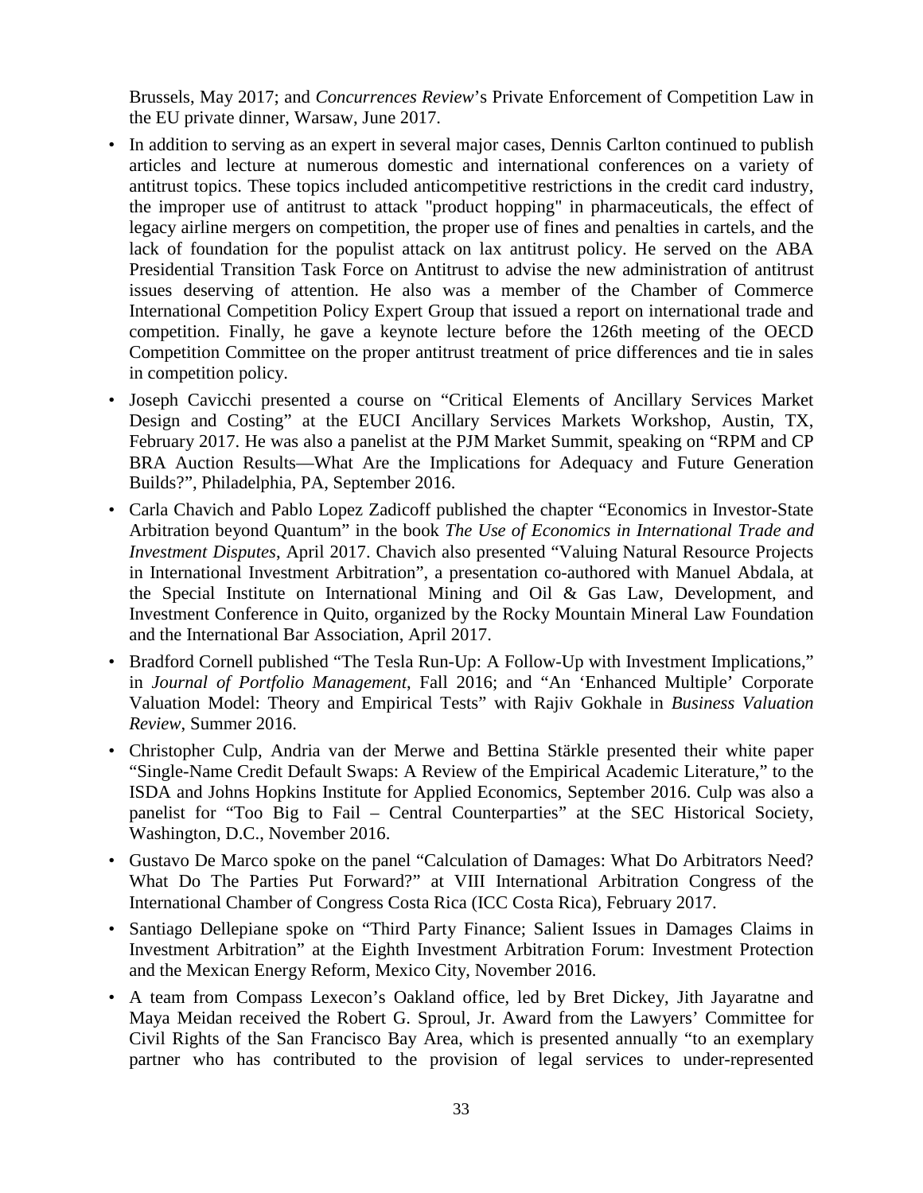Brussels, May 2017; and *Concurrences Review*'s Private Enforcement of Competition Law in the EU private dinner, Warsaw, June 2017.

- In addition to serving as an expert in several major cases, Dennis Carlton continued to publish articles and lecture at numerous domestic and international conferences on a variety of antitrust topics. These topics included anticompetitive restrictions in the credit card industry, the improper use of antitrust to attack "product hopping" in pharmaceuticals, the effect of legacy airline mergers on competition, the proper use of fines and penalties in cartels, and the lack of foundation for the populist attack on lax antitrust policy. He served on the ABA Presidential Transition Task Force on Antitrust to advise the new administration of antitrust issues deserving of attention. He also was a member of the Chamber of Commerce International Competition Policy Expert Group that issued a report on international trade and competition. Finally, he gave a keynote lecture before the 126th meeting of the OECD Competition Committee on the proper antitrust treatment of price differences and tie in sales in competition policy.
- Joseph Cavicchi presented a course on "Critical Elements of Ancillary Services Market Design and Costing" at the EUCI Ancillary Services Markets Workshop, Austin, TX, February 2017. He was also a panelist at the PJM Market Summit, speaking on "RPM and CP BRA Auction Results—What Are the Implications for Adequacy and Future Generation Builds?", Philadelphia, PA, September 2016.
- Carla Chavich and Pablo Lopez Zadicoff published the chapter "Economics in Investor-State Arbitration beyond Quantum" in the book *The Use of Economics in International Trade and Investment Disputes*, April 2017. Chavich also presented "Valuing Natural Resource Projects in International Investment Arbitration", a presentation co-authored with Manuel Abdala, at the Special Institute on International Mining and Oil & Gas Law, Development, and Investment Conference in Quito, organized by the Rocky Mountain Mineral Law Foundation and the International Bar Association, April 2017.
- Bradford Cornell published "The Tesla Run-Up: A Follow-Up with Investment Implications," in *Journal of Portfolio Management*, Fall 2016; and "An 'Enhanced Multiple' Corporate Valuation Model: Theory and Empirical Tests" with Rajiv Gokhale in *Business Valuation Review*, Summer 2016.
- Christopher Culp, Andria van der Merwe and Bettina Stärkle presented their white paper "Single-Name Credit Default Swaps: A Review of the Empirical Academic Literature," to the ISDA and Johns Hopkins Institute for Applied Economics, September 2016. Culp was also a panelist for "Too Big to Fail – Central Counterparties" at the SEC Historical Society, Washington, D.C., November 2016.
- Gustavo De Marco spoke on the panel "Calculation of Damages: What Do Arbitrators Need? What Do The Parties Put Forward?" at VIII International Arbitration Congress of the International Chamber of Congress Costa Rica (ICC Costa Rica), February 2017.
- Santiago Dellepiane spoke on "Third Party Finance; Salient Issues in Damages Claims in Investment Arbitration" at the Eighth Investment Arbitration Forum: Investment Protection and the Mexican Energy Reform, Mexico City, November 2016.
- A team from Compass Lexecon's Oakland office, led by Bret Dickey, Jith Jayaratne and Maya Meidan received the Robert G. Sproul, Jr. Award from the Lawyers' Committee for Civil Rights of the San Francisco Bay Area, which is presented annually "to an exemplary partner who has contributed to the provision of legal services to under-represented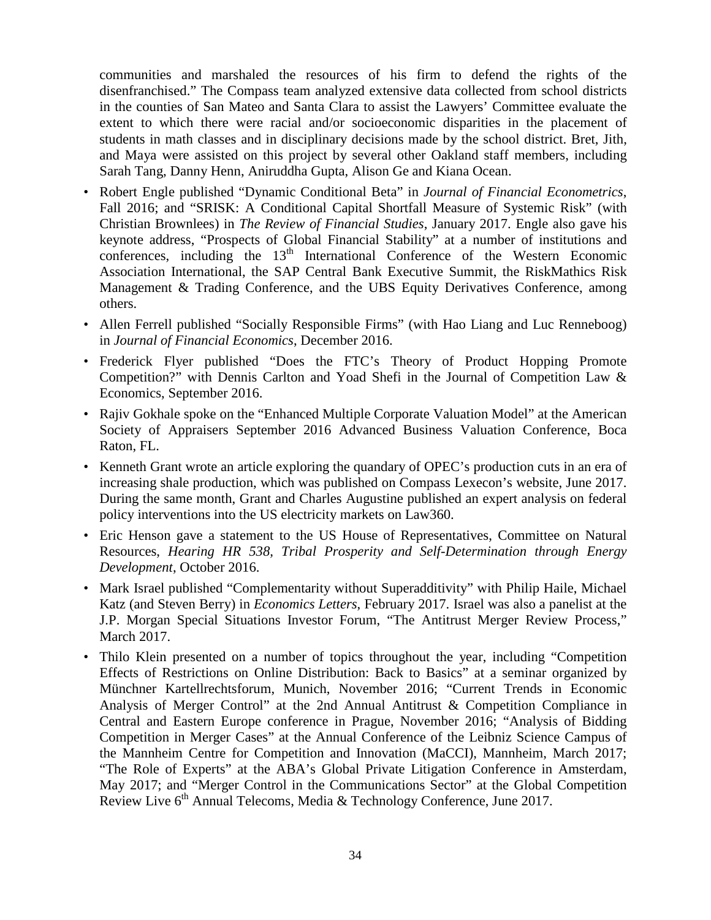communities and marshaled the resources of his firm to defend the rights of the disenfranchised." The Compass team analyzed extensive data collected from school districts in the counties of San Mateo and Santa Clara to assist the Lawyers' Committee evaluate the extent to which there were racial and/or socioeconomic disparities in the placement of students in math classes and in disciplinary decisions made by the school district. Bret, Jith, and Maya were assisted on this project by several other Oakland staff members, including Sarah Tang, Danny Henn, Aniruddha Gupta, Alison Ge and Kiana Ocean.

- Robert Engle published "Dynamic Conditional Beta" in *Journal of Financial Econometrics*, Fall 2016; and "SRISK: A Conditional Capital Shortfall Measure of Systemic Risk" (with Christian Brownlees) in *The Review of Financial Studies*, January 2017. Engle also gave his keynote address, "Prospects of Global Financial Stability" at a number of institutions and conferences, including the 13th International Conference of the Western Economic Association International, the SAP Central Bank Executive Summit, the RiskMathics Risk Management & Trading Conference, and the UBS Equity Derivatives Conference, among others.
- Allen Ferrell published "Socially Responsible Firms" (with Hao Liang and Luc Renneboog) in *Journal of Financial Economics*, December 2016.
- Frederick Flyer published "Does the FTC's Theory of Product Hopping Promote Competition?" with Dennis Carlton and Yoad Shefi in the Journal of Competition Law & Economics, September 2016.
- Rajiv Gokhale spoke on the "Enhanced Multiple Corporate Valuation Model" at the American Society of Appraisers September 2016 Advanced Business Valuation Conference, Boca Raton, FL.
- Kenneth Grant wrote an article exploring the quandary of OPEC's production cuts in an era of increasing shale production, which was published on Compass Lexecon's website, June 2017. During the same month, Grant and Charles Augustine published an expert analysis on federal policy interventions into the US electricity markets on Law360.
- Eric Henson gave a statement to the US House of Representatives, Committee on Natural Resources, *Hearing HR 538, Tribal Prosperity and Self-Determination through Energy Development*, October 2016.
- Mark Israel published "Complementarity without Superadditivity" with Philip Haile, Michael Katz (and Steven Berry) in *Economics Letters*, February 2017. Israel was also a panelist at the J.P. Morgan Special Situations Investor Forum, "The Antitrust Merger Review Process," March 2017.
- Thilo Klein presented on a number of topics throughout the year, including "Competition Effects of Restrictions on Online Distribution: Back to Basics" at a seminar organized by Münchner Kartellrechtsforum, Munich, November 2016; "Current Trends in Economic Analysis of Merger Control" at the 2nd Annual Antitrust & Competition Compliance in Central and Eastern Europe conference in Prague, November 2016; "Analysis of Bidding Competition in Merger Cases" at the Annual Conference of the Leibniz Science Campus of the Mannheim Centre for Competition and Innovation (MaCCI), Mannheim, March 2017; "The Role of Experts" at the ABA's Global Private Litigation Conference in Amsterdam, May 2017; and "Merger Control in the Communications Sector" at the Global Competition Review Live 6th Annual Telecoms, Media & Technology Conference, June 2017.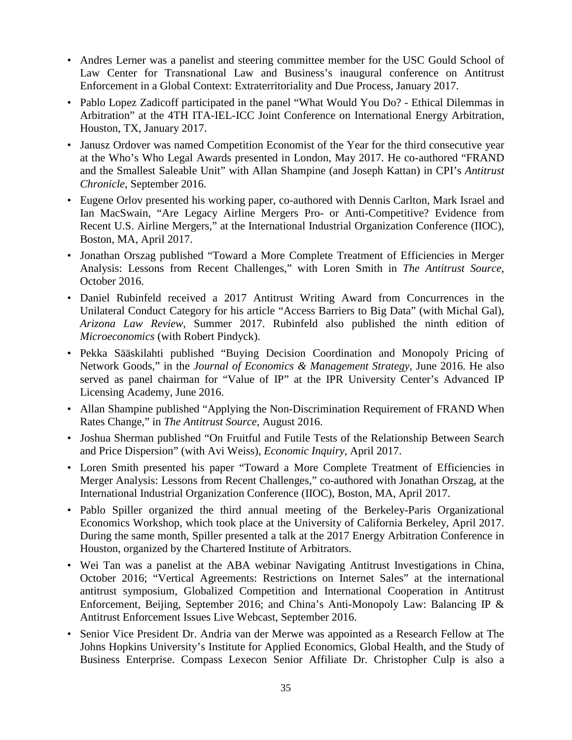- Andres Lerner was a panelist and steering committee member for the USC Gould School of Law Center for Transnational Law and Business's inaugural conference on Antitrust Enforcement in a Global Context: Extraterritoriality and Due Process, January 2017.
- Pablo Lopez Zadicoff participated in the panel "What Would You Do? - Ethical Dilemmas in Arbitration" at the 4TH ITA-IEL-ICC Joint Conference on International Energy Arbitration, Houston, TX, January 2017.
- Janusz Ordover was named Competition Economist of the Year for the third consecutive year at the Who's Who Legal Awards presented in London, May 2017. He co-authored "FRAND and the Smallest Saleable Unit" with Allan Shampine (and Joseph Kattan) in CPI's *Antitrust Chronicle*, September 2016.
- Eugene Orlov presented his working paper, co-authored with Dennis Carlton, Mark Israel and Ian MacSwain, "Are Legacy Airline Mergers Pro- or Anti-Competitive? Evidence from Recent U.S. Airline Mergers," at the International Industrial Organization Conference (IIOC), Boston, MA, April 2017.
- Jonathan Orszag published "Toward a More Complete Treatment of Efficiencies in Merger Analysis: Lessons from Recent Challenges," with Loren Smith in *The Antitrust Source*, October 2016.
- Daniel Rubinfeld received a 2017 Antitrust Writing Award from Concurrences in the Unilateral Conduct Category for his article "Access Barriers to Big Data" (with Michal Gal), *Arizona Law Review*, Summer 2017. Rubinfeld also published the ninth edition of *Microeconomics* (with Robert Pindyck).
- Pekka Sääskilahti published "Buying Decision Coordination and Monopoly Pricing of Network Goods," in the *Journal of Economics & Management Strategy*, June 2016. He also served as panel chairman for "Value of IP" at the IPR University Center's Advanced IP Licensing Academy, June 2016.
- Allan Shampine published "Applying the Non-Discrimination Requirement of FRAND When Rates Change," in *The Antitrust Source*, August 2016.
- Joshua Sherman published "On Fruitful and Futile Tests of the Relationship Between Search and Price Dispersion" (with Avi Weiss), *Economic Inquiry*, April 2017.
- Loren Smith presented his paper "Toward a More Complete Treatment of Efficiencies in Merger Analysis: Lessons from Recent Challenges," co-authored with Jonathan Orszag, at the International Industrial Organization Conference (IIOC), Boston, MA, April 2017.
- Pablo Spiller organized the third annual meeting of the Berkeley-Paris Organizational Economics Workshop, which took place at the University of California Berkeley, April 2017. During the same month, Spiller presented a talk at the 2017 Energy Arbitration Conference in Houston, organized by the Chartered Institute of Arbitrators.
- Wei Tan was a panelist at the ABA webinar Navigating Antitrust Investigations in China, October 2016; "Vertical Agreements: Restrictions on Internet Sales" at the international antitrust symposium, Globalized Competition and International Cooperation in Antitrust Enforcement, Beijing, September 2016; and China's Anti-Monopoly Law: Balancing IP & Antitrust Enforcement Issues Live Webcast, September 2016.
- Senior Vice President Dr. Andria van der Merwe was appointed as a Research Fellow at The Johns Hopkins University's Institute for Applied Economics, Global Health, and the Study of Business Enterprise. Compass Lexecon Senior Affiliate Dr. Christopher Culp is also a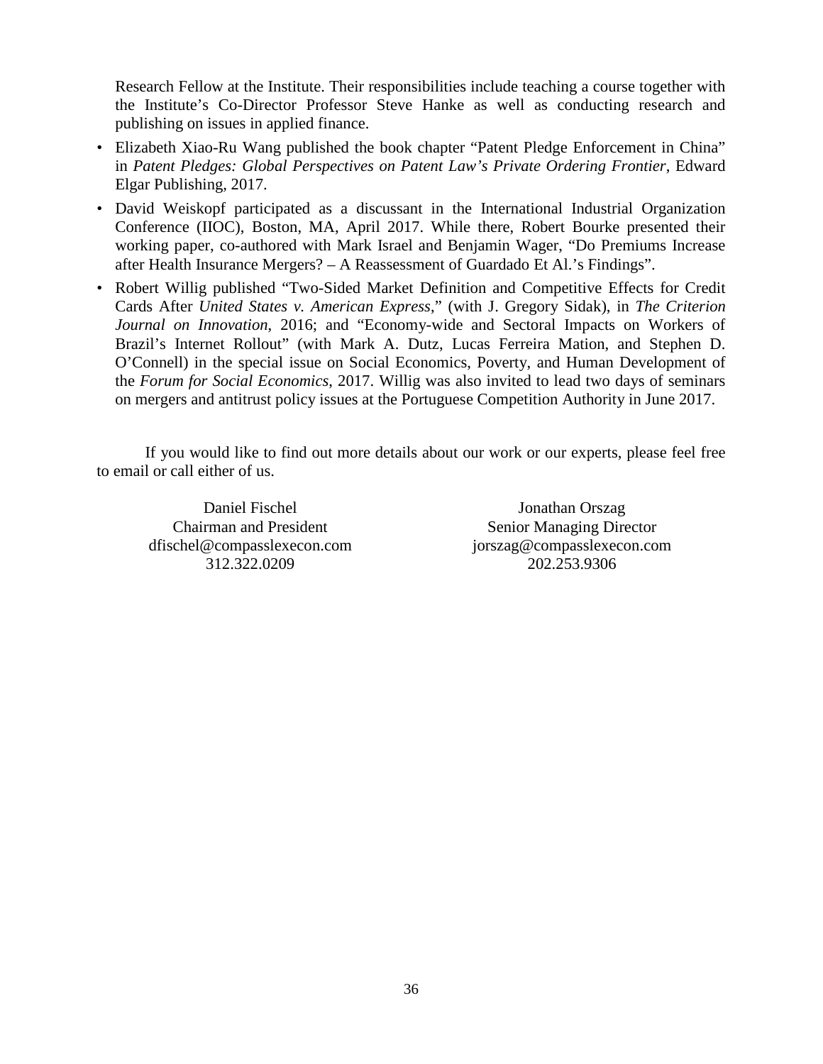Research Fellow at the Institute. Their responsibilities include teaching a course together with the Institute's Co-Director Professor Steve Hanke as well as conducting research and publishing on issues in applied finance.

- Elizabeth Xiao-Ru Wang published the book chapter "Patent Pledge Enforcement in China" in *Patent Pledges: Global Perspectives on Patent Law's Private Ordering Frontier*, Edward Elgar Publishing, 2017.
- David Weiskopf participated as a discussant in the International Industrial Organization Conference (IIOC), Boston, MA, April 2017. While there, Robert Bourke presented their working paper, co-authored with Mark Israel and Benjamin Wager, "Do Premiums Increase after Health Insurance Mergers? – A Reassessment of Guardado Et Al.'s Findings".
- Robert Willig published "Two-Sided Market Definition and Competitive Effects for Credit Cards After *United States v. American Express*," (with J. Gregory Sidak), in *The Criterion Journal on Innovation*, 2016; and "Economy-wide and Sectoral Impacts on Workers of Brazil's Internet Rollout" (with Mark A. Dutz, Lucas Ferreira Mation, and Stephen D. O'Connell) in the special issue on Social Economics, Poverty, and Human Development of the *Forum for Social Economics*, 2017. Willig was also invited to lead two days of seminars on mergers and antitrust policy issues at the Portuguese Competition Authority in June 2017.

If you would like to find out more details about our work or our experts, please feel free to email or call either of us.

Daniel Fischel
Chairman and President
dfischel@compasslexecon.com
312.322.0209

Jonathan Orszag
Senior Managing Director
jorszag@compasslexecon.com
202.253.9306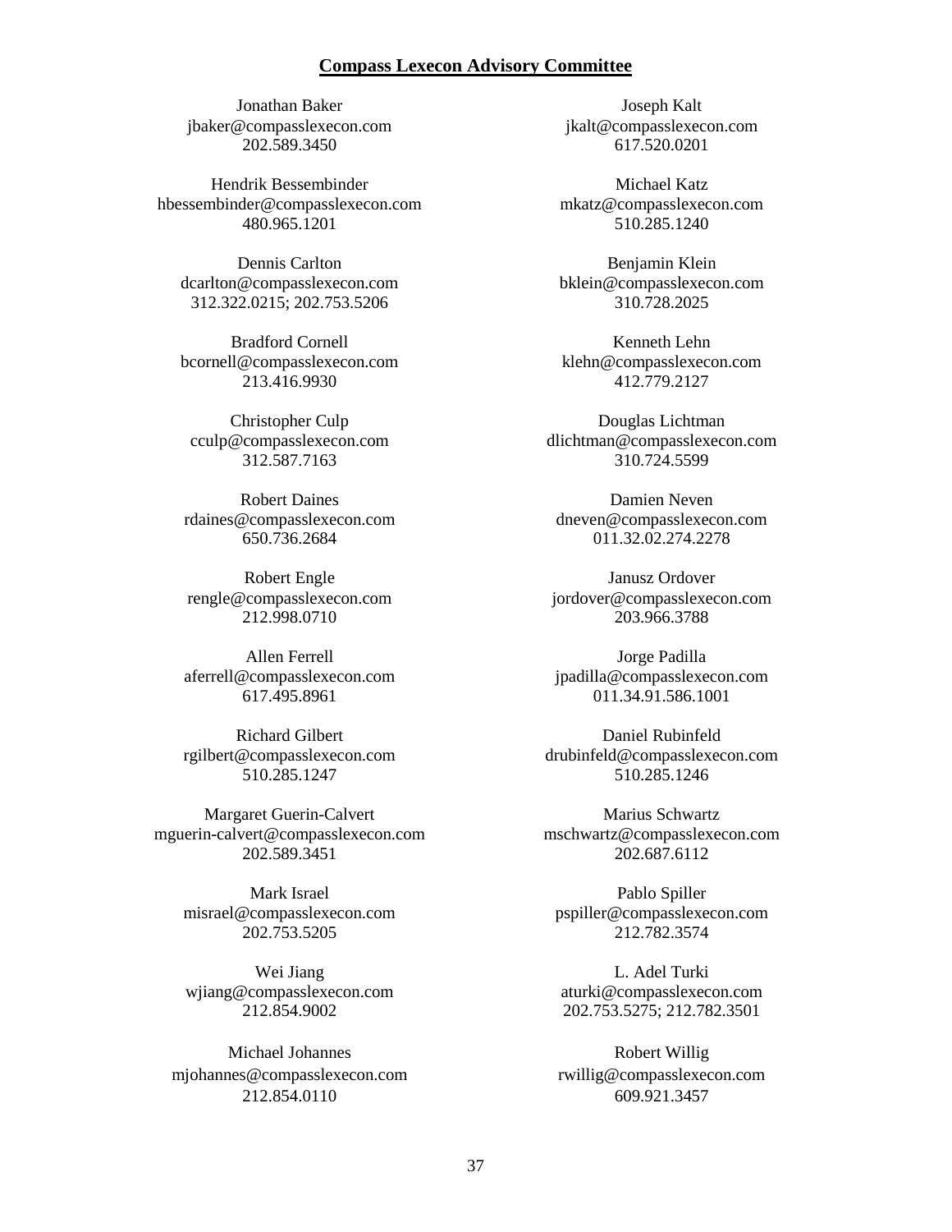## Compass Lexecon Advisory Committee

Jonathan Baker
jbaker@compasslexecon.com
202.589.3450

Hendrik Bessembinder
hbessembinder@compasslexecon.com
480.965.1201

Dennis Carlton
dcarlton@compasslexecon.com
312.322.0215; 202.753.5206

Bradford Cornell
bcornell@compasslexecon.com
213.416.9930

Christopher Culp
cculp@compasslexecon.com
312.587.7163

Robert Daines
rdaines@compasslexecon.com
650.736.2684

Robert Engle
rengle@compasslexecon.com
212.998.0710

Allen Ferrell
aferrell@compasslexecon.com
617.495.8961

Richard Gilbert
rgilbert@compasslexecon.com
510.285.1247

Margaret Guerin-Calvert
mguerin-calvert@compasslexecon.com
202.589.3451

Mark Israel
misrael@compasslexecon.com
202.753.5205

Wei Jiang
wjiang@compasslexecon.com
212.854.9002

Michael Johannes
mjohannes@compasslexecon.com
212.854.0110

Joseph Kalt
jkalt@compasslexecon.com
617.520.0201

Michael Katz
mkatz@compasslexecon.com
510.285.1240

Benjamin Klein
bklein@compasslexecon.com
310.728.2025

Kenneth Lehn
klehn@compasslexecon.com
412.779.2127

Douglas Lichtman
dlichtman@compasslexecon.com
310.724.5599

Damien Neven
dneven@compasslexecon.com
011.32.02.274.2278

Janusz Ordover
jordover@compasslexecon.com
203.966.3788

Jorge Padilla
jpadilla@compasslexecon.com
011.34.91.586.1001

Daniel Rubinfeld
drubinfeld@compasslexecon.com
510.285.1246

Marius Schwartz
mschwartz@compasslexecon.com
202.687.6112

Pablo Spiller
pspiller@compasslexecon.com
212.782.3574

L. Adel Turki
aturki@compasslexecon.com
202.753.5275; 212.782.3501

Robert Willig
rwillig@compasslexecon.com
609.921.3457